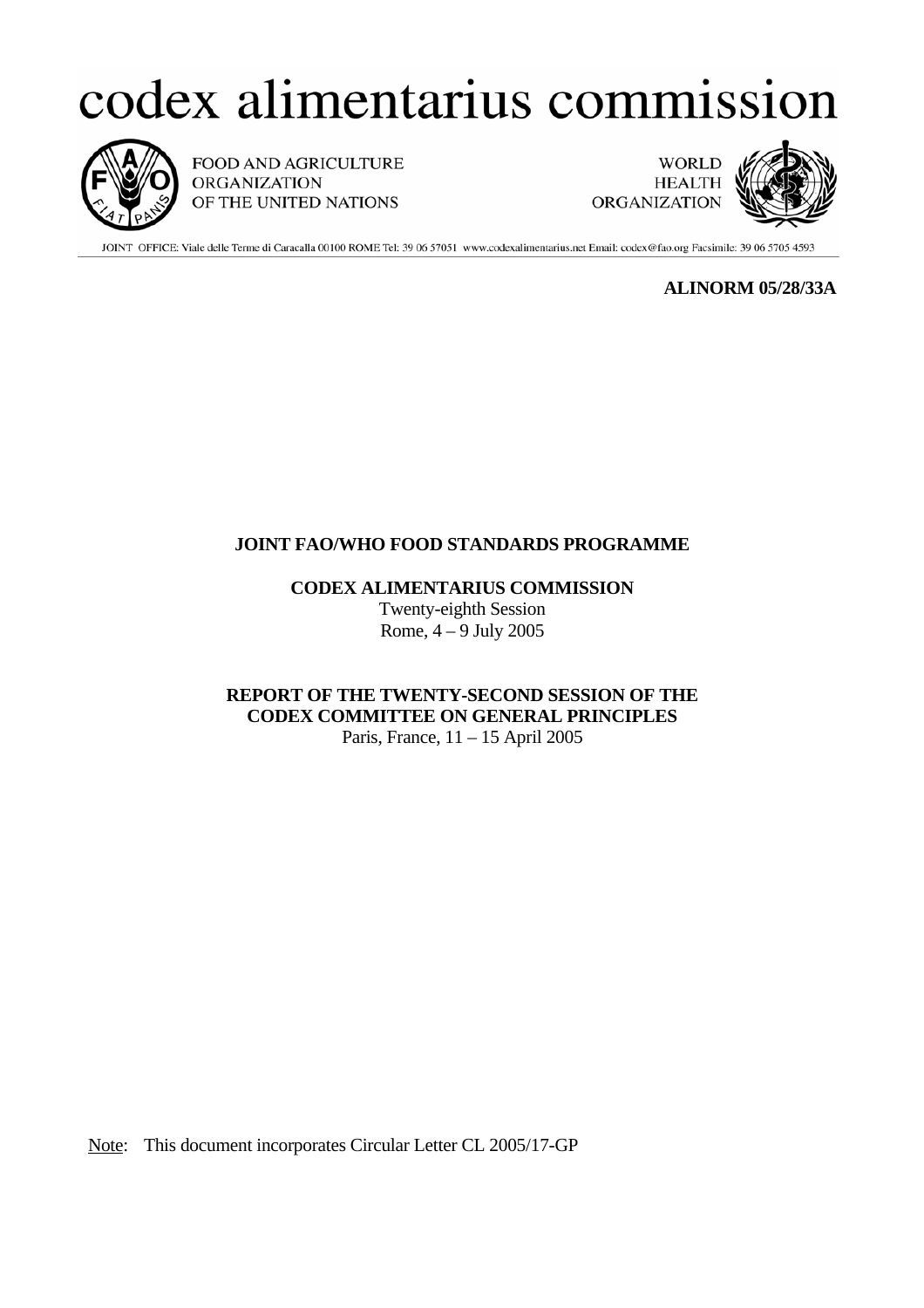# codex alimentarius commission

FOOD AND AGRICULTURE ORGANIZATION OF THE UNITED NATIONS

WORLD HEALTH ORGANIZATION

JOINT OFFICE: Viale delle Terme di Caracalla 00100 ROME Tel: 39 06 57051 www.codexalimentarius.net Email: codex@fao.org Facsimile: 39 06 5705 4593

**ALINORM 05/28/33A**

**JOINT FAO/WHO FOOD STANDARDS PROGRAMME**

**CODEX ALIMENTARIUS COMMISSION**

Twenty-eighth Session

Rome, 4 – 9 July 2005

**REPORT OF THE TWENTY-SECOND SESSION OF THE CODEX COMMITTEE ON GENERAL PRINCIPLES**

Paris, France, 11 – 15 April 2005

Note: This document incorporates Circular Letter CL 2005/17-GP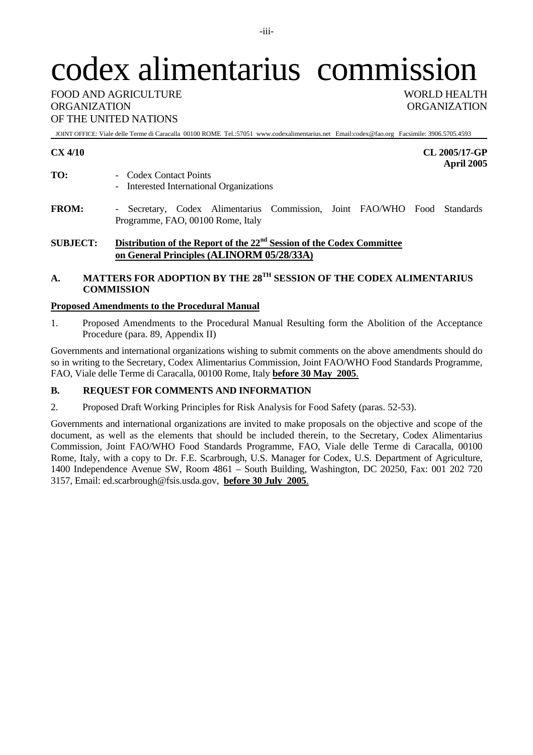# codex alimentarius commission

FOOD AND AGRICULTURE ORGANIZATION OF THE UNITED NATIONS

WORLD HEALTH ORGANIZATION

JOINT OFFICE: Viale delle Terme di Caracalla 00100 ROME Tel.:57051 www.codexalimentarius.net Email:codex@fao.org Facsimile: 3906.5705.4593

**CX 4/10**

**CL 2005/17-GP**
**April 2005**

**TO:**
- Codex Contact Points
- Interested International Organizations

**FROM:**
- Secretary, Codex Alimentarius Commission, Joint FAO/WHO Food Standards Programme, FAO, 00100 Rome, Italy

**SUBJECT: Distribution of the Report of the 22nd Session of the Codex Committee on General Principles (ALINORM 05/28/33A)**

## A. MATTERS FOR ADOPTION BY THE 28TH SESSION OF THE CODEX ALIMENTARIUS COMMISSION

**Proposed Amendments to the Procedural Manual**

1. Proposed Amendments to the Procedural Manual Resulting form the Abolition of the Acceptance Procedure (para. 89, Appendix II)

Governments and international organizations wishing to submit comments on the above amendments should do so in writing to the Secretary, Codex Alimentarius Commission, Joint FAO/WHO Food Standards Programme, FAO, Viale delle Terme di Caracalla, 00100 Rome, Italy **before 30 May 2005**.

## B. REQUEST FOR COMMENTS AND INFORMATION

2. Proposed Draft Working Principles for Risk Analysis for Food Safety (paras. 52-53).

Governments and international organizations are invited to make proposals on the objective and scope of the document, as well as the elements that should be included therein, to the Secretary, Codex Alimentarius Commission, Joint FAO/WHO Food Standards Programme, FAO, Viale delle Terme di Caracalla, 00100 Rome, Italy, with a copy to Dr. F.E. Scarbrough, U.S. Manager for Codex, U.S. Department of Agriculture, 1400 Independence Avenue SW, Room 4861 – South Building, Washington, DC 20250, Fax: 001 202 720 3157, Email: ed.scarbrough@fsis.usda.gov, **before 30 July 2005**.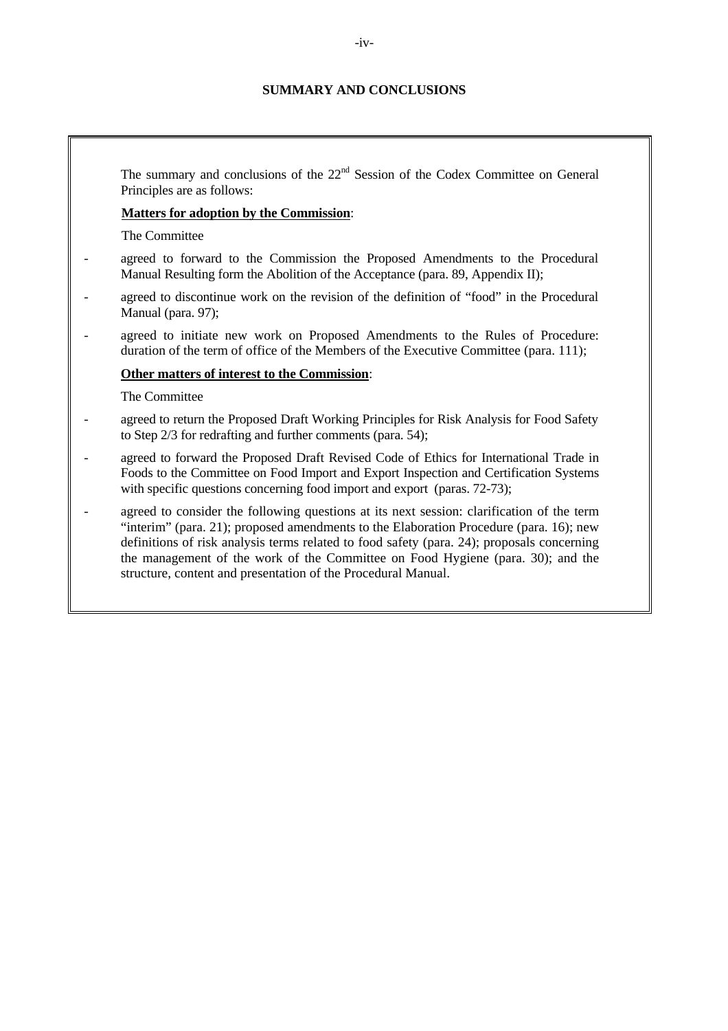## SUMMARY AND CONCLUSIONS

The summary and conclusions of the 22nd Session of the Codex Committee on General Principles are as follows:

**Matters for adoption by the Commission**:

The Committee

- agreed to forward to the Commission the Proposed Amendments to the Procedural Manual Resulting form the Abolition of the Acceptance (para. 89, Appendix II);
- agreed to discontinue work on the revision of the definition of "food" in the Procedural Manual (para. 97);
- agreed to initiate new work on Proposed Amendments to the Rules of Procedure: duration of the term of office of the Members of the Executive Committee (para. 111);

**Other matters of interest to the Commission**:

The Committee

- agreed to return the Proposed Draft Working Principles for Risk Analysis for Food Safety to Step 2/3 for redrafting and further comments (para. 54);
- agreed to forward the Proposed Draft Revised Code of Ethics for International Trade in Foods to the Committee on Food Import and Export Inspection and Certification Systems with specific questions concerning food import and export (paras. 72-73);
- agreed to consider the following questions at its next session: clarification of the term "interim" (para. 21); proposed amendments to the Elaboration Procedure (para. 16); new definitions of risk analysis terms related to food safety (para. 24); proposals concerning the management of the work of the Committee on Food Hygiene (para. 30); and the structure, content and presentation of the Procedural Manual.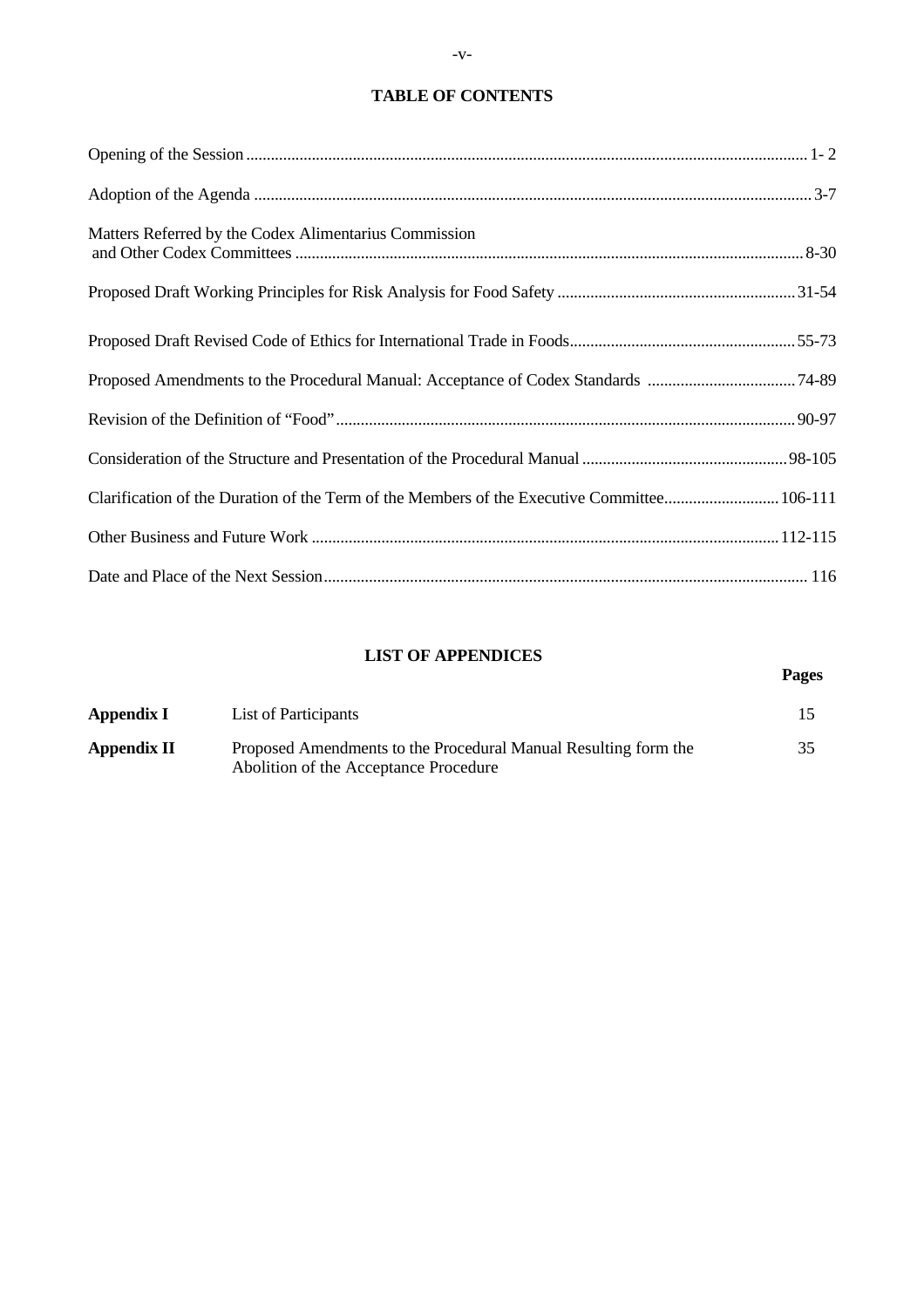## TABLE OF CONTENTS

| | |
|---|---|
| Opening of the Session | 1- 2 |
| Adoption of the Agenda | 3-7 |
| Matters Referred by the Codex Alimentarius Commission and Other Codex Committees | 8-30 |
| Proposed Draft Working Principles for Risk Analysis for Food Safety | 31-54 |
| Proposed Draft Revised Code of Ethics for International Trade in Foods | 55-73 |
| Proposed Amendments to the Procedural Manual: Acceptance of Codex Standards | 74-89 |
| Revision of the Definition of "Food" | 90-97 |
| Consideration of the Structure and Presentation of the Procedural Manual | 98-105 |
| Clarification of the Duration of the Term of the Members of the Executive Committee | 106-111 |
| Other Business and Future Work | 112-115 |
| Date and Place of the Next Session | 116 |

## LIST OF APPENDICES

| | | Pages |
|---|---|---|
| **Appendix I** | List of Participants | 15 |
| **Appendix II** | Proposed Amendments to the Procedural Manual Resulting form the Abolition of the Acceptance Procedure | 35 |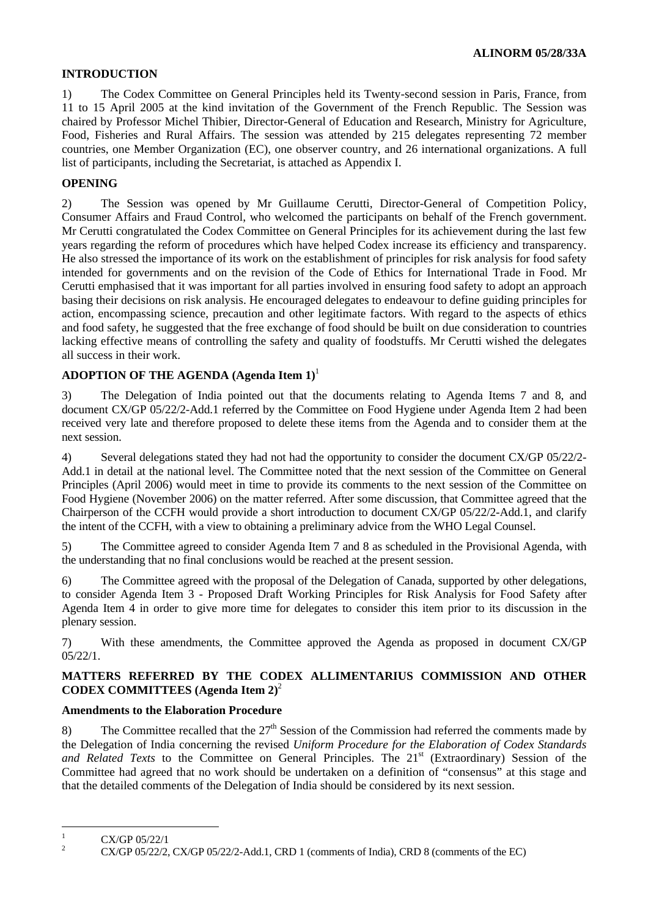## INTRODUCTION

1) The Codex Committee on General Principles held its Twenty-second session in Paris, France, from 11 to 15 April 2005 at the kind invitation of the Government of the French Republic. The Session was chaired by Professor Michel Thibier, Director-General of Education and Research, Ministry for Agriculture, Food, Fisheries and Rural Affairs. The session was attended by 215 delegates representing 72 member countries, one Member Organization (EC), one observer country, and 26 international organizations. A full list of participants, including the Secretariat, is attached as Appendix I.

## OPENING

2) The Session was opened by Mr Guillaume Cerutti, Director-General of Competition Policy, Consumer Affairs and Fraud Control, who welcomed the participants on behalf of the French government. Mr Cerutti congratulated the Codex Committee on General Principles for its achievement during the last few years regarding the reform of procedures which have helped Codex increase its efficiency and transparency. He also stressed the importance of its work on the establishment of principles for risk analysis for food safety intended for governments and on the revision of the Code of Ethics for International Trade in Food. Mr Cerutti emphasised that it was important for all parties involved in ensuring food safety to adopt an approach basing their decisions on risk analysis. He encouraged delegates to endeavour to define guiding principles for action, encompassing science, precaution and other legitimate factors. With regard to the aspects of ethics and food safety, he suggested that the free exchange of food should be built on due consideration to countries lacking effective means of controlling the safety and quality of foodstuffs. Mr Cerutti wished the delegates all success in their work.

## ADOPTION OF THE AGENDA (Agenda Item 1)[1]

3) The Delegation of India pointed out that the documents relating to Agenda Items 7 and 8, and document CX/GP 05/22/2-Add.1 referred by the Committee on Food Hygiene under Agenda Item 2 had been received very late and therefore proposed to delete these items from the Agenda and to consider them at the next session.

4) Several delegations stated they had not had the opportunity to consider the document CX/GP 05/22/2-Add.1 in detail at the national level. The Committee noted that the next session of the Committee on General Principles (April 2006) would meet in time to provide its comments to the next session of the Committee on Food Hygiene (November 2006) on the matter referred. After some discussion, that Committee agreed that the Chairperson of the CCFH would provide a short introduction to document CX/GP 05/22/2-Add.1, and clarify the intent of the CCFH, with a view to obtaining a preliminary advice from the WHO Legal Counsel.

5) The Committee agreed to consider Agenda Item 7 and 8 as scheduled in the Provisional Agenda, with the understanding that no final conclusions would be reached at the present session.

6) The Committee agreed with the proposal of the Delegation of Canada, supported by other delegations, to consider Agenda Item 3 - Proposed Draft Working Principles for Risk Analysis for Food Safety after Agenda Item 4 in order to give more time for delegates to consider this item prior to its discussion in the plenary session.

7) With these amendments, the Committee approved the Agenda as proposed in document CX/GP 05/22/1.

## MATTERS REFERRED BY THE CODEX ALLIMENTARIUS COMMISSION AND OTHER CODEX COMMITTEES (Agenda Item 2)[2]

### Amendments to the Elaboration Procedure

8) The Committee recalled that the 27th Session of the Commission had referred the comments made by the Delegation of India concerning the revised *Uniform Procedure for the Elaboration of Codex Standards and Related Texts* to the Committee on General Principles. The 21st (Extraordinary) Session of the Committee had agreed that no work should be undertaken on a definition of "consensus" at this stage and that the detailed comments of the Delegation of India should be considered by its next session.

---

[1] CX/GP 05/22/1

[2] CX/GP 05/22/2, CX/GP 05/22/2-Add.1, CRD 1 (comments of India), CRD 8 (comments of the EC)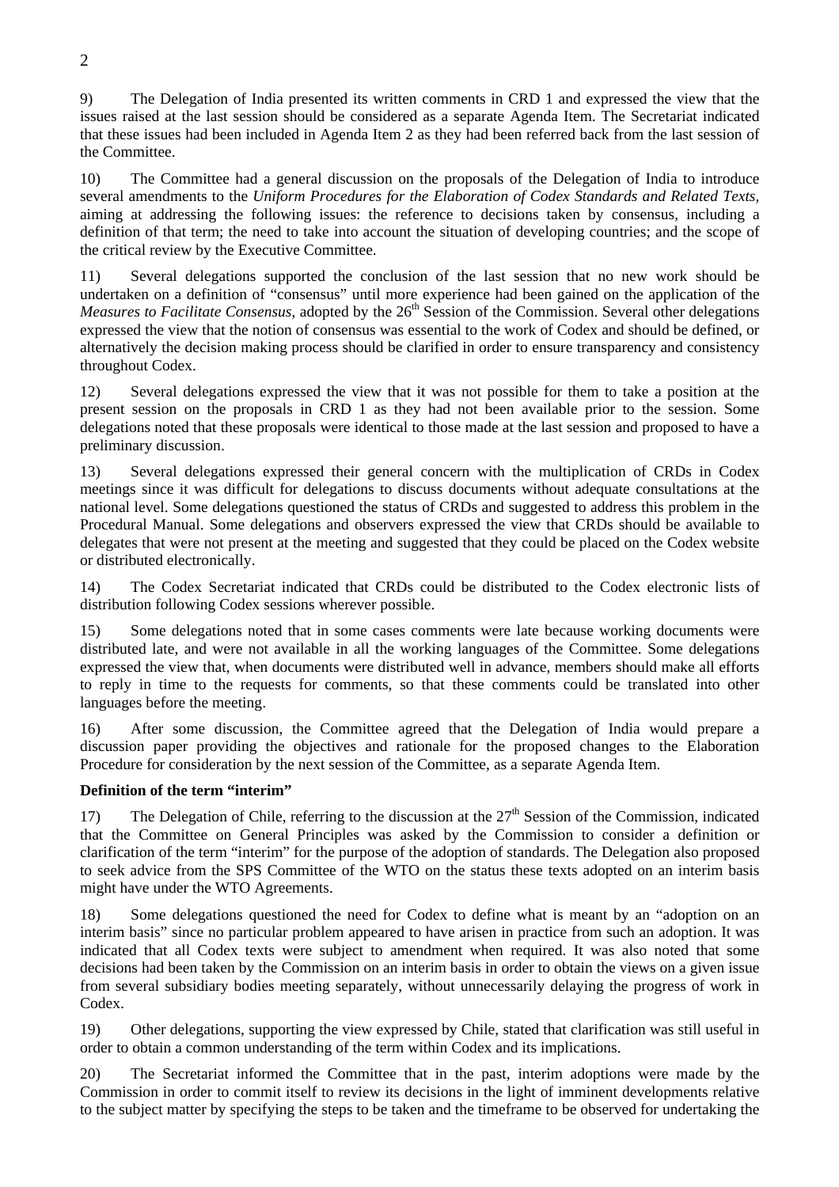9) The Delegation of India presented its written comments in CRD 1 and expressed the view that the issues raised at the last session should be considered as a separate Agenda Item. The Secretariat indicated that these issues had been included in Agenda Item 2 as they had been referred back from the last session of the Committee.

10) The Committee had a general discussion on the proposals of the Delegation of India to introduce several amendments to the *Uniform Procedures for the Elaboration of Codex Standards and Related Texts*, aiming at addressing the following issues: the reference to decisions taken by consensus, including a definition of that term; the need to take into account the situation of developing countries; and the scope of the critical review by the Executive Committee.

11) Several delegations supported the conclusion of the last session that no new work should be undertaken on a definition of "consensus" until more experience had been gained on the application of the *Measures to Facilitate Consensus*, adopted by the 26th Session of the Commission. Several other delegations expressed the view that the notion of consensus was essential to the work of Codex and should be defined, or alternatively the decision making process should be clarified in order to ensure transparency and consistency throughout Codex.

12) Several delegations expressed the view that it was not possible for them to take a position at the present session on the proposals in CRD 1 as they had not been available prior to the session. Some delegations noted that these proposals were identical to those made at the last session and proposed to have a preliminary discussion.

13) Several delegations expressed their general concern with the multiplication of CRDs in Codex meetings since it was difficult for delegations to discuss documents without adequate consultations at the national level. Some delegations questioned the status of CRDs and suggested to address this problem in the Procedural Manual. Some delegations and observers expressed the view that CRDs should be available to delegates that were not present at the meeting and suggested that they could be placed on the Codex website or distributed electronically.

14) The Codex Secretariat indicated that CRDs could be distributed to the Codex electronic lists of distribution following Codex sessions wherever possible.

15) Some delegations noted that in some cases comments were late because working documents were distributed late, and were not available in all the working languages of the Committee. Some delegations expressed the view that, when documents were distributed well in advance, members should make all efforts to reply in time to the requests for comments, so that these comments could be translated into other languages before the meeting.

16) After some discussion, the Committee agreed that the Delegation of India would prepare a discussion paper providing the objectives and rationale for the proposed changes to the Elaboration Procedure for consideration by the next session of the Committee, as a separate Agenda Item.

**Definition of the term "interim"**

17) The Delegation of Chile, referring to the discussion at the 27th Session of the Commission, indicated that the Committee on General Principles was asked by the Commission to consider a definition or clarification of the term "interim" for the purpose of the adoption of standards. The Delegation also proposed to seek advice from the SPS Committee of the WTO on the status these texts adopted on an interim basis might have under the WTO Agreements.

18) Some delegations questioned the need for Codex to define what is meant by an "adoption on an interim basis" since no particular problem appeared to have arisen in practice from such an adoption. It was indicated that all Codex texts were subject to amendment when required. It was also noted that some decisions had been taken by the Commission on an interim basis in order to obtain the views on a given issue from several subsidiary bodies meeting separately, without unnecessarily delaying the progress of work in Codex.

19) Other delegations, supporting the view expressed by Chile, stated that clarification was still useful in order to obtain a common understanding of the term within Codex and its implications.

20) The Secretariat informed the Committee that in the past, interim adoptions were made by the Commission in order to commit itself to review its decisions in the light of imminent developments relative to the subject matter by specifying the steps to be taken and the timeframe to be observed for undertaking the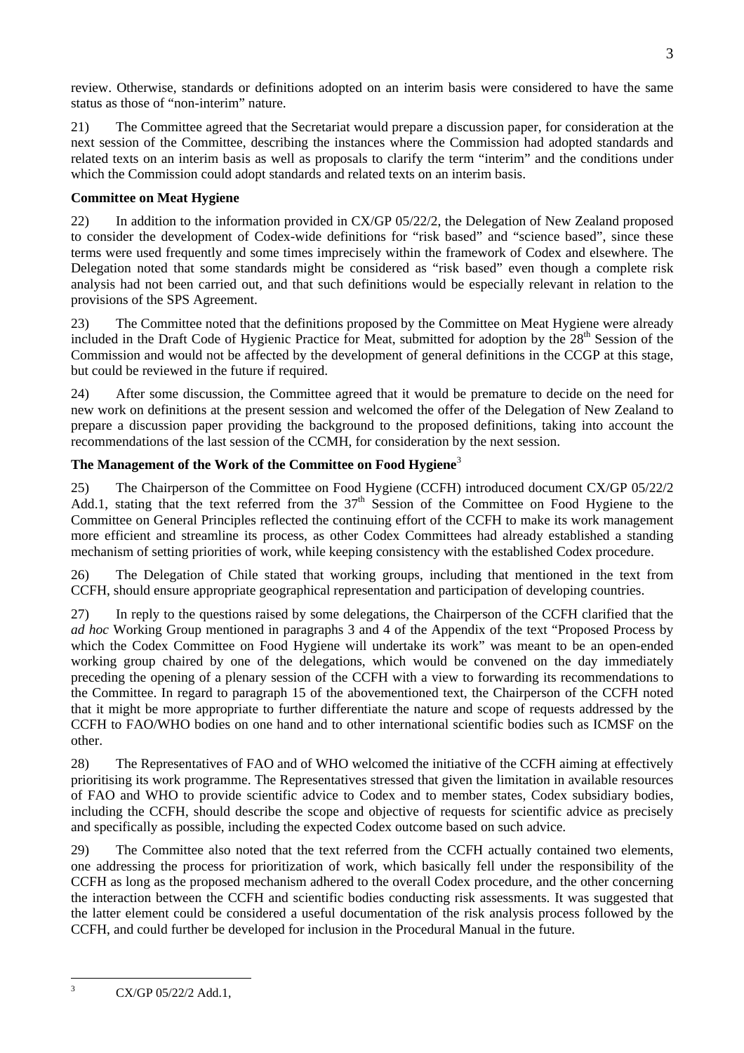review. Otherwise, standards or definitions adopted on an interim basis were considered to have the same status as those of "non-interim" nature.

21) The Committee agreed that the Secretariat would prepare a discussion paper, for consideration at the next session of the Committee, describing the instances where the Commission had adopted standards and related texts on an interim basis as well as proposals to clarify the term "interim" and the conditions under which the Commission could adopt standards and related texts on an interim basis.

**Committee on Meat Hygiene**

22) In addition to the information provided in CX/GP 05/22/2, the Delegation of New Zealand proposed to consider the development of Codex-wide definitions for "risk based" and "science based", since these terms were used frequently and some times imprecisely within the framework of Codex and elsewhere. The Delegation noted that some standards might be considered as "risk based" even though a complete risk analysis had not been carried out, and that such definitions would be especially relevant in relation to the provisions of the SPS Agreement.

23) The Committee noted that the definitions proposed by the Committee on Meat Hygiene were already included in the Draft Code of Hygienic Practice for Meat, submitted for adoption by the 28th Session of the Commission and would not be affected by the development of general definitions in the CCGP at this stage, but could be reviewed in the future if required.

24) After some discussion, the Committee agreed that it would be premature to decide on the need for new work on definitions at the present session and welcomed the offer of the Delegation of New Zealand to prepare a discussion paper providing the background to the proposed definitions, taking into account the recommendations of the last session of the CCMH, for consideration by the next session.

**The Management of the Work of the Committee on Food Hygiene**[3]

25) The Chairperson of the Committee on Food Hygiene (CCFH) introduced document CX/GP 05/22/2 Add.1, stating that the text referred from the 37th Session of the Committee on Food Hygiene to the Committee on General Principles reflected the continuing effort of the CCFH to make its work management more efficient and streamline its process, as other Codex Committees had already established a standing mechanism of setting priorities of work, while keeping consistency with the established Codex procedure.

26) The Delegation of Chile stated that working groups, including that mentioned in the text from CCFH, should ensure appropriate geographical representation and participation of developing countries.

27) In reply to the questions raised by some delegations, the Chairperson of the CCFH clarified that the *ad hoc* Working Group mentioned in paragraphs 3 and 4 of the Appendix of the text "Proposed Process by which the Codex Committee on Food Hygiene will undertake its work" was meant to be an open-ended working group chaired by one of the delegations, which would be convened on the day immediately preceding the opening of a plenary session of the CCFH with a view to forwarding its recommendations to the Committee. In regard to paragraph 15 of the abovementioned text, the Chairperson of the CCFH noted that it might be more appropriate to further differentiate the nature and scope of requests addressed by the CCFH to FAO/WHO bodies on one hand and to other international scientific bodies such as ICMSF on the other.

28) The Representatives of FAO and of WHO welcomed the initiative of the CCFH aiming at effectively prioritising its work programme. The Representatives stressed that given the limitation in available resources of FAO and WHO to provide scientific advice to Codex and to member states, Codex subsidiary bodies, including the CCFH, should describe the scope and objective of requests for scientific advice as precisely and specifically as possible, including the expected Codex outcome based on such advice.

29) The Committee also noted that the text referred from the CCFH actually contained two elements, one addressing the process for prioritization of work, which basically fell under the responsibility of the CCFH as long as the proposed mechanism adhered to the overall Codex procedure, and the other concerning the interaction between the CCFH and scientific bodies conducting risk assessments. It was suggested that the latter element could be considered a useful documentation of the risk analysis process followed by the CCFH, and could further be developed for inclusion in the Procedural Manual in the future.

---

[3] CX/GP 05/22/2 Add.1,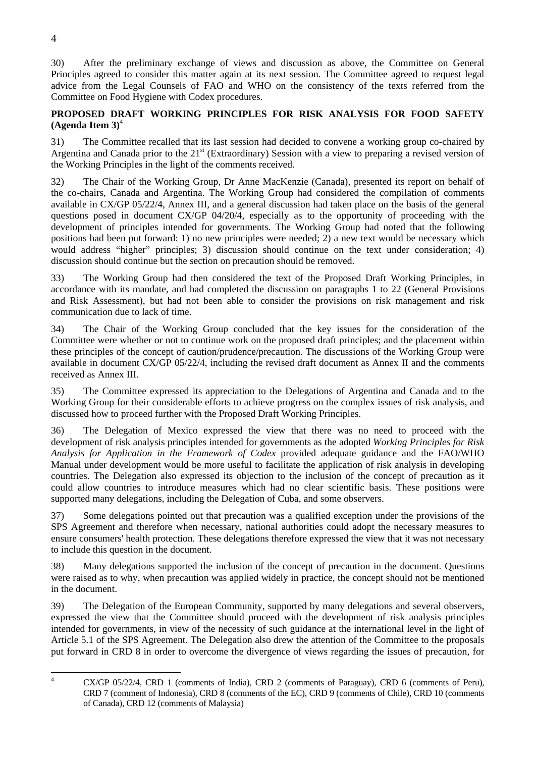30) After the preliminary exchange of views and discussion as above, the Committee on General Principles agreed to consider this matter again at its next session. The Committee agreed to request legal advice from the Legal Counsels of FAO and WHO on the consistency of the texts referred from the Committee on Food Hygiene with Codex procedures.

**PROPOSED DRAFT WORKING PRINCIPLES FOR RISK ANALYSIS FOR FOOD SAFETY (Agenda Item 3)**[4]

31) The Committee recalled that its last session had decided to convene a working group co-chaired by Argentina and Canada prior to the 21st (Extraordinary) Session with a view to preparing a revised version of the Working Principles in the light of the comments received.

32) The Chair of the Working Group, Dr Anne MacKenzie (Canada), presented its report on behalf of the co-chairs, Canada and Argentina. The Working Group had considered the compilation of comments available in CX/GP 05/22/4, Annex III, and a general discussion had taken place on the basis of the general questions posed in document CX/GP 04/20/4, especially as to the opportunity of proceeding with the development of principles intended for governments. The Working Group had noted that the following positions had been put forward: 1) no new principles were needed; 2) a new text would be necessary which would address "higher" principles; 3) discussion should continue on the text under consideration; 4) discussion should continue but the section on precaution should be removed.

33) The Working Group had then considered the text of the Proposed Draft Working Principles, in accordance with its mandate, and had completed the discussion on paragraphs 1 to 22 (General Provisions and Risk Assessment), but had not been able to consider the provisions on risk management and risk communication due to lack of time.

34) The Chair of the Working Group concluded that the key issues for the consideration of the Committee were whether or not to continue work on the proposed draft principles; and the placement within these principles of the concept of caution/prudence/precaution. The discussions of the Working Group were available in document CX/GP 05/22/4, including the revised draft document as Annex II and the comments received as Annex III.

35) The Committee expressed its appreciation to the Delegations of Argentina and Canada and to the Working Group for their considerable efforts to achieve progress on the complex issues of risk analysis, and discussed how to proceed further with the Proposed Draft Working Principles.

36) The Delegation of Mexico expressed the view that there was no need to proceed with the development of risk analysis principles intended for governments as the adopted *Working Principles for Risk Analysis for Application in the Framework of Codex* provided adequate guidance and the FAO/WHO Manual under development would be more useful to facilitate the application of risk analysis in developing countries. The Delegation also expressed its objection to the inclusion of the concept of precaution as it could allow countries to introduce measures which had no clear scientific basis. These positions were supported many delegations, including the Delegation of Cuba, and some observers.

37) Some delegations pointed out that precaution was a qualified exception under the provisions of the SPS Agreement and therefore when necessary, national authorities could adopt the necessary measures to ensure consumers' health protection. These delegations therefore expressed the view that it was not necessary to include this question in the document.

38) Many delegations supported the inclusion of the concept of precaution in the document. Questions were raised as to why, when precaution was applied widely in practice, the concept should not be mentioned in the document.

39) The Delegation of the European Community, supported by many delegations and several observers, expressed the view that the Committee should proceed with the development of risk analysis principles intended for governments, in view of the necessity of such guidance at the international level in the light of Article 5.1 of the SPS Agreement. The Delegation also drew the attention of the Committee to the proposals put forward in CRD 8 in order to overcome the divergence of views regarding the issues of precaution, for

[4] CX/GP 05/22/4, CRD 1 (comments of India), CRD 2 (comments of Paraguay), CRD 6 (comments of Peru), CRD 7 (comment of Indonesia), CRD 8 (comments of the EC), CRD 9 (comments of Chile), CRD 10 (comments of Canada), CRD 12 (comments of Malaysia)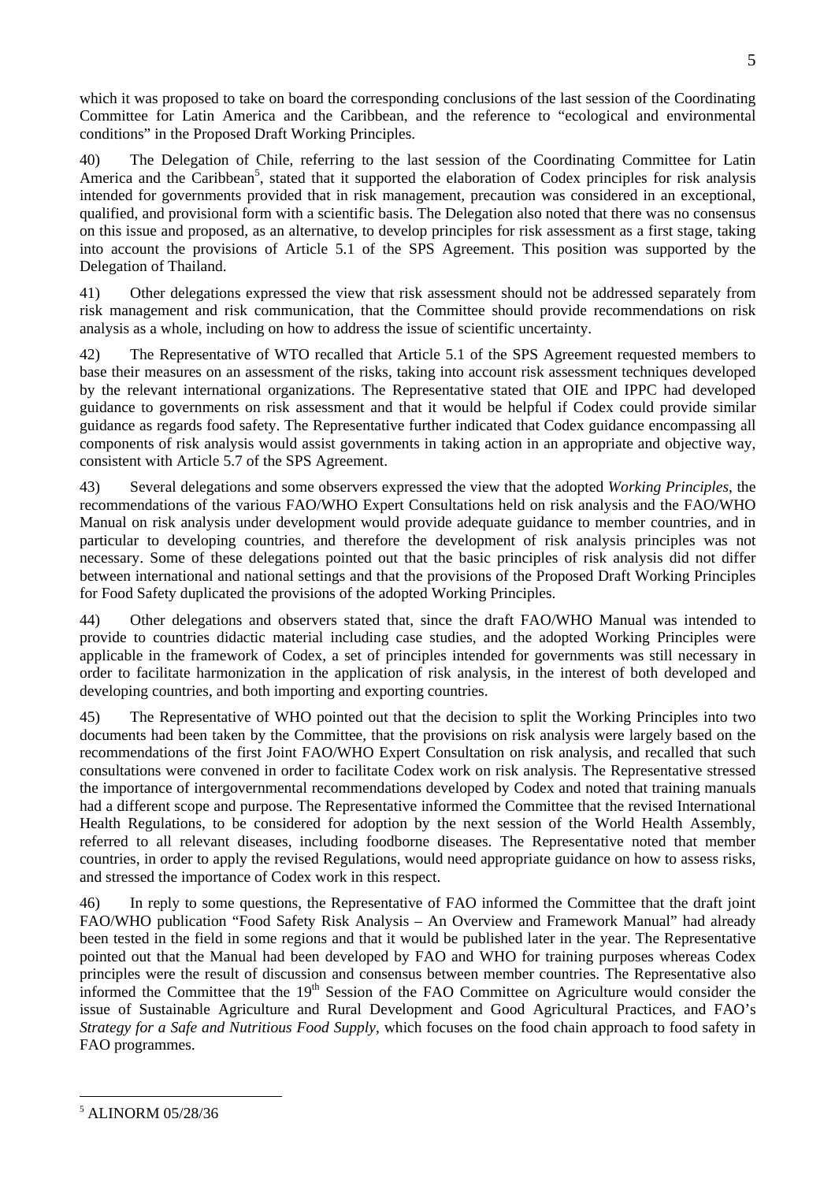which it was proposed to take on board the corresponding conclusions of the last session of the Coordinating Committee for Latin America and the Caribbean, and the reference to "ecological and environmental conditions" in the Proposed Draft Working Principles.

40) The Delegation of Chile, referring to the last session of the Coordinating Committee for Latin America and the Caribbean[5], stated that it supported the elaboration of Codex principles for risk analysis intended for governments provided that in risk management, precaution was considered in an exceptional, qualified, and provisional form with a scientific basis. The Delegation also noted that there was no consensus on this issue and proposed, as an alternative, to develop principles for risk assessment as a first stage, taking into account the provisions of Article 5.1 of the SPS Agreement. This position was supported by the Delegation of Thailand.

41) Other delegations expressed the view that risk assessment should not be addressed separately from risk management and risk communication, that the Committee should provide recommendations on risk analysis as a whole, including on how to address the issue of scientific uncertainty.

42) The Representative of WTO recalled that Article 5.1 of the SPS Agreement requested members to base their measures on an assessment of the risks, taking into account risk assessment techniques developed by the relevant international organizations. The Representative stated that OIE and IPPC had developed guidance to governments on risk assessment and that it would be helpful if Codex could provide similar guidance as regards food safety. The Representative further indicated that Codex guidance encompassing all components of risk analysis would assist governments in taking action in an appropriate and objective way, consistent with Article 5.7 of the SPS Agreement.

43) Several delegations and some observers expressed the view that the adopted *Working Principles*, the recommendations of the various FAO/WHO Expert Consultations held on risk analysis and the FAO/WHO Manual on risk analysis under development would provide adequate guidance to member countries, and in particular to developing countries, and therefore the development of risk analysis principles was not necessary. Some of these delegations pointed out that the basic principles of risk analysis did not differ between international and national settings and that the provisions of the Proposed Draft Working Principles for Food Safety duplicated the provisions of the adopted Working Principles.

44) Other delegations and observers stated that, since the draft FAO/WHO Manual was intended to provide to countries didactic material including case studies, and the adopted Working Principles were applicable in the framework of Codex, a set of principles intended for governments was still necessary in order to facilitate harmonization in the application of risk analysis, in the interest of both developed and developing countries, and both importing and exporting countries.

45) The Representative of WHO pointed out that the decision to split the Working Principles into two documents had been taken by the Committee, that the provisions on risk analysis were largely based on the recommendations of the first Joint FAO/WHO Expert Consultation on risk analysis, and recalled that such consultations were convened in order to facilitate Codex work on risk analysis. The Representative stressed the importance of intergovernmental recommendations developed by Codex and noted that training manuals had a different scope and purpose. The Representative informed the Committee that the revised International Health Regulations, to be considered for adoption by the next session of the World Health Assembly, referred to all relevant diseases, including foodborne diseases. The Representative noted that member countries, in order to apply the revised Regulations, would need appropriate guidance on how to assess risks, and stressed the importance of Codex work in this respect.

46) In reply to some questions, the Representative of FAO informed the Committee that the draft joint FAO/WHO publication "Food Safety Risk Analysis – An Overview and Framework Manual" had already been tested in the field in some regions and that it would be published later in the year. The Representative pointed out that the Manual had been developed by FAO and WHO for training purposes whereas Codex principles were the result of discussion and consensus between member countries. The Representative also informed the Committee that the 19th Session of the FAO Committee on Agriculture would consider the issue of Sustainable Agriculture and Rural Development and Good Agricultural Practices, and FAO's *Strategy for a Safe and Nutritious Food Supply*, which focuses on the food chain approach to food safety in FAO programmes.

[5] ALINORM 05/28/36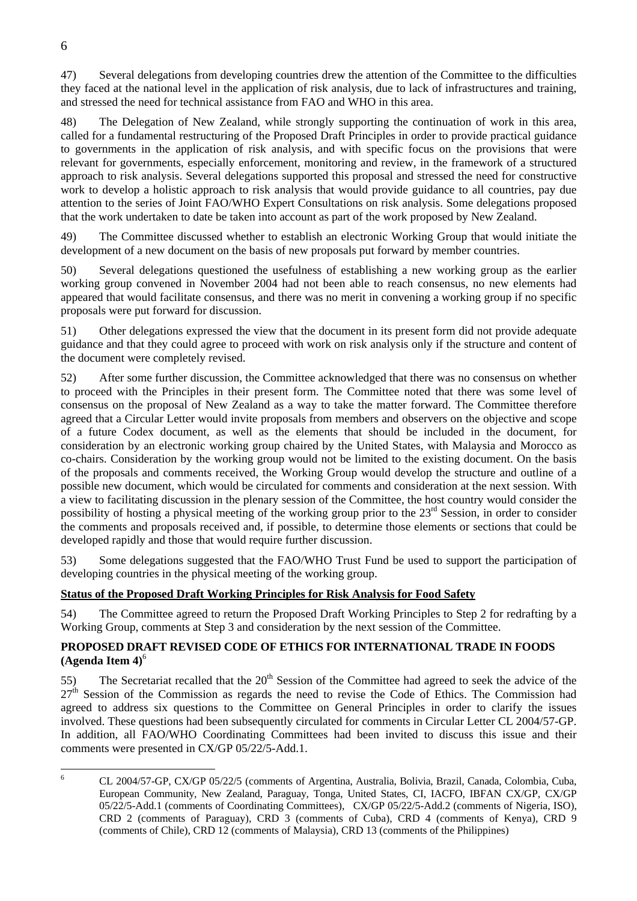47) Several delegations from developing countries drew the attention of the Committee to the difficulties they faced at the national level in the application of risk analysis, due to lack of infrastructures and training, and stressed the need for technical assistance from FAO and WHO in this area.

48) The Delegation of New Zealand, while strongly supporting the continuation of work in this area, called for a fundamental restructuring of the Proposed Draft Principles in order to provide practical guidance to governments in the application of risk analysis, and with specific focus on the provisions that were relevant for governments, especially enforcement, monitoring and review, in the framework of a structured approach to risk analysis. Several delegations supported this proposal and stressed the need for constructive work to develop a holistic approach to risk analysis that would provide guidance to all countries, pay due attention to the series of Joint FAO/WHO Expert Consultations on risk analysis. Some delegations proposed that the work undertaken to date be taken into account as part of the work proposed by New Zealand.

49) The Committee discussed whether to establish an electronic Working Group that would initiate the development of a new document on the basis of new proposals put forward by member countries.

50) Several delegations questioned the usefulness of establishing a new working group as the earlier working group convened in November 2004 had not been able to reach consensus, no new elements had appeared that would facilitate consensus, and there was no merit in convening a working group if no specific proposals were put forward for discussion.

51) Other delegations expressed the view that the document in its present form did not provide adequate guidance and that they could agree to proceed with work on risk analysis only if the structure and content of the document were completely revised.

52) After some further discussion, the Committee acknowledged that there was no consensus on whether to proceed with the Principles in their present form. The Committee noted that there was some level of consensus on the proposal of New Zealand as a way to take the matter forward. The Committee therefore agreed that a Circular Letter would invite proposals from members and observers on the objective and scope of a future Codex document, as well as the elements that should be included in the document, for consideration by an electronic working group chaired by the United States, with Malaysia and Morocco as co-chairs. Consideration by the working group would not be limited to the existing document. On the basis of the proposals and comments received, the Working Group would develop the structure and outline of a possible new document, which would be circulated for comments and consideration at the next session. With a view to facilitating discussion in the plenary session of the Committee, the host country would consider the possibility of hosting a physical meeting of the working group prior to the 23rd Session, in order to consider the comments and proposals received and, if possible, to determine those elements or sections that could be developed rapidly and those that would require further discussion.

53) Some delegations suggested that the FAO/WHO Trust Fund be used to support the participation of developing countries in the physical meeting of the working group.

### Status of the Proposed Draft Working Principles for Risk Analysis for Food Safety

54) The Committee agreed to return the Proposed Draft Working Principles to Step 2 for redrafting by a Working Group, comments at Step 3 and consideration by the next session of the Committee.

## PROPOSED DRAFT REVISED CODE OF ETHICS FOR INTERNATIONAL TRADE IN FOODS (Agenda Item 4)[6]

55) The Secretariat recalled that the 20th Session of the Committee had agreed to seek the advice of the 27th Session of the Commission as regards the need to revise the Code of Ethics. The Commission had agreed to address six questions to the Committee on General Principles in order to clarify the issues involved. These questions had been subsequently circulated for comments in Circular Letter CL 2004/57-GP. In addition, all FAO/WHO Coordinating Committees had been invited to discuss this issue and their comments were presented in CX/GP 05/22/5-Add.1.

---

[6] CL 2004/57-GP, CX/GP 05/22/5 (comments of Argentina, Australia, Bolivia, Brazil, Canada, Colombia, Cuba, European Community, New Zealand, Paraguay, Tonga, United States, CI, IACFO, IBFAN CX/GP, CX/GP 05/22/5-Add.1 (comments of Coordinating Committees), CX/GP 05/22/5-Add.2 (comments of Nigeria, ISO), CRD 2 (comments of Paraguay), CRD 3 (comments of Cuba), CRD 4 (comments of Kenya), CRD 9 (comments of Chile), CRD 12 (comments of Malaysia), CRD 13 (comments of the Philippines)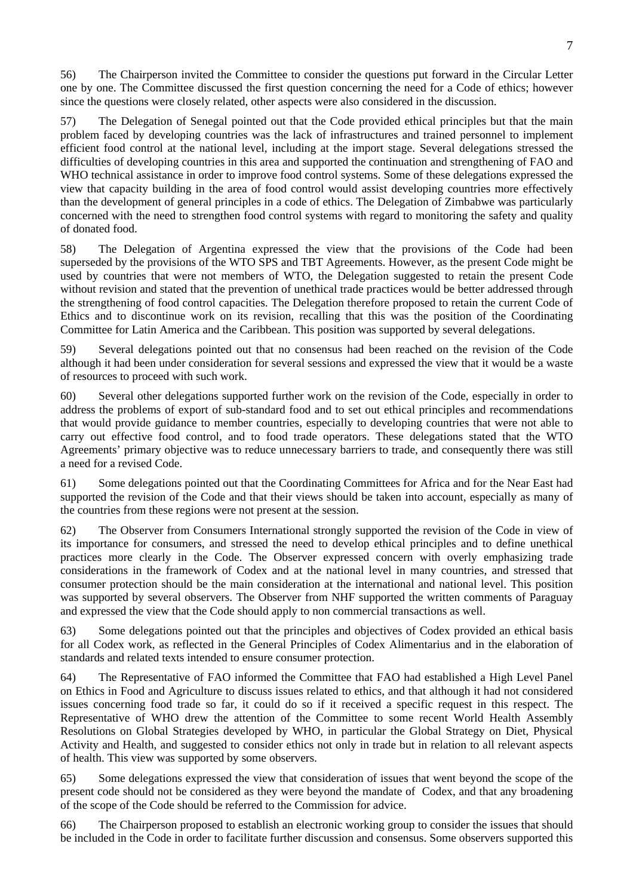56) The Chairperson invited the Committee to consider the questions put forward in the Circular Letter one by one. The Committee discussed the first question concerning the need for a Code of ethics; however since the questions were closely related, other aspects were also considered in the discussion.

57) The Delegation of Senegal pointed out that the Code provided ethical principles but that the main problem faced by developing countries was the lack of infrastructures and trained personnel to implement efficient food control at the national level, including at the import stage. Several delegations stressed the difficulties of developing countries in this area and supported the continuation and strengthening of FAO and WHO technical assistance in order to improve food control systems. Some of these delegations expressed the view that capacity building in the area of food control would assist developing countries more effectively than the development of general principles in a code of ethics. The Delegation of Zimbabwe was particularly concerned with the need to strengthen food control systems with regard to monitoring the safety and quality of donated food.

58) The Delegation of Argentina expressed the view that the provisions of the Code had been superseded by the provisions of the WTO SPS and TBT Agreements. However, as the present Code might be used by countries that were not members of WTO, the Delegation suggested to retain the present Code without revision and stated that the prevention of unethical trade practices would be better addressed through the strengthening of food control capacities. The Delegation therefore proposed to retain the current Code of Ethics and to discontinue work on its revision, recalling that this was the position of the Coordinating Committee for Latin America and the Caribbean. This position was supported by several delegations.

59) Several delegations pointed out that no consensus had been reached on the revision of the Code although it had been under consideration for several sessions and expressed the view that it would be a waste of resources to proceed with such work.

60) Several other delegations supported further work on the revision of the Code, especially in order to address the problems of export of sub-standard food and to set out ethical principles and recommendations that would provide guidance to member countries, especially to developing countries that were not able to carry out effective food control, and to food trade operators. These delegations stated that the WTO Agreements' primary objective was to reduce unnecessary barriers to trade, and consequently there was still a need for a revised Code.

61) Some delegations pointed out that the Coordinating Committees for Africa and for the Near East had supported the revision of the Code and that their views should be taken into account, especially as many of the countries from these regions were not present at the session.

62) The Observer from Consumers International strongly supported the revision of the Code in view of its importance for consumers, and stressed the need to develop ethical principles and to define unethical practices more clearly in the Code. The Observer expressed concern with overly emphasizing trade considerations in the framework of Codex and at the national level in many countries, and stressed that consumer protection should be the main consideration at the international and national level. This position was supported by several observers. The Observer from NHF supported the written comments of Paraguay and expressed the view that the Code should apply to non commercial transactions as well.

63) Some delegations pointed out that the principles and objectives of Codex provided an ethical basis for all Codex work, as reflected in the General Principles of Codex Alimentarius and in the elaboration of standards and related texts intended to ensure consumer protection.

64) The Representative of FAO informed the Committee that FAO had established a High Level Panel on Ethics in Food and Agriculture to discuss issues related to ethics, and that although it had not considered issues concerning food trade so far, it could do so if it received a specific request in this respect. The Representative of WHO drew the attention of the Committee to some recent World Health Assembly Resolutions on Global Strategies developed by WHO, in particular the Global Strategy on Diet, Physical Activity and Health, and suggested to consider ethics not only in trade but in relation to all relevant aspects of health. This view was supported by some observers.

65) Some delegations expressed the view that consideration of issues that went beyond the scope of the present code should not be considered as they were beyond the mandate of Codex, and that any broadening of the scope of the Code should be referred to the Commission for advice.

66) The Chairperson proposed to establish an electronic working group to consider the issues that should be included in the Code in order to facilitate further discussion and consensus. Some observers supported this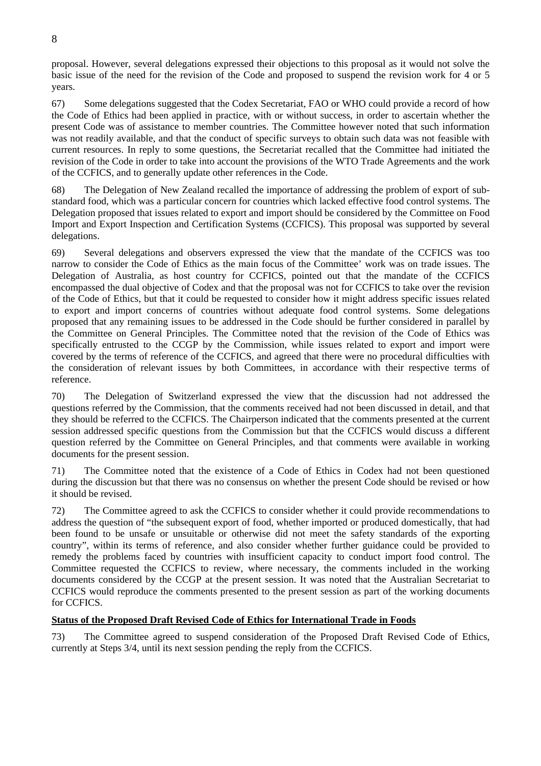proposal. However, several delegations expressed their objections to this proposal as it would not solve the basic issue of the need for the revision of the Code and proposed to suspend the revision work for 4 or 5 years.

67) Some delegations suggested that the Codex Secretariat, FAO or WHO could provide a record of how the Code of Ethics had been applied in practice, with or without success, in order to ascertain whether the present Code was of assistance to member countries. The Committee however noted that such information was not readily available, and that the conduct of specific surveys to obtain such data was not feasible with current resources. In reply to some questions, the Secretariat recalled that the Committee had initiated the revision of the Code in order to take into account the provisions of the WTO Trade Agreements and the work of the CCFICS, and to generally update other references in the Code.

68) The Delegation of New Zealand recalled the importance of addressing the problem of export of sub-standard food, which was a particular concern for countries which lacked effective food control systems. The Delegation proposed that issues related to export and import should be considered by the Committee on Food Import and Export Inspection and Certification Systems (CCFICS). This proposal was supported by several delegations.

69) Several delegations and observers expressed the view that the mandate of the CCFICS was too narrow to consider the Code of Ethics as the main focus of the Committee' work was on trade issues. The Delegation of Australia, as host country for CCFICS, pointed out that the mandate of the CCFICS encompassed the dual objective of Codex and that the proposal was not for CCFICS to take over the revision of the Code of Ethics, but that it could be requested to consider how it might address specific issues related to export and import concerns of countries without adequate food control systems. Some delegations proposed that any remaining issues to be addressed in the Code should be further considered in parallel by the Committee on General Principles. The Committee noted that the revision of the Code of Ethics was specifically entrusted to the CCGP by the Commission, while issues related to export and import were covered by the terms of reference of the CCFICS, and agreed that there were no procedural difficulties with the consideration of relevant issues by both Committees, in accordance with their respective terms of reference.

70) The Delegation of Switzerland expressed the view that the discussion had not addressed the questions referred by the Commission, that the comments received had not been discussed in detail, and that they should be referred to the CCFICS. The Chairperson indicated that the comments presented at the current session addressed specific questions from the Commission but that the CCFICS would discuss a different question referred by the Committee on General Principles, and that comments were available in working documents for the present session.

71) The Committee noted that the existence of a Code of Ethics in Codex had not been questioned during the discussion but that there was no consensus on whether the present Code should be revised or how it should be revised.

72) The Committee agreed to ask the CCFICS to consider whether it could provide recommendations to address the question of "the subsequent export of food, whether imported or produced domestically, that had been found to be unsafe or unsuitable or otherwise did not meet the safety standards of the exporting country", within its terms of reference, and also consider whether further guidance could be provided to remedy the problems faced by countries with insufficient capacity to conduct import food control. The Committee requested the CCFICS to review, where necessary, the comments included in the working documents considered by the CCGP at the present session. It was noted that the Australian Secretariat to CCFICS would reproduce the comments presented to the present session as part of the working documents for CCFICS.

**Status of the Proposed Draft Revised Code of Ethics for International Trade in Foods**

73) The Committee agreed to suspend consideration of the Proposed Draft Revised Code of Ethics, currently at Steps 3/4, until its next session pending the reply from the CCFICS.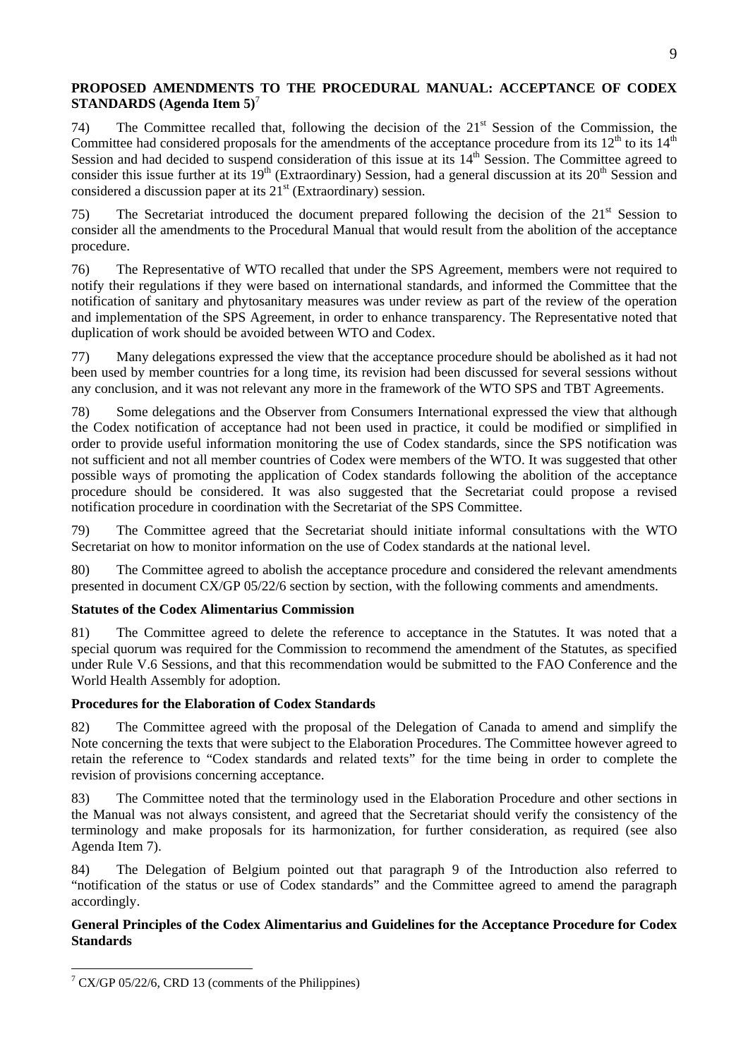## PROPOSED AMENDMENTS TO THE PROCEDURAL MANUAL: ACCEPTANCE OF CODEX STANDARDS (Agenda Item 5)[7]

74) The Committee recalled that, following the decision of the 21st Session of the Commission, the Committee had considered proposals for the amendments of the acceptance procedure from its 12th to its 14th Session and had decided to suspend consideration of this issue at its 14th Session. The Committee agreed to consider this issue further at its 19th (Extraordinary) Session, had a general discussion at its 20th Session and considered a discussion paper at its 21st (Extraordinary) session.

75) The Secretariat introduced the document prepared following the decision of the 21st Session to consider all the amendments to the Procedural Manual that would result from the abolition of the acceptance procedure.

76) The Representative of WTO recalled that under the SPS Agreement, members were not required to notify their regulations if they were based on international standards, and informed the Committee that the notification of sanitary and phytosanitary measures was under review as part of the review of the operation and implementation of the SPS Agreement, in order to enhance transparency. The Representative noted that duplication of work should be avoided between WTO and Codex.

77) Many delegations expressed the view that the acceptance procedure should be abolished as it had not been used by member countries for a long time, its revision had been discussed for several sessions without any conclusion, and it was not relevant any more in the framework of the WTO SPS and TBT Agreements.

78) Some delegations and the Observer from Consumers International expressed the view that although the Codex notification of acceptance had not been used in practice, it could be modified or simplified in order to provide useful information monitoring the use of Codex standards, since the SPS notification was not sufficient and not all member countries of Codex were members of the WTO. It was suggested that other possible ways of promoting the application of Codex standards following the abolition of the acceptance procedure should be considered. It was also suggested that the Secretariat could propose a revised notification procedure in coordination with the Secretariat of the SPS Committee.

79) The Committee agreed that the Secretariat should initiate informal consultations with the WTO Secretariat on how to monitor information on the use of Codex standards at the national level.

80) The Committee agreed to abolish the acceptance procedure and considered the relevant amendments presented in document CX/GP 05/22/6 section by section, with the following comments and amendments.

### Statutes of the Codex Alimentarius Commission

81) The Committee agreed to delete the reference to acceptance in the Statutes. It was noted that a special quorum was required for the Commission to recommend the amendment of the Statutes, as specified under Rule V.6 Sessions, and that this recommendation would be submitted to the FAO Conference and the World Health Assembly for adoption.

### Procedures for the Elaboration of Codex Standards

82) The Committee agreed with the proposal of the Delegation of Canada to amend and simplify the Note concerning the texts that were subject to the Elaboration Procedures. The Committee however agreed to retain the reference to "Codex standards and related texts" for the time being in order to complete the revision of provisions concerning acceptance.

83) The Committee noted that the terminology used in the Elaboration Procedure and other sections in the Manual was not always consistent, and agreed that the Secretariat should verify the consistency of the terminology and make proposals for its harmonization, for further consideration, as required (see also Agenda Item 7).

84) The Delegation of Belgium pointed out that paragraph 9 of the Introduction also referred to "notification of the status or use of Codex standards" and the Committee agreed to amend the paragraph accordingly.

### General Principles of the Codex Alimentarius and Guidelines for the Acceptance Procedure for Codex Standards

[7] CX/GP 05/22/6, CRD 13 (comments of the Philippines)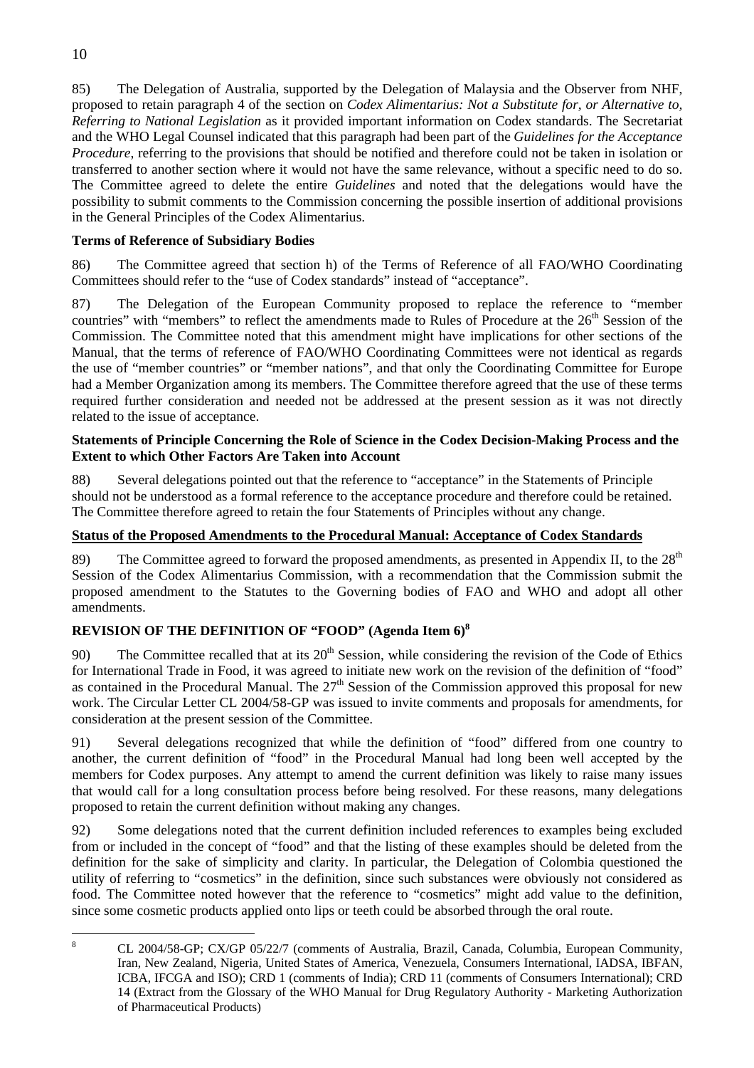85) The Delegation of Australia, supported by the Delegation of Malaysia and the Observer from NHF, proposed to retain paragraph 4 of the section on *Codex Alimentarius: Not a Substitute for, or Alternative to, Referring to National Legislation* as it provided important information on Codex standards. The Secretariat and the WHO Legal Counsel indicated that this paragraph had been part of the *Guidelines for the Acceptance Procedure*, referring to the provisions that should be notified and therefore could not be taken in isolation or transferred to another section where it would not have the same relevance, without a specific need to do so. The Committee agreed to delete the entire *Guidelines* and noted that the delegations would have the possibility to submit comments to the Commission concerning the possible insertion of additional provisions in the General Principles of the Codex Alimentarius.

**Terms of Reference of Subsidiary Bodies**

86) The Committee agreed that section h) of the Terms of Reference of all FAO/WHO Coordinating Committees should refer to the "use of Codex standards" instead of "acceptance".

87) The Delegation of the European Community proposed to replace the reference to "member countries" with "members" to reflect the amendments made to Rules of Procedure at the 26th Session of the Commission. The Committee noted that this amendment might have implications for other sections of the Manual, that the terms of reference of FAO/WHO Coordinating Committees were not identical as regards the use of "member countries" or "member nations", and that only the Coordinating Committee for Europe had a Member Organization among its members. The Committee therefore agreed that the use of these terms required further consideration and needed not be addressed at the present session as it was not directly related to the issue of acceptance.

**Statements of Principle Concerning the Role of Science in the Codex Decision-Making Process and the Extent to which Other Factors Are Taken into Account**

88) Several delegations pointed out that the reference to "acceptance" in the Statements of Principle should not be understood as a formal reference to the acceptance procedure and therefore could be retained. The Committee therefore agreed to retain the four Statements of Principles without any change.

**Status of the Proposed Amendments to the Procedural Manual: Acceptance of Codex Standards**

89) The Committee agreed to forward the proposed amendments, as presented in Appendix II, to the 28th Session of the Codex Alimentarius Commission, with a recommendation that the Commission submit the proposed amendment to the Statutes to the Governing bodies of FAO and WHO and adopt all other amendments.

## REVISION OF THE DEFINITION OF "FOOD" (Agenda Item 6)[8]

90) The Committee recalled that at its 20th Session, while considering the revision of the Code of Ethics for International Trade in Food, it was agreed to initiate new work on the revision of the definition of "food" as contained in the Procedural Manual. The 27th Session of the Commission approved this proposal for new work. The Circular Letter CL 2004/58-GP was issued to invite comments and proposals for amendments, for consideration at the present session of the Committee.

91) Several delegations recognized that while the definition of "food" differed from one country to another, the current definition of "food" in the Procedural Manual had long been well accepted by the members for Codex purposes. Any attempt to amend the current definition was likely to raise many issues that would call for a long consultation process before being resolved. For these reasons, many delegations proposed to retain the current definition without making any changes.

92) Some delegations noted that the current definition included references to examples being excluded from or included in the concept of "food" and that the listing of these examples should be deleted from the definition for the sake of simplicity and clarity. In particular, the Delegation of Colombia questioned the utility of referring to "cosmetics" in the definition, since such substances were obviously not considered as food. The Committee noted however that the reference to "cosmetics" might add value to the definition, since some cosmetic products applied onto lips or teeth could be absorbed through the oral route.

---

[8] CL 2004/58-GP; CX/GP 05/22/7 (comments of Australia, Brazil, Canada, Columbia, European Community, Iran, New Zealand, Nigeria, United States of America, Venezuela, Consumers International, IADSA, IBFAN, ICBA, IFCGA and ISO); CRD 1 (comments of India); CRD 11 (comments of Consumers International); CRD 14 (Extract from the Glossary of the WHO Manual for Drug Regulatory Authority - Marketing Authorization of Pharmaceutical Products)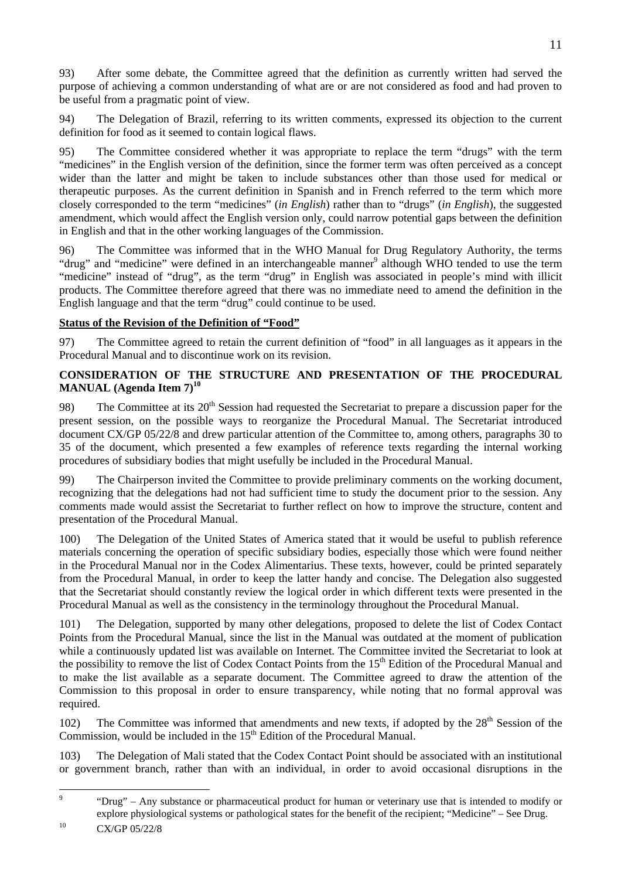93) After some debate, the Committee agreed that the definition as currently written had served the purpose of achieving a common understanding of what are or are not considered as food and had proven to be useful from a pragmatic point of view.

94) The Delegation of Brazil, referring to its written comments, expressed its objection to the current definition for food as it seemed to contain logical flaws.

95) The Committee considered whether it was appropriate to replace the term "drugs" with the term "medicines" in the English version of the definition, since the former term was often perceived as a concept wider than the latter and might be taken to include substances other than those used for medical or therapeutic purposes. As the current definition in Spanish and in French referred to the term which more closely corresponded to the term "medicines" (*in English*) rather than to "drugs" (*in English*), the suggested amendment, which would affect the English version only, could narrow potential gaps between the definition in English and that in the other working languages of the Commission.

96) The Committee was informed that in the WHO Manual for Drug Regulatory Authority, the terms "drug" and "medicine" were defined in an interchangeable manner[9] although WHO tended to use the term "medicine" instead of "drug", as the term "drug" in English was associated in people's mind with illicit products. The Committee therefore agreed that there was no immediate need to amend the definition in the English language and that the term "drug" could continue to be used.

**Status of the Revision of the Definition of "Food"**

97) The Committee agreed to retain the current definition of "food" in all languages as it appears in the Procedural Manual and to discontinue work on its revision.

## CONSIDERATION OF THE STRUCTURE AND PRESENTATION OF THE PROCEDURAL MANUAL (Agenda Item 7)[10]

98) The Committee at its 20th Session had requested the Secretariat to prepare a discussion paper for the present session, on the possible ways to reorganize the Procedural Manual. The Secretariat introduced document CX/GP 05/22/8 and drew particular attention of the Committee to, among others, paragraphs 30 to 35 of the document, which presented a few examples of reference texts regarding the internal working procedures of subsidiary bodies that might usefully be included in the Procedural Manual.

99) The Chairperson invited the Committee to provide preliminary comments on the working document, recognizing that the delegations had not had sufficient time to study the document prior to the session. Any comments made would assist the Secretariat to further reflect on how to improve the structure, content and presentation of the Procedural Manual.

100) The Delegation of the United States of America stated that it would be useful to publish reference materials concerning the operation of specific subsidiary bodies, especially those which were found neither in the Procedural Manual nor in the Codex Alimentarius. These texts, however, could be printed separately from the Procedural Manual, in order to keep the latter handy and concise. The Delegation also suggested that the Secretariat should constantly review the logical order in which different texts were presented in the Procedural Manual as well as the consistency in the terminology throughout the Procedural Manual.

101) The Delegation, supported by many other delegations, proposed to delete the list of Codex Contact Points from the Procedural Manual, since the list in the Manual was outdated at the moment of publication while a continuously updated list was available on Internet. The Committee invited the Secretariat to look at the possibility to remove the list of Codex Contact Points from the 15th Edition of the Procedural Manual and to make the list available as a separate document. The Committee agreed to draw the attention of the Commission to this proposal in order to ensure transparency, while noting that no formal approval was required.

102) The Committee was informed that amendments and new texts, if adopted by the 28th Session of the Commission, would be included in the 15th Edition of the Procedural Manual.

103) The Delegation of Mali stated that the Codex Contact Point should be associated with an institutional or government branch, rather than with an individual, in order to avoid occasional disruptions in the

---

[9] "Drug" – Any substance or pharmaceutical product for human or veterinary use that is intended to modify or explore physiological systems or pathological states for the benefit of the recipient; "Medicine" – See Drug.

[10] CX/GP 05/22/8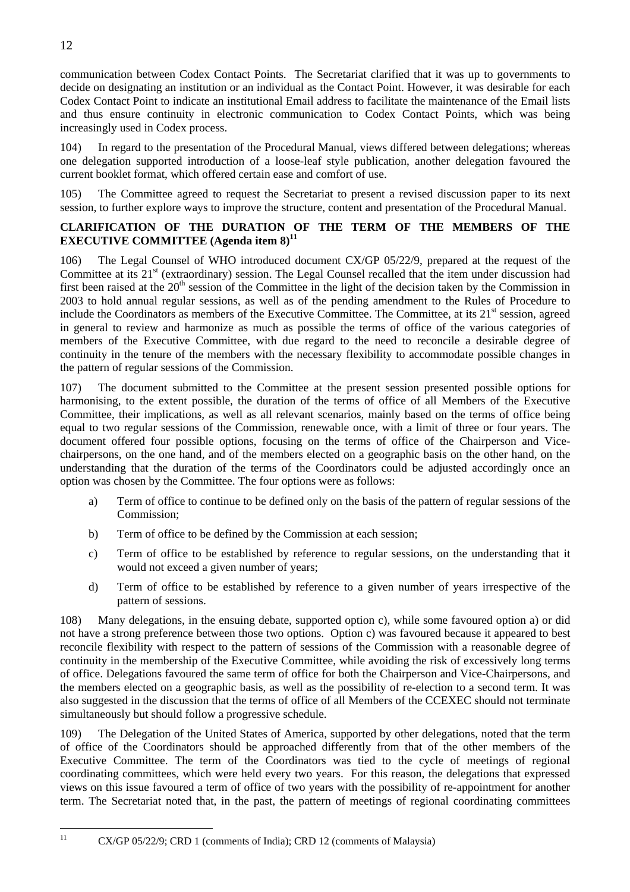communication between Codex Contact Points. The Secretariat clarified that it was up to governments to decide on designating an institution or an individual as the Contact Point. However, it was desirable for each Codex Contact Point to indicate an institutional Email address to facilitate the maintenance of the Email lists and thus ensure continuity in electronic communication to Codex Contact Points, which was being increasingly used in Codex process.

104) In regard to the presentation of the Procedural Manual, views differed between delegations; whereas one delegation supported introduction of a loose-leaf style publication, another delegation favoured the current booklet format, which offered certain ease and comfort of use.

105) The Committee agreed to request the Secretariat to present a revised discussion paper to its next session, to further explore ways to improve the structure, content and presentation of the Procedural Manual.

## CLARIFICATION OF THE DURATION OF THE TERM OF THE MEMBERS OF THE EXECUTIVE COMMITTEE (Agenda item 8)[11]

106) The Legal Counsel of WHO introduced document CX/GP 05/22/9, prepared at the request of the Committee at its 21st (extraordinary) session. The Legal Counsel recalled that the item under discussion had first been raised at the 20th session of the Committee in the light of the decision taken by the Commission in 2003 to hold annual regular sessions, as well as of the pending amendment to the Rules of Procedure to include the Coordinators as members of the Executive Committee. The Committee, at its 21st session, agreed in general to review and harmonize as much as possible the terms of office of the various categories of members of the Executive Committee, with due regard to the need to reconcile a desirable degree of continuity in the tenure of the members with the necessary flexibility to accommodate possible changes in the pattern of regular sessions of the Commission.

107) The document submitted to the Committee at the present session presented possible options for harmonising, to the extent possible, the duration of the terms of office of all Members of the Executive Committee, their implications, as well as all relevant scenarios, mainly based on the terms of office being equal to two regular sessions of the Commission, renewable once, with a limit of three or four years. The document offered four possible options, focusing on the terms of office of the Chairperson and Vice-chairpersons, on the one hand, and of the members elected on a geographic basis on the other hand, on the understanding that the duration of the terms of the Coordinators could be adjusted accordingly once an option was chosen by the Committee. The four options were as follows:

a) Term of office to continue to be defined only on the basis of the pattern of regular sessions of the Commission;

b) Term of office to be defined by the Commission at each session;

c) Term of office to be established by reference to regular sessions, on the understanding that it would not exceed a given number of years;

d) Term of office to be established by reference to a given number of years irrespective of the pattern of sessions.

108) Many delegations, in the ensuing debate, supported option c), while some favoured option a) or did not have a strong preference between those two options. Option c) was favoured because it appeared to best reconcile flexibility with respect to the pattern of sessions of the Commission with a reasonable degree of continuity in the membership of the Executive Committee, while avoiding the risk of excessively long terms of office. Delegations favoured the same term of office for both the Chairperson and Vice-Chairpersons, and the members elected on a geographic basis, as well as the possibility of re-election to a second term. It was also suggested in the discussion that the terms of office of all Members of the CCEXEC should not terminate simultaneously but should follow a progressive schedule.

109) The Delegation of the United States of America, supported by other delegations, noted that the term of office of the Coordinators should be approached differently from that of the other members of the Executive Committee. The term of the Coordinators was tied to the cycle of meetings of regional coordinating committees, which were held every two years. For this reason, the delegations that expressed views on this issue favoured a term of office of two years with the possibility of re-appointment for another term. The Secretariat noted that, in the past, the pattern of meetings of regional coordinating committees

[11] CX/GP 05/22/9; CRD 1 (comments of India); CRD 12 (comments of Malaysia)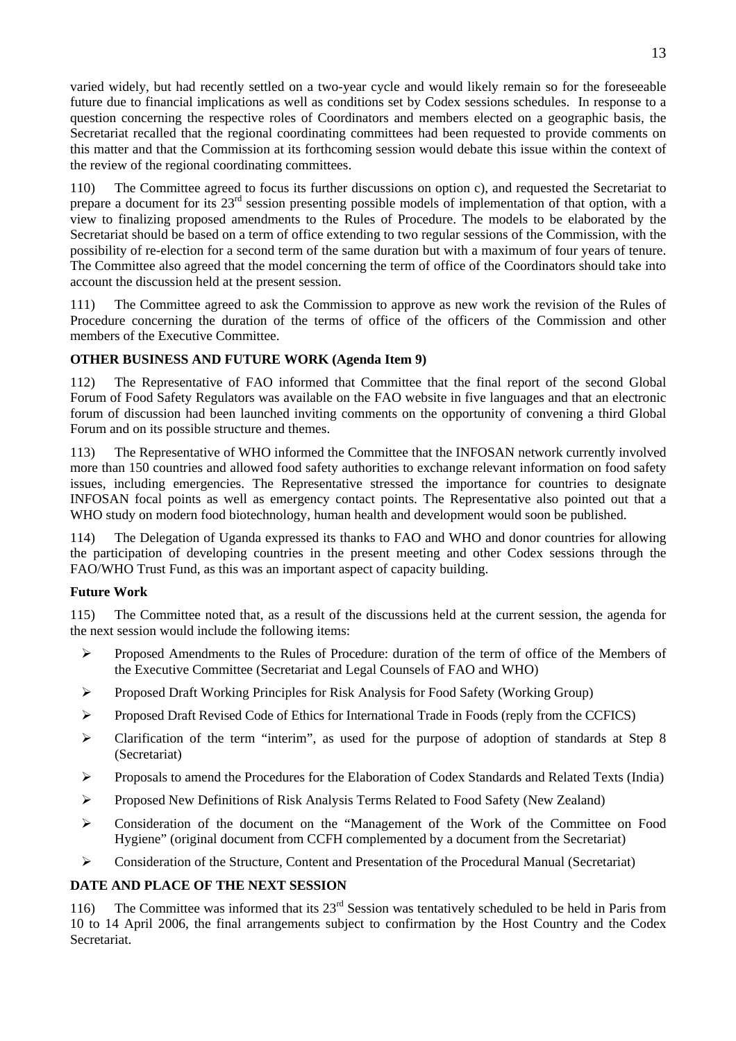varied widely, but had recently settled on a two-year cycle and would likely remain so for the foreseeable future due to financial implications as well as conditions set by Codex sessions schedules. In response to a question concerning the respective roles of Coordinators and members elected on a geographic basis, the Secretariat recalled that the regional coordinating committees had been requested to provide comments on this matter and that the Commission at its forthcoming session would debate this issue within the context of the review of the regional coordinating committees.

110) The Committee agreed to focus its further discussions on option c), and requested the Secretariat to prepare a document for its 23rd session presenting possible models of implementation of that option, with a view to finalizing proposed amendments to the Rules of Procedure. The models to be elaborated by the Secretariat should be based on a term of office extending to two regular sessions of the Commission, with the possibility of re-election for a second term of the same duration but with a maximum of four years of tenure. The Committee also agreed that the model concerning the term of office of the Coordinators should take into account the discussion held at the present session.

111) The Committee agreed to ask the Commission to approve as new work the revision of the Rules of Procedure concerning the duration of the terms of office of the officers of the Commission and other members of the Executive Committee.

**OTHER BUSINESS AND FUTURE WORK (Agenda Item 9)**

112) The Representative of FAO informed that Committee that the final report of the second Global Forum of Food Safety Regulators was available on the FAO website in five languages and that an electronic forum of discussion had been launched inviting comments on the opportunity of convening a third Global Forum and on its possible structure and themes.

113) The Representative of WHO informed the Committee that the INFOSAN network currently involved more than 150 countries and allowed food safety authorities to exchange relevant information on food safety issues, including emergencies. The Representative stressed the importance for countries to designate INFOSAN focal points as well as emergency contact points. The Representative also pointed out that a WHO study on modern food biotechnology, human health and development would soon be published.

114) The Delegation of Uganda expressed its thanks to FAO and WHO and donor countries for allowing the participation of developing countries in the present meeting and other Codex sessions through the FAO/WHO Trust Fund, as this was an important aspect of capacity building.

**Future Work**

115) The Committee noted that, as a result of the discussions held at the current session, the agenda for the next session would include the following items:

- Proposed Amendments to the Rules of Procedure: duration of the term of office of the Members of the Executive Committee (Secretariat and Legal Counsels of FAO and WHO)
- Proposed Draft Working Principles for Risk Analysis for Food Safety (Working Group)
- Proposed Draft Revised Code of Ethics for International Trade in Foods (reply from the CCFICS)
- Clarification of the term "interim", as used for the purpose of adoption of standards at Step 8 (Secretariat)
- Proposals to amend the Procedures for the Elaboration of Codex Standards and Related Texts (India)
- Proposed New Definitions of Risk Analysis Terms Related to Food Safety (New Zealand)
- Consideration of the document on the "Management of the Work of the Committee on Food Hygiene" (original document from CCFH complemented by a document from the Secretariat)
- Consideration of the Structure, Content and Presentation of the Procedural Manual (Secretariat)

**DATE AND PLACE OF THE NEXT SESSION**

116) The Committee was informed that its 23rd Session was tentatively scheduled to be held in Paris from 10 to 14 April 2006, the final arrangements subject to confirmation by the Host Country and the Codex Secretariat.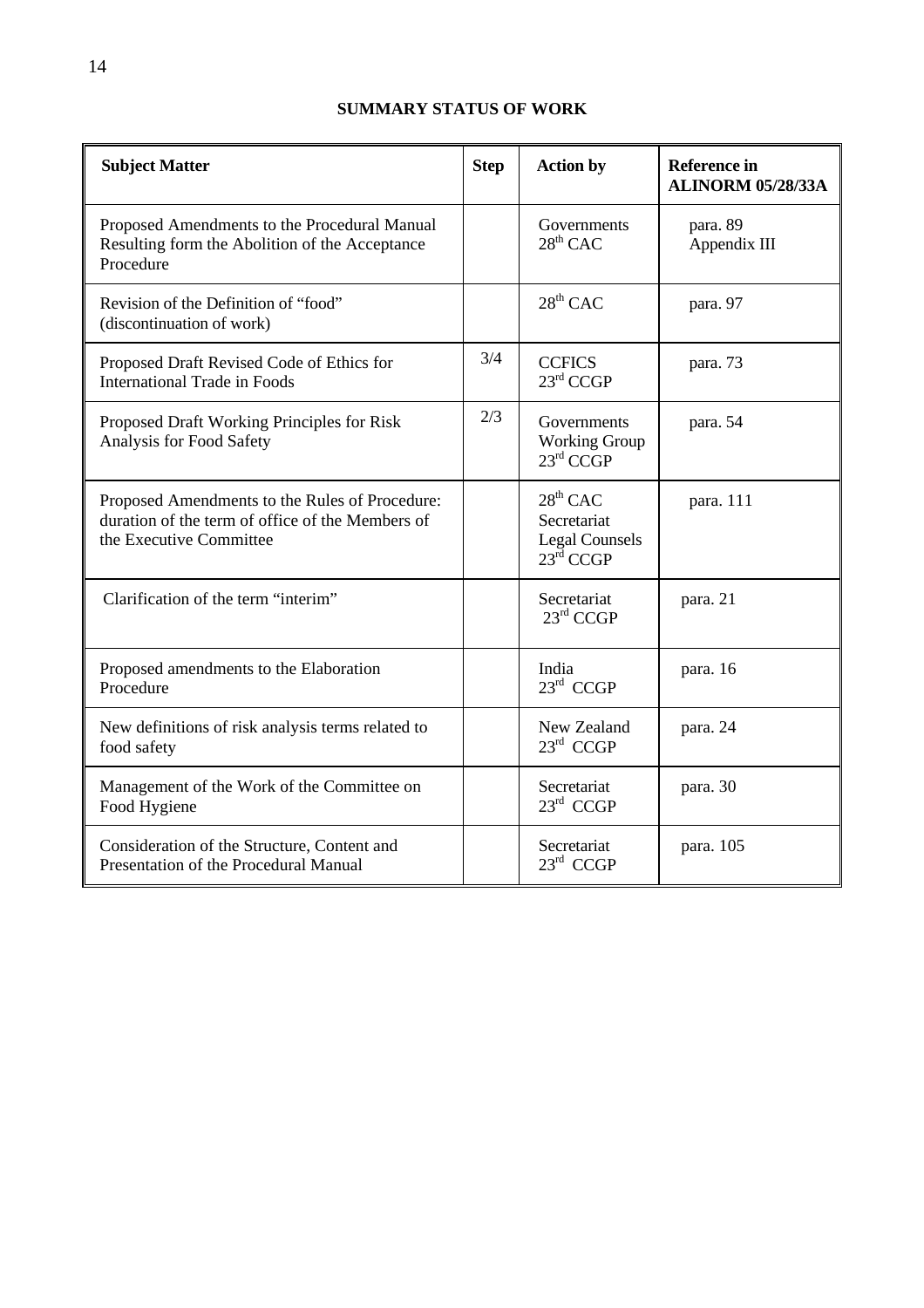**SUMMARY STATUS OF WORK**

| Subject Matter | Step | Action by | Reference in ALINORM 05/28/33A |
|---|---|---|---|
| Proposed Amendments to the Procedural Manual Resulting form the Abolition of the Acceptance Procedure | | Governments<br>28th CAC | para. 89<br>Appendix III |
| Revision of the Definition of "food" (discontinuation of work) | | 28th CAC | para. 97 |
| Proposed Draft Revised Code of Ethics for International Trade in Foods | 3/4 | CCFICS<br>23rd CCGP | para. 73 |
| Proposed Draft Working Principles for Risk Analysis for Food Safety | 2/3 | Governments<br>Working Group<br>23rd CCGP | para. 54 |
| Proposed Amendments to the Rules of Procedure: duration of the term of office of the Members of the Executive Committee | | 28th CAC<br>Secretariat<br>Legal Counsels<br>23rd CCGP | para. 111 |
| Clarification of the term "interim" | | Secretariat<br>23rd CCGP | para. 21 |
| Proposed amendments to the Elaboration Procedure | | India<br>23rd CCGP | para. 16 |
| New definitions of risk analysis terms related to food safety | | New Zealand<br>23rd CCGP | para. 24 |
| Management of the Work of the Committee on Food Hygiene | | Secretariat<br>23rd CCGP | para. 30 |
| Consideration of the Structure, Content and Presentation of the Procedural Manual | | Secretariat<br>23rd CCGP | para. 105 |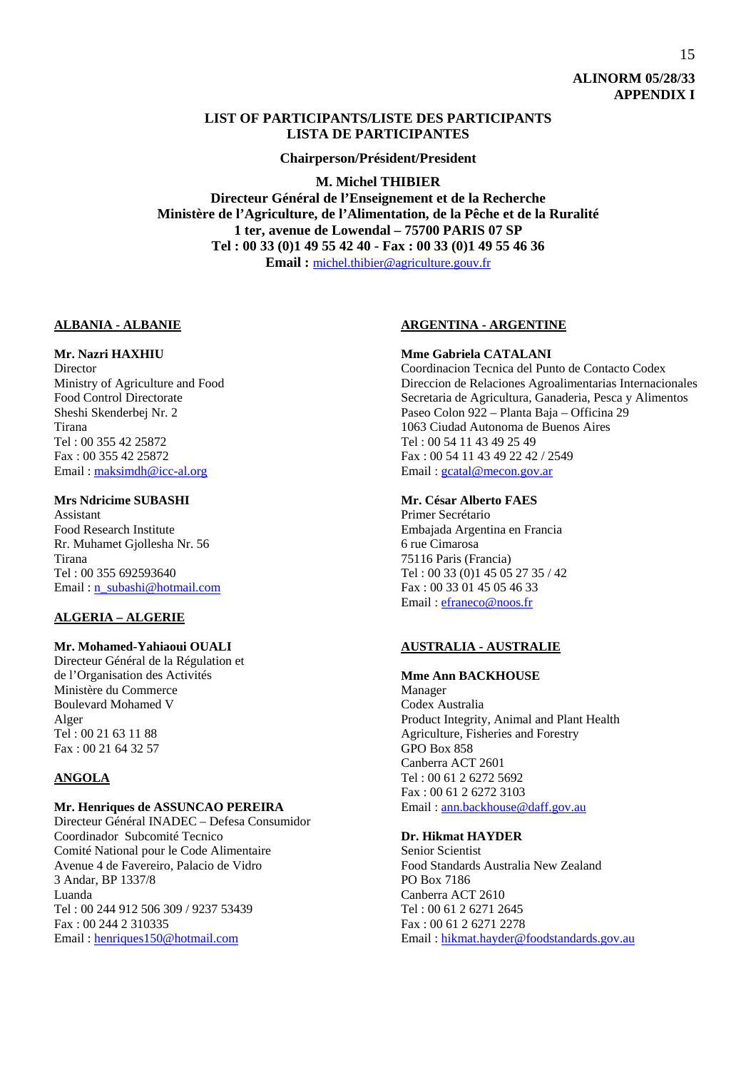**ALINORM 05/28/33**
**APPENDIX I**

## LIST OF PARTICIPANTS/LISTE DES PARTICIPANTS
## LISTA DE PARTICIPANTES

**Chairperson/Président/President**

**M. Michel THIBIER**
**Directeur Général de l'Enseignement et de la Recherche**
**Ministère de l'Agriculture, de l'Alimentation, de la Pêche et de la Ruralité**
**1 ter, avenue de Lowendal – 75700 PARIS 07 SP**
**Tel : 00 33 (0)1 49 55 42 40 - Fax : 00 33 (0)1 49 55 46 36**
**Email :** michel.thibier@agriculture.gouv.fr

### ALBANIA - ALBANIE

**Mr. Nazri HAXHIU**
Director
Ministry of Agriculture and Food
Food Control Directorate
Sheshi Skenderbej Nr. 2
Tirana
Tel : 00 355 42 25872
Fax : 00 355 42 25872
Email : maksimdh@icc-al.org

**Mrs Ndricime SUBASHI**
Assistant
Food Research Institute
Rr. Muhamet Gjollesha Nr. 56
Tirana
Tel : 00 355 692593640
Email : n_subashi@hotmail.com

### ALGERIA – ALGERIE

**Mr. Mohamed-Yahiaoui OUALI**
Directeur Général de la Régulation et de l'Organisation des Activités
Ministère du Commerce
Boulevard Mohamed V
Alger
Tel : 00 21 63 11 88
Fax : 00 21 64 32 57

### ANGOLA

**Mr. Henriques de ASSUNCAO PEREIRA**
Directeur Général INADEC – Defesa Consumidor
Coordinador Subcomité Tecnico
Comité National pour le Code Alimentaire
Avenue 4 de Favereiro, Palacio de Vidro
3 Andar, BP 1337/8
Luanda
Tel : 00 244 912 506 309 / 9237 53439
Fax : 00 244 2 310335
Email : henriques150@hotmail.com

### ARGENTINA - ARGENTINE

**Mme Gabriela CATALANI**
Coordinacion Tecnica del Punto de Contacto Codex
Direccion de Relaciones Agroalimentarias Internacionales
Secretaria de Agricultura, Ganaderia, Pesca y Alimentos
Paseo Colon 922 – Planta Baja – Officina 29
1063 Ciudad Autonoma de Buenos Aires
Tel : 00 54 11 43 49 25 49
Fax : 00 54 11 43 49 22 42 / 2549
Email : gcatal@mecon.gov.ar

**Mr. César Alberto FAES**
Primer Secrétario
Embajada Argentina en Francia
6 rue Cimarosa
75116 Paris (Francia)
Tel : 00 33 (0)1 45 05 27 35 / 42
Fax : 00 33 01 45 05 46 33
Email : efraneco@noos.fr

### AUSTRALIA - AUSTRALIE

**Mme Ann BACKHOUSE**
Manager
Codex Australia
Product Integrity, Animal and Plant Health
Agriculture, Fisheries and Forestry
GPO Box 858
Canberra ACT 2601
Tel : 00 61 2 6272 5692
Fax : 00 61 2 6272 3103
Email : ann.backhouse@daff.gov.au

**Dr. Hikmat HAYDER**
Senior Scientist
Food Standards Australia New Zealand
PO Box 7186
Canberra ACT 2610
Tel : 00 61 2 6271 2645
Fax : 00 61 2 6271 2278
Email : hikmat.hayder@foodstandards.gov.au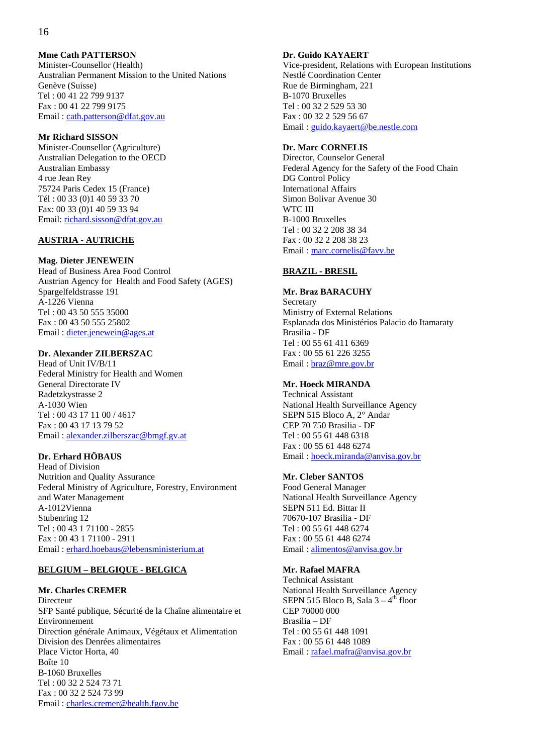**Mme Cath PATTERSON**
Minister-Counsellor (Health)
Australian Permanent Mission to the United Nations
Genève (Suisse)
Tel : 00 41 22 799 9137
Fax : 00 41 22 799 9175
Email : cath.patterson@dfat.gov.au

**Mr Richard SISSON**
Minister-Counsellor (Agriculture)
Australian Delegation to the OECD
Australian Embassy
4 rue Jean Rey
75724 Paris Cedex 15 (France)
Tél : 00 33 (0)1 40 59 33 70
Fax: 00 33 (0)1 40 59 33 94
Email: richard.sisson@dfat.gov.au

**AUSTRIA - AUTRICHE**

**Mag. Dieter JENEWEIN**
Head of Business Area Food Control
Austrian Agency for Health and Food Safety (AGES)
Spargelfeldstrasse 191
A-1226 Vienna
Tel : 00 43 50 555 35000
Fax : 00 43 50 555 25802
Email : dieter.jenewein@ages.at

**Dr. Alexander ZILBERSZAC**
Head of Unit IV/B/11
Federal Ministry for Health and Women
General Directorate IV
Radetzkystrasse 2
A-1030 Wien
Tel : 00 43 17 11 00 / 4617
Fax : 00 43 17 13 79 52
Email : alexander.zilberszac@bmgf.gv.at

**Dr. Erhard HÖBAUS**
Head of Division
Nutrition and Quality Assurance
Federal Ministry of Agriculture, Forestry, Environment and Water Management
A-1012Vienna
Stubenring 12
Tel : 00 43 1 71100 - 2855
Fax : 00 43 1 71100 - 2911
Email : erhard.hoebaus@lebensministerium.at

**BELGIUM – BELGIQUE - BELGICA**

**Mr. Charles CREMER**
Directeur
SFP Santé publique, Sécurité de la Chaîne alimentaire et Environnement
Direction générale Animaux, Végétaux et Alimentation
Division des Denrées alimentaires
Place Victor Horta, 40
Boîte 10
B-1060 Bruxelles
Tel : 00 32 2 524 73 71
Fax : 00 32 2 524 73 99
Email : charles.cremer@health.fgov.be

**Dr. Guido KAYAERT**
Vice-president, Relations with European Institutions
Nestlé Coordination Center
Rue de Birmingham, 221
B-1070 Bruxelles
Tel : 00 32 2 529 53 30
Fax : 00 32 2 529 56 67
Email : guido.kayaert@be.nestle.com

**Dr. Marc CORNELIS**
Director, Counselor General
Federal Agency for the Safety of the Food Chain
DG Control Policy
International Affairs
Simon Bolivar Avenue 30
WTC III
B-1000 Bruxelles
Tel : 00 32 2 208 38 34
Fax : 00 32 2 208 38 23
Email : marc.cornelis@favv.be

**BRAZIL - BRESIL**

**Mr. Braz BARACUHY**
Secretary
Ministry of External Relations
Esplanada dos Ministérios Palacio do Itamaraty
Brasilia - DF
Tel : 00 55 61 411 6369
Fax : 00 55 61 226 3255
Email : braz@mre.gov.br

**Mr. Hoeck MIRANDA**
Technical Assistant
National Health Surveillance Agency
SEPN 515 Bloco A, 2° Andar
CEP 70 750 Brasilia - DF
Tel : 00 55 61 448 6318
Fax : 00 55 61 448 6274
Email : hoeck.miranda@anvisa.gov.br

**Mr. Cleber SANTOS**
Food General Manager
National Health Surveillance Agency
SEPN 511 Ed. Bittar II
70670-107 Brasilia - DF
Tel : 00 55 61 448 6274
Fax : 00 55 61 448 6274
Email : alimentos@anvisa.gov.br

**Mr. Rafael MAFRA**
Technical Assistant
National Health Surveillance Agency
SEPN 515 Bloco B, Sala 3 – 4th floor
CEP 70000 000
Brasilia – DF
Tel : 00 55 61 448 1091
Fax : 00 55 61 448 1089
Email : rafael.mafra@anvisa.gov.br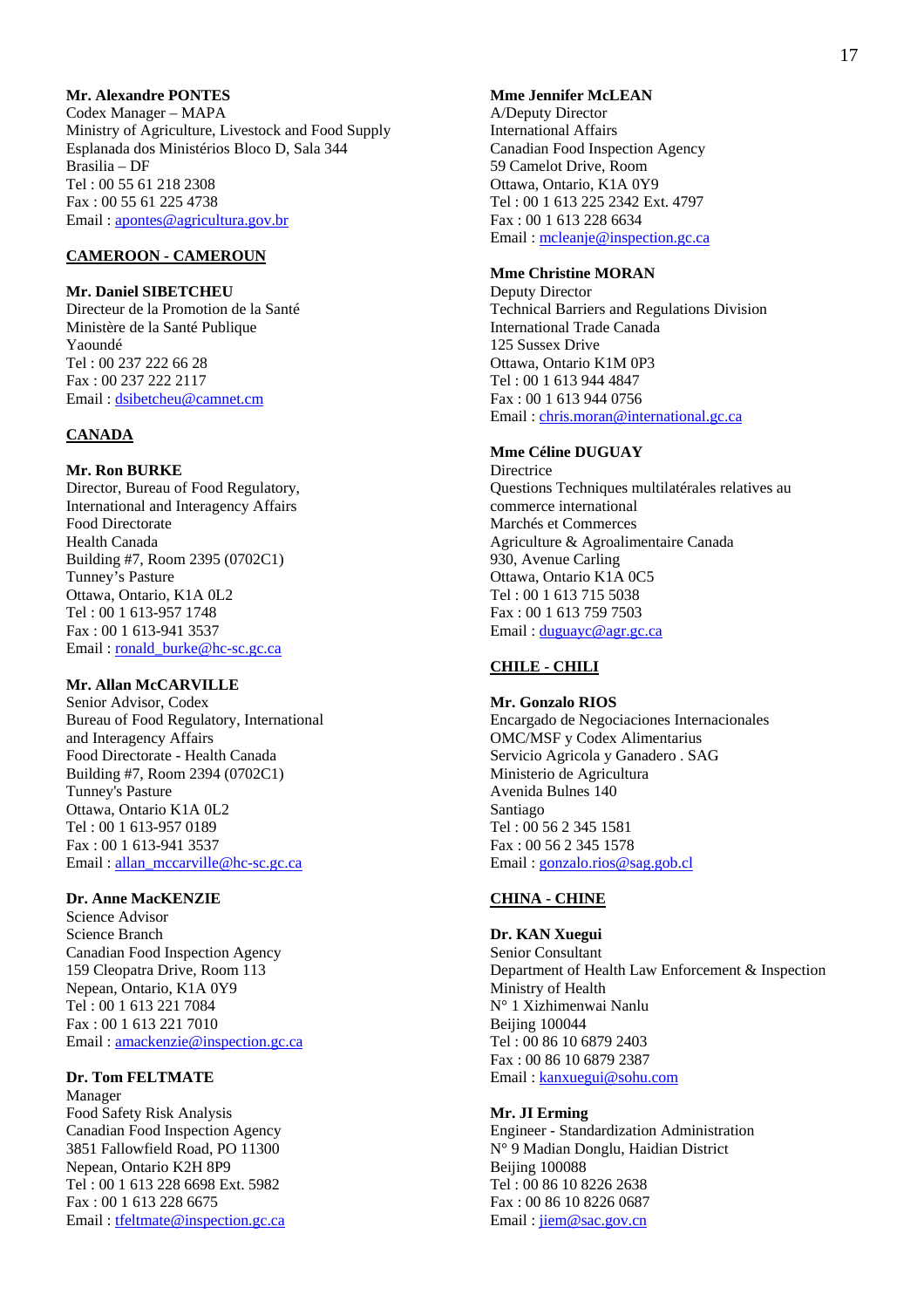**Mr. Alexandre PONTES**
Codex Manager – MAPA
Ministry of Agriculture, Livestock and Food Supply
Esplanada dos Ministérios Bloco D, Sala 344
Brasilia – DF
Tel : 00 55 61 218 2308
Fax : 00 55 61 225 4738
Email : apontes@agricultura.gov.br

**CAMEROON - CAMEROUN**

**Mr. Daniel SIBETCHEU**
Directeur de la Promotion de la Santé
Ministère de la Santé Publique
Yaoundé
Tel : 00 237 222 66 28
Fax : 00 237 222 2117
Email : dsibetcheu@camnet.cm

**CANADA**

**Mr. Ron BURKE**
Director, Bureau of Food Regulatory,
International and Interagency Affairs
Food Directorate
Health Canada
Building #7, Room 2395 (0702C1)
Tunney's Pasture
Ottawa, Ontario, K1A 0L2
Tel : 00 1 613-957 1748
Fax : 00 1 613-941 3537
Email : ronald_burke@hc-sc.gc.ca

**Mr. Allan McCARVILLE**
Senior Advisor, Codex
Bureau of Food Regulatory, International
and Interagency Affairs
Food Directorate - Health Canada
Building #7, Room 2394 (0702C1)
Tunney's Pasture
Ottawa, Ontario K1A 0L2
Tel : 00 1 613-957 0189
Fax : 00 1 613-941 3537
Email : allan_mccarville@hc-sc.gc.ca

**Dr. Anne MacKENZIE**
Science Advisor
Science Branch
Canadian Food Inspection Agency
159 Cleopatra Drive, Room 113
Nepean, Ontario, K1A 0Y9
Tel : 00 1 613 221 7084
Fax : 00 1 613 221 7010
Email : amackenzie@inspection.gc.ca

**Dr. Tom FELTMATE**
Manager
Food Safety Risk Analysis
Canadian Food Inspection Agency
3851 Fallowfield Road, PO 11300
Nepean, Ontario K2H 8P9
Tel : 00 1 613 228 6698 Ext. 5982
Fax : 00 1 613 228 6675
Email : tfeltmate@inspection.gc.ca

**Mme Jennifer McLEAN**
A/Deputy Director
International Affairs
Canadian Food Inspection Agency
59 Camelot Drive, Room
Ottawa, Ontario, K1A 0Y9
Tel : 00 1 613 225 2342 Ext. 4797
Fax : 00 1 613 228 6634
Email : mcleanje@inspection.gc.ca

**Mme Christine MORAN**
Deputy Director
Technical Barriers and Regulations Division
International Trade Canada
125 Sussex Drive
Ottawa, Ontario K1M 0P3
Tel : 00 1 613 944 4847
Fax : 00 1 613 944 0756
Email : chris.moran@international.gc.ca

**Mme Céline DUGUAY**
Directrice
Questions Techniques multilatérales relatives au commerce international
Marchés et Commerces
Agriculture & Agroalimentaire Canada
930, Avenue Carling
Ottawa, Ontario K1A 0C5
Tel : 00 1 613 715 5038
Fax : 00 1 613 759 7503
Email : duguayc@agr.gc.ca

**CHILE - CHILI**

**Mr. Gonzalo RIOS**
Encargado de Negociaciones Internacionales
OMC/MSF y Codex Alimentarius
Servicio Agricola y Ganadero . SAG
Ministerio de Agricultura
Avenida Bulnes 140
Santiago
Tel : 00 56 2 345 1581
Fax : 00 56 2 345 1578
Email : gonzalo.rios@sag.gob.cl

**CHINA - CHINE**

**Dr. KAN Xuegui**
Senior Consultant
Department of Health Law Enforcement & Inspection
Ministry of Health
N° 1 Xizhimenwai Nanlu
Beijing 100044
Tel : 00 86 10 6879 2403
Fax : 00 86 10 6879 2387
Email : kanxuegui@sohu.com

**Mr. JI Erming**
Engineer - Standardization Administration
N° 9 Madian Donglu, Haidian District
Beijing 100088
Tel : 00 86 10 8226 2638
Fax : 00 86 10 8226 0687
Email : jiem@sac.gov.cn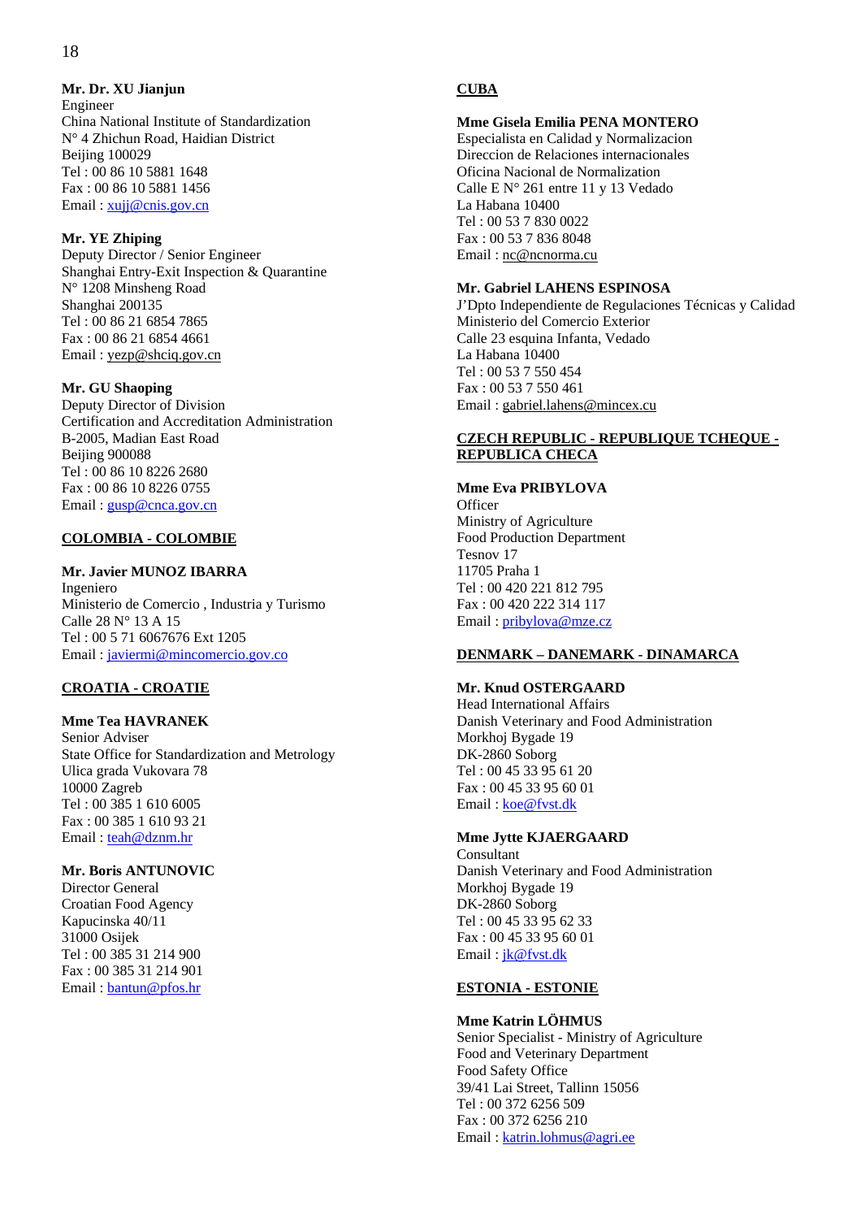**Mr. Dr. XU Jianjun**
Engineer
China National Institute of Standardization
N° 4 Zhichun Road, Haidian District
Beijing 100029
Tel : 00 86 10 5881 1648
Fax : 00 86 10 5881 1456
Email : xujj@cnis.gov.cn

**Mr. YE Zhiping**
Deputy Director / Senior Engineer
Shanghai Entry-Exit Inspection & Quarantine
N° 1208 Minsheng Road
Shanghai 200135
Tel : 00 86 21 6854 7865
Fax : 00 86 21 6854 4661
Email : yezp@shciq.gov.cn

**Mr. GU Shaoping**
Deputy Director of Division
Certification and Accreditation Administration
B-2005, Madian East Road
Beijing 900088
Tel : 00 86 10 8226 2680
Fax : 00 86 10 8226 0755
Email : gusp@cnca.gov.cn

## COLOMBIA - COLOMBIE

**Mr. Javier MUNOZ IBARRA**
Ingeniero
Ministerio de Comercio , Industria y Turismo
Calle 28 N° 13 A 15
Tel : 00 5 71 6067676 Ext 1205
Email : javiermi@mincomercio.gov.co

## CROATIA - CROATIE

**Mme Tea HAVRANEK**
Senior Adviser
State Office for Standardization and Metrology
Ulica grada Vukovara 78
10000 Zagreb
Tel : 00 385 1 610 6005
Fax : 00 385 1 610 93 21
Email : teah@dznm.hr

**Mr. Boris ANTUNOVIC**
Director General
Croatian Food Agency
Kapucinska 40/11
31000 Osijek
Tel : 00 385 31 214 900
Fax : 00 385 31 214 901
Email : bantun@pfos.hr

## CUBA

**Mme Gisela Emilia PENA MONTERO**
Especialista en Calidad y Normalizacion
Direccion de Relaciones internacionales
Oficina Nacional de Normalization
Calle E N° 261 entre 11 y 13 Vedado
La Habana 10400
Tel : 00 53 7 830 0022
Fax : 00 53 7 836 8048
Email : nc@ncnorma.cu

**Mr. Gabriel LAHENS ESPINOSA**
J'Dpto Independiente de Regulaciones Técnicas y Calidad
Ministerio del Comercio Exterior
Calle 23 esquina Infanta, Vedado
La Habana 10400
Tel : 00 53 7 550 454
Fax : 00 53 7 550 461
Email : gabriel.lahens@mincex.cu

## CZECH REPUBLIC - REPUBLIQUE TCHEQUE - REPUBLICA CHECA

**Mme Eva PRIBYLOVA**
Officer
Ministry of Agriculture
Food Production Department
Tesnov 17
11705 Praha 1
Tel : 00 420 221 812 795
Fax : 00 420 222 314 117
Email : pribylova@mze.cz

## DENMARK – DANEMARK - DINAMARCA

**Mr. Knud OSTERGAARD**
Head International Affairs
Danish Veterinary and Food Administration
Morkhoj Bygade 19
DK-2860 Soborg
Tel : 00 45 33 95 61 20
Fax : 00 45 33 95 60 01
Email : koe@fvst.dk

**Mme Jytte KJAERGAARD**
Consultant
Danish Veterinary and Food Administration
Morkhoj Bygade 19
DK-2860 Soborg
Tel : 00 45 33 95 62 33
Fax : 00 45 33 95 60 01
Email : jk@fvst.dk

## ESTONIA - ESTONIE

**Mme Katrin LÖHMUS**
Senior Specialist - Ministry of Agriculture
Food and Veterinary Department
Food Safety Office
39/41 Lai Street, Tallinn 15056
Tel : 00 372 6256 509
Fax : 00 372 6256 210
Email : katrin.lohmus@agri.ee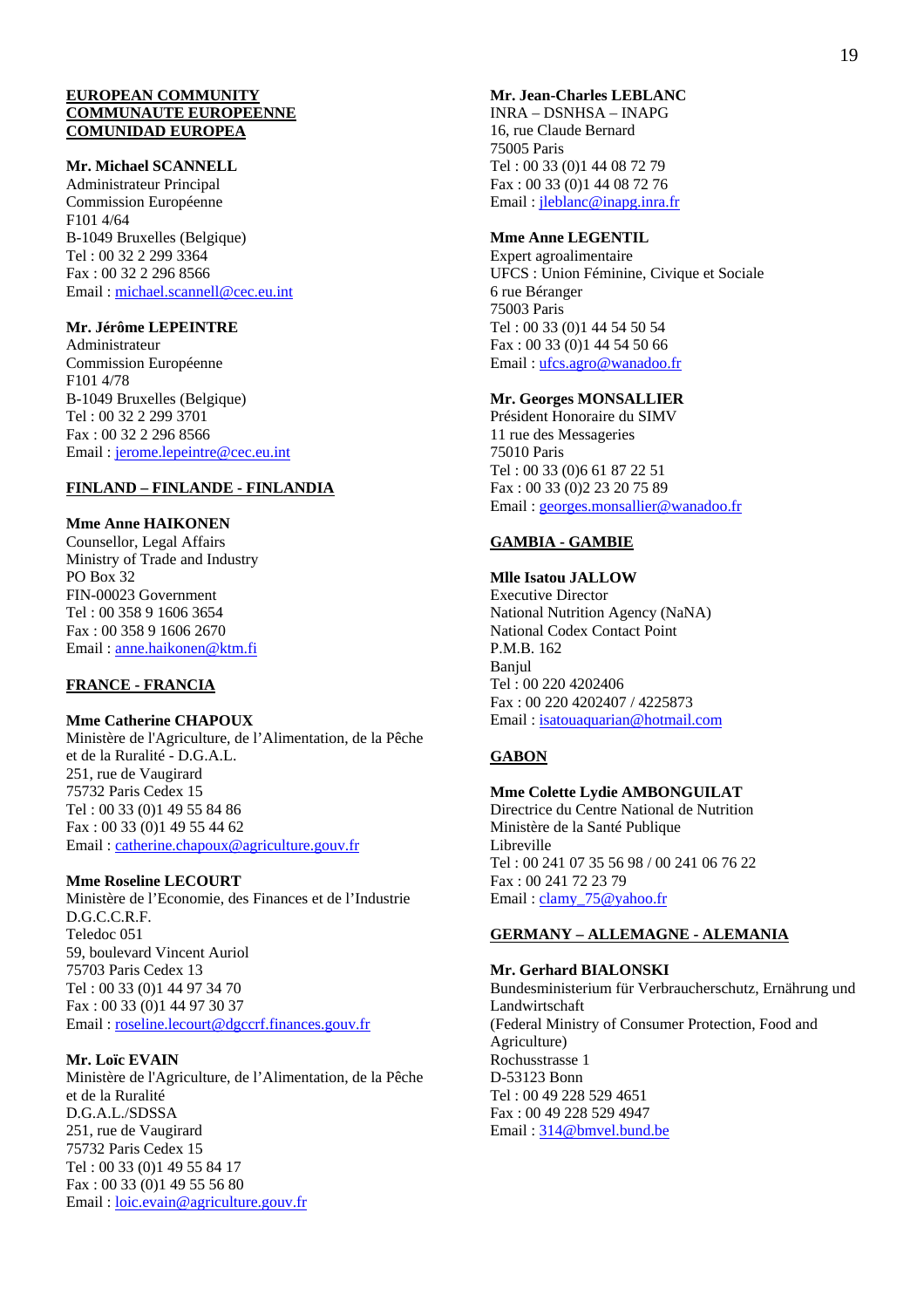**EUROPEAN COMMUNITY**
**COMMUNAUTE EUROPEENNE**
**COMUNIDAD EUROPEA**

**Mr. Michael SCANNELL**
Administrateur Principal
Commission Européenne
F101 4/64
B-1049 Bruxelles (Belgique)
Tel : 00 32 2 299 3364
Fax : 00 32 2 296 8566
Email : michael.scannell@cec.eu.int

**Mr. Jérôme LEPEINTRE**
Administrateur
Commission Européenne
F101 4/78
B-1049 Bruxelles (Belgique)
Tel : 00 32 2 299 3701
Fax : 00 32 2 296 8566
Email : jerome.lepeintre@cec.eu.int

**FINLAND – FINLANDE - FINLANDIA**

**Mme Anne HAIKONEN**
Counsellor, Legal Affairs
Ministry of Trade and Industry
PO Box 32
FIN-00023 Government
Tel : 00 358 9 1606 3654
Fax : 00 358 9 1606 2670
Email : anne.haikonen@ktm.fi

**FRANCE - FRANCIA**

**Mme Catherine CHAPOUX**
Ministère de l'Agriculture, de l'Alimentation, de la Pêche et de la Ruralité - D.G.A.L.
251, rue de Vaugirard
75732 Paris Cedex 15
Tel : 00 33 (0)1 49 55 84 86
Fax : 00 33 (0)1 49 55 44 62
Email : catherine.chapoux@agriculture.gouv.fr

**Mme Roseline LECOURT**
Ministère de l'Economie, des Finances et de l'Industrie
D.G.C.C.R.F.
Teledoc 051
59, boulevard Vincent Auriol
75703 Paris Cedex 13
Tel : 00 33 (0)1 44 97 34 70
Fax : 00 33 (0)1 44 97 30 37
Email : roseline.lecourt@dgccrf.finances.gouv.fr

**Mr. Loïc EVAIN**
Ministère de l'Agriculture, de l'Alimentation, de la Pêche et de la Ruralité
D.G.A.L./SDSSA
251, rue de Vaugirard
75732 Paris Cedex 15
Tel : 00 33 (0)1 49 55 84 17
Fax : 00 33 (0)1 49 55 56 80
Email : loic.evain@agriculture.gouv.fr

**Mr. Jean-Charles LEBLANC**
INRA – DSNHSA – INAPG
16, rue Claude Bernard
75005 Paris
Tel : 00 33 (0)1 44 08 72 79
Fax : 00 33 (0)1 44 08 72 76
Email : jleblanc@inapg.inra.fr

**Mme Anne LEGENTIL**
Expert agroalimentaire
UFCS : Union Féminine, Civique et Sociale
6 rue Béranger
75003 Paris
Tel : 00 33 (0)1 44 54 50 54
Fax : 00 33 (0)1 44 54 50 66
Email : ufcs.agro@wanadoo.fr

**Mr. Georges MONSALLIER**
Président Honoraire du SIMV
11 rue des Messageries
75010 Paris
Tel : 00 33 (0)6 61 87 22 51
Fax : 00 33 (0)2 23 20 75 89
Email : georges.monsallier@wanadoo.fr

**GAMBIA - GAMBIE**

**Mlle Isatou JALLOW**
Executive Director
National Nutrition Agency (NaNA)
National Codex Contact Point
P.M.B. 162
Banjul
Tel : 00 220 4202406
Fax : 00 220 4202407 / 4225873
Email : isatouaquarian@hotmail.com

**GABON**

**Mme Colette Lydie AMBONGUILAT**
Directrice du Centre National de Nutrition
Ministère de la Santé Publique
Libreville
Tel : 00 241 07 35 56 98 / 00 241 06 76 22
Fax : 00 241 72 23 79
Email : clamy_75@yahoo.fr

**GERMANY – ALLEMAGNE - ALEMANIA**

**Mr. Gerhard BIALONSKI**
Bundesministerium für Verbraucherschutz, Ernährung und Landwirtschaft
(Federal Ministry of Consumer Protection, Food and Agriculture)
Rochusstrasse 1
D-53123 Bonn
Tel : 00 49 228 529 4651
Fax : 00 49 228 529 4947
Email : 314@bmvel.bund.be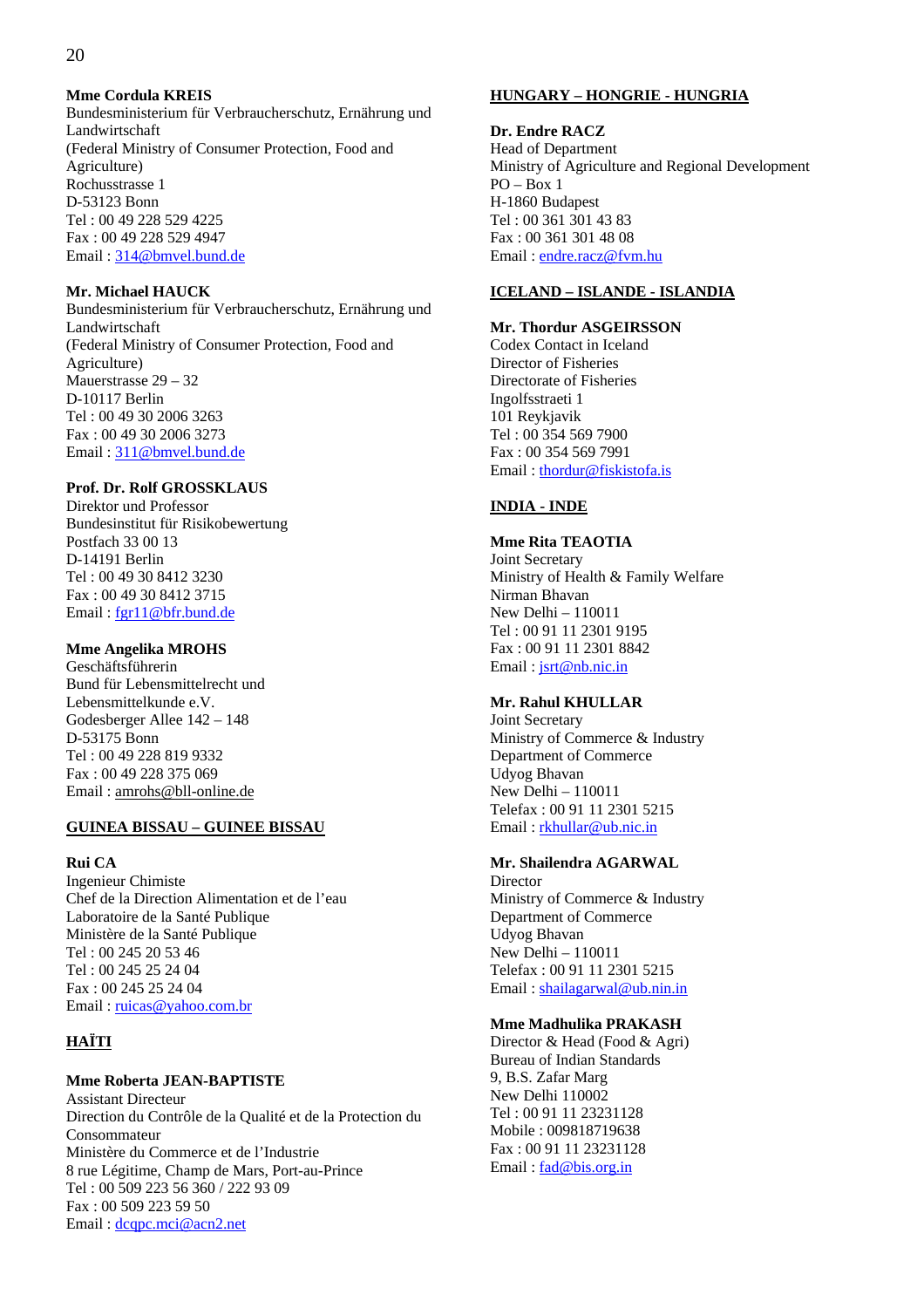**Mme Cordula KREIS**
Bundesministerium für Verbraucherschutz, Ernährung und Landwirtschaft
(Federal Ministry of Consumer Protection, Food and Agriculture)
Rochusstrasse 1
D-53123 Bonn
Tel : 00 49 228 529 4225
Fax : 00 49 228 529 4947
Email : 314@bmvel.bund.de

**Mr. Michael HAUCK**
Bundesministerium für Verbraucherschutz, Ernährung und Landwirtschaft
(Federal Ministry of Consumer Protection, Food and Agriculture)
Mauerstrasse 29 – 32
D-10117 Berlin
Tel : 00 49 30 2006 3263
Fax : 00 49 30 2006 3273
Email : 311@bmvel.bund.de

**Prof. Dr. Rolf GROSSKLAUS**
Direktor und Professor
Bundesinstitut für Risikobewertung
Postfach 33 00 13
D-14191 Berlin
Tel : 00 49 30 8412 3230
Fax : 00 49 30 8412 3715
Email : fgr11@bfr.bund.de

**Mme Angelika MROHS**
Geschäftsführerin
Bund für Lebensmittelrecht und Lebensmittelkunde e.V.
Godesberger Allee 142 – 148
D-53175 Bonn
Tel : 00 49 228 819 9332
Fax : 00 49 228 375 069
Email : amrohs@bll-online.de

**GUINEA BISSAU – GUINEE BISSAU**

**Rui CA**
Ingenieur Chimiste
Chef de la Direction Alimentation et de l'eau
Laboratoire de la Santé Publique
Ministère de la Santé Publique
Tel : 00 245 20 53 46
Tel : 00 245 25 24 04
Fax : 00 245 25 24 04
Email : ruicas@yahoo.com.br

**HAÏTI**

**Mme Roberta JEAN-BAPTISTE**
Assistant Directeur
Direction du Contrôle de la Qualité et de la Protection du Consommateur
Ministère du Commerce et de l'Industrie
8 rue Légitime, Champ de Mars, Port-au-Prince
Tel : 00 509 223 56 360 / 222 93 09
Fax : 00 509 223 59 50
Email : dcqpc.mci@acn2.net

**HUNGARY – HONGRIE - HUNGRIA**

**Dr. Endre RACZ**
Head of Department
Ministry of Agriculture and Regional Development
PO – Box 1
H-1860 Budapest
Tel : 00 361 301 43 83
Fax : 00 361 301 48 08
Email : endre.racz@fvm.hu

**ICELAND – ISLANDE - ISLANDIA**

**Mr. Thordur ASGEIRSSON**
Codex Contact in Iceland
Director of Fisheries
Directorate of Fisheries
Ingolfsstraeti 1
101 Reykjavik
Tel : 00 354 569 7900
Fax : 00 354 569 7991
Email : thordur@fiskistofa.is

**INDIA - INDE**

**Mme Rita TEAOTIA**
Joint Secretary
Ministry of Health & Family Welfare
Nirman Bhavan
New Delhi – 110011
Tel : 00 91 11 2301 9195
Fax : 00 91 11 2301 8842
Email : jsrt@nb.nic.in

**Mr. Rahul KHULLAR**
Joint Secretary
Ministry of Commerce & Industry
Department of Commerce
Udyog Bhavan
New Delhi – 110011
Telefax : 00 91 11 2301 5215
Email : rkhullar@ub.nic.in

**Mr. Shailendra AGARWAL**
Director
Ministry of Commerce & Industry
Department of Commerce
Udyog Bhavan
New Delhi – 110011
Telefax : 00 91 11 2301 5215
Email : shailagarwal@ub.nin.in

**Mme Madhulika PRAKASH**
Director & Head (Food & Agri)
Bureau of Indian Standards
9, B.S. Zafar Marg
New Delhi 110002
Tel : 00 91 11 23231128
Mobile : 009818719638
Fax : 00 91 11 23231128
Email : fad@bis.org.in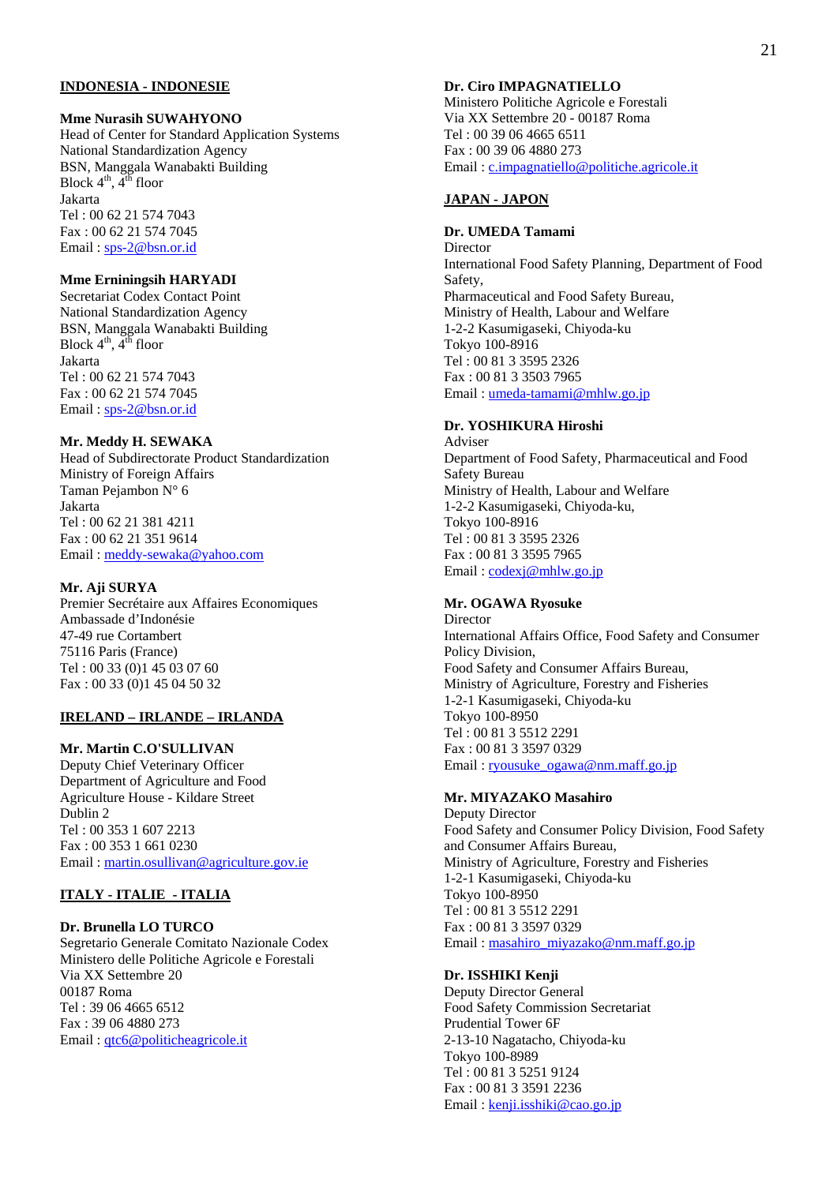**INDONESIA - INDONESIE**

**Mme Nurasih SUWAHYONO**
Head of Center for Standard Application Systems
National Standardization Agency
BSN, Manggala Wanabakti Building
Block 4th, 4th floor
Jakarta
Tel : 00 62 21 574 7043
Fax : 00 62 21 574 7045
Email : sps-2@bsn.or.id

**Mme Erniningsih HARYADI**
Secretariat Codex Contact Point
National Standardization Agency
BSN, Manggala Wanabakti Building
Block 4th, 4th floor
Jakarta
Tel : 00 62 21 574 7043
Fax : 00 62 21 574 7045
Email : sps-2@bsn.or.id

**Mr. Meddy H. SEWAKA**
Head of Subdirectorate Product Standardization
Ministry of Foreign Affairs
Taman Pejambon N° 6
Jakarta
Tel : 00 62 21 381 4211
Fax : 00 62 21 351 9614
Email : meddy-sewaka@yahoo.com

**Mr. Aji SURYA**
Premier Secrétaire aux Affaires Economiques
Ambassade d'Indonésie
47-49 rue Cortambert
75116 Paris (France)
Tel : 00 33 (0)1 45 03 07 60
Fax : 00 33 (0)1 45 04 50 32

**IRELAND – IRLANDE – IRLANDA**

**Mr. Martin C.O'SULLIVAN**
Deputy Chief Veterinary Officer
Department of Agriculture and Food
Agriculture House - Kildare Street
Dublin 2
Tel : 00 353 1 607 2213
Fax : 00 353 1 661 0230
Email : martin.osullivan@agriculture.gov.ie

**ITALY - ITALIE - ITALIA**

**Dr. Brunella LO TURCO**
Segretario Generale Comitato Nazionale Codex
Ministero delle Politiche Agricole e Forestali
Via XX Settembre 20
00187 Roma
Tel : 39 06 4665 6512
Fax : 39 06 4880 273
Email : qtc6@politicheagricole.it

**Dr. Ciro IMPAGNATIELLO**
Ministero Politiche Agricole e Forestali
Via XX Settembre 20 - 00187 Roma
Tel : 00 39 06 4665 6511
Fax : 00 39 06 4880 273
Email : c.impagnatiello@politiche.agricole.it

**JAPAN - JAPON**

**Dr. UMEDA Tamami**
Director
International Food Safety Planning, Department of Food Safety,
Pharmaceutical and Food Safety Bureau,
Ministry of Health, Labour and Welfare
1-2-2 Kasumigaseki, Chiyoda-ku
Tokyo 100-8916
Tel : 00 81 3 3595 2326
Fax : 00 81 3 3503 7965
Email : umeda-tamami@mhlw.go.jp

**Dr. YOSHIKURA Hiroshi**
Adviser
Department of Food Safety, Pharmaceutical and Food Safety Bureau
Ministry of Health, Labour and Welfare
1-2-2 Kasumigaseki, Chiyoda-ku,
Tokyo 100-8916
Tel : 00 81 3 3595 2326
Fax : 00 81 3 3595 7965
Email : codexj@mhlw.go.jp

**Mr. OGAWA Ryosuke**
Director
International Affairs Office, Food Safety and Consumer Policy Division,
Food Safety and Consumer Affairs Bureau,
Ministry of Agriculture, Forestry and Fisheries
1-2-1 Kasumigaseki, Chiyoda-ku
Tokyo 100-8950
Tel : 00 81 3 5512 2291
Fax : 00 81 3 3597 0329
Email : ryousuke_ogawa@nm.maff.go.jp

**Mr. MIYAZAKO Masahiro**
Deputy Director
Food Safety and Consumer Policy Division, Food Safety and Consumer Affairs Bureau,
Ministry of Agriculture, Forestry and Fisheries
1-2-1 Kasumigaseki, Chiyoda-ku
Tokyo 100-8950
Tel : 00 81 3 5512 2291
Fax : 00 81 3 3597 0329
Email : masahiro_miyazako@nm.maff.go.jp

**Dr. ISSHIKI Kenji**
Deputy Director General
Food Safety Commission Secretariat
Prudential Tower 6F
2-13-10 Nagatacho, Chiyoda-ku
Tokyo 100-8989
Tel : 00 81 3 5251 9124
Fax : 00 81 3 3591 2236
Email : kenji.isshiki@cao.go.jp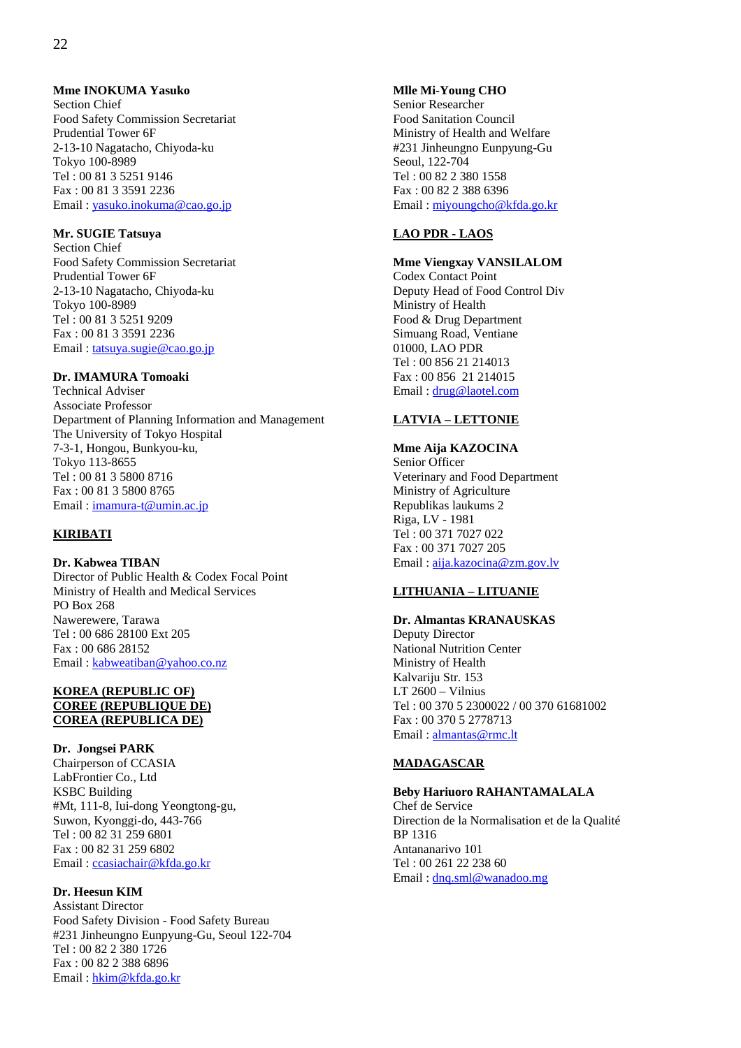**Mme INOKUMA Yasuko**
Section Chief
Food Safety Commission Secretariat
Prudential Tower 6F
2-13-10 Nagatacho, Chiyoda-ku
Tokyo 100-8989
Tel : 00 81 3 5251 9146
Fax : 00 81 3 3591 2236
Email : yasuko.inokuma@cao.go.jp

**Mr. SUGIE Tatsuya**
Section Chief
Food Safety Commission Secretariat
Prudential Tower 6F
2-13-10 Nagatacho, Chiyoda-ku
Tokyo 100-8989
Tel : 00 81 3 5251 9209
Fax : 00 81 3 3591 2236
Email : tatsuya.sugie@cao.go.jp

**Dr. IMAMURA Tomoaki**
Technical Adviser
Associate Professor
Department of Planning Information and Management
The University of Tokyo Hospital
7-3-1, Hongou, Bunkyou-ku,
Tokyo 113-8655
Tel : 00 81 3 5800 8716
Fax : 00 81 3 5800 8765
Email : imamura-t@umin.ac.jp

**KIRIBATI**

**Dr. Kabwea TIBAN**
Director of Public Health & Codex Focal Point
Ministry of Health and Medical Services
PO Box 268
Nawerewere, Tarawa
Tel : 00 686 28100 Ext 205
Fax : 00 686 28152
Email : kabweatiban@yahoo.co.nz

**KOREA (REPUBLIC OF)**
**COREE (REPUBLIQUE DE)**
**COREA (REPUBLICA DE)**

**Dr. Jongsei PARK**
Chairperson of CCASIA
LabFrontier Co., Ltd
KSBC Building
#Mt, 111-8, Iui-dong Yeongtong-gu,
Suwon, Kyonggi-do, 443-766
Tel : 00 82 31 259 6801
Fax : 00 82 31 259 6802
Email : ccasiachair@kfda.go.kr

**Dr. Heesun KIM**
Assistant Director
Food Safety Division - Food Safety Bureau
#231 Jinheungno Eunpyung-Gu, Seoul 122-704
Tel : 00 82 2 380 1726
Fax : 00 82 2 388 6896
Email : hkim@kfda.go.kr

**Mlle Mi-Young CHO**
Senior Researcher
Food Sanitation Council
Ministry of Health and Welfare
#231 Jinheungno Eunpyung-Gu
Seoul, 122-704
Tel : 00 82 2 380 1558
Fax : 00 82 2 388 6396
Email : miyoungcho@kfda.go.kr

**LAO PDR - LAOS**

**Mme Viengxay VANSILALOM**
Codex Contact Point
Deputy Head of Food Control Div
Ministry of Health
Food & Drug Department
Simuang Road, Ventiane
01000, LAO PDR
Tel : 00 856 21 214013
Fax : 00 856 21 214015
Email : drug@laotel.com

**LATVIA – LETTONIE**

**Mme Aija KAZOCINA**
Senior Officer
Veterinary and Food Department
Ministry of Agriculture
Republikas laukums 2
Riga, LV - 1981
Tel : 00 371 7027 022
Fax : 00 371 7027 205
Email : aija.kazocina@zm.gov.lv

**LITHUANIA – LITUANIE**

**Dr. Almantas KRANAUSKAS**
Deputy Director
National Nutrition Center
Ministry of Health
Kalvariju Str. 153
LT 2600 – Vilnius
Tel : 00 370 5 2300022 / 00 370 61681002
Fax : 00 370 5 2778713
Email : almantas@rmc.lt

**MADAGASCAR**

**Beby Hariuoro RAHANTAMALALA**
Chef de Service
Direction de la Normalisation et de la Qualité
BP 1316
Antananarivo 101
Tel : 00 261 22 238 60
Email : dnq.sml@wanadoo.mg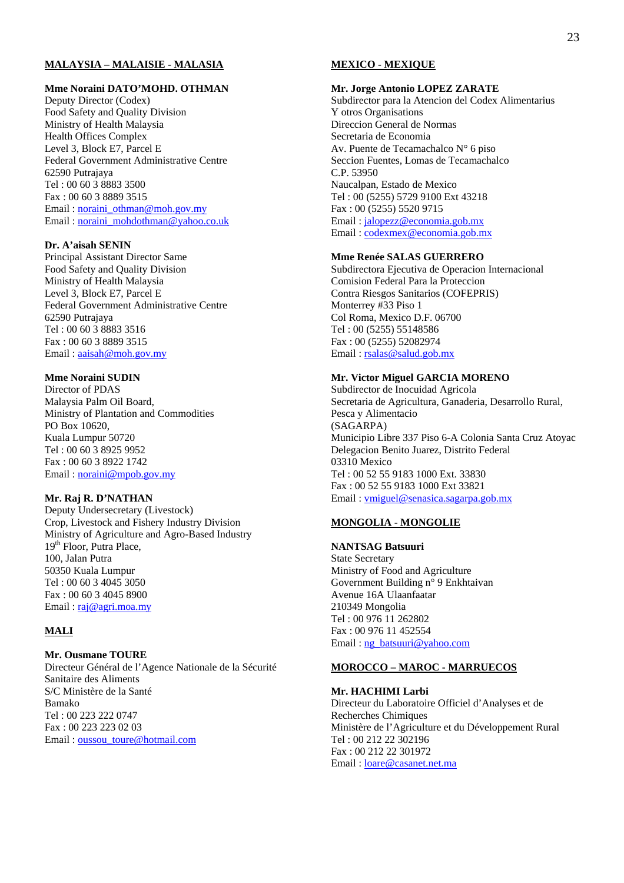**MALAYSIA – MALAISIE - MALASIA**

**Mme Noraini DATO'MOHD. OTHMAN**
Deputy Director (Codex)
Food Safety and Quality Division
Ministry of Health Malaysia
Health Offices Complex
Level 3, Block E7, Parcel E
Federal Government Administrative Centre
62590 Putrajaya
Tel : 00 60 3 8883 3500
Fax : 00 60 3 8889 3515
Email : noraini_othman@moh.gov.my
Email : noraini_mohdothman@yahoo.co.uk

**Dr. A'aisah SENIN**
Principal Assistant Director Same
Food Safety and Quality Division
Ministry of Health Malaysia
Level 3, Block E7, Parcel E
Federal Government Administrative Centre
62590 Putrajaya
Tel : 00 60 3 8883 3516
Fax : 00 60 3 8889 3515
Email : aaisah@moh.gov.my

**Mme Noraini SUDIN**
Director of PDAS
Malaysia Palm Oil Board,
Ministry of Plantation and Commodities
PO Box 10620,
Kuala Lumpur 50720
Tel : 00 60 3 8925 9952
Fax : 00 60 3 8922 1742
Email : noraini@mpob.gov.my

**Mr. Raj R. D'NATHAN**
Deputy Undersecretary (Livestock)
Crop, Livestock and Fishery Industry Division
Ministry of Agriculture and Agro-Based Industry
19th Floor, Putra Place,
100, Jalan Putra
50350 Kuala Lumpur
Tel : 00 60 3 4045 3050
Fax : 00 60 3 4045 8900
Email : raj@agri.moa.my

**MALI**

**Mr. Ousmane TOURE**
Directeur Général de l'Agence Nationale de la Sécurité Sanitaire des Aliments
S/C Ministère de la Santé
Bamako
Tel : 00 223 222 0747
Fax : 00 223 223 02 03
Email : oussou_toure@hotmail.com

**MEXICO - MEXIQUE**

**Mr. Jorge Antonio LOPEZ ZARATE**
Subdirector para la Atencion del Codex Alimentarius
Y otros Organisations
Direccion General de Normas
Secretaria de Economia
Av. Puente de Tecamachalco N° 6 piso
Seccion Fuentes, Lomas de Tecamachalco
C.P. 53950
Naucalpan, Estado de Mexico
Tel : 00 (5255) 5729 9100 Ext 43218
Fax : 00 (5255) 5520 9715
Email : jalopezz@economia.gob.mx
Email : codexmex@economia.gob.mx

**Mme Renée SALAS GUERRERO**
Subdirectora Ejecutiva de Operacion Internacional
Comision Federal Para la Proteccion
Contra Riesgos Sanitarios (COFEPRIS)
Monterrey #33 Piso 1
Col Roma, Mexico D.F. 06700
Tel : 00 (5255) 55148586
Fax : 00 (5255) 52082974
Email : rsalas@salud.gob.mx

**Mr. Victor Miguel GARCIA MORENO**
Subdirector de Inocuidad Agricola
Secretaria de Agricultura, Ganaderia, Desarrollo Rural, Pesca y Alimentacio
(SAGARPA)
Municipio Libre 337 Piso 6-A Colonia Santa Cruz Atoyac
Delegacion Benito Juarez, Distrito Federal
03310 Mexico
Tel : 00 52 55 9183 1000 Ext. 33830
Fax : 00 52 55 9183 1000 Ext 33821
Email : vmiguel@senasica.sagarpa.gob.mx

**MONGOLIA - MONGOLIE**

**NANTSAG Batsuuri**
State Secretary
Ministry of Food and Agriculture
Government Building n° 9 Enkhtaivan
Avenue 16A Ulaanfaatar
210349 Mongolia
Tel : 00 976 11 262802
Fax : 00 976 11 452554
Email : ng_batsuuri@yahoo.com

**MOROCCO – MAROC - MARRUECOS**

**Mr. HACHIMI Larbi**
Directeur du Laboratoire Officiel d'Analyses et de Recherches Chimiques
Ministère de l'Agriculture et du Développement Rural
Tel : 00 212 22 302196
Fax : 00 212 22 301972
Email : loare@casanet.net.ma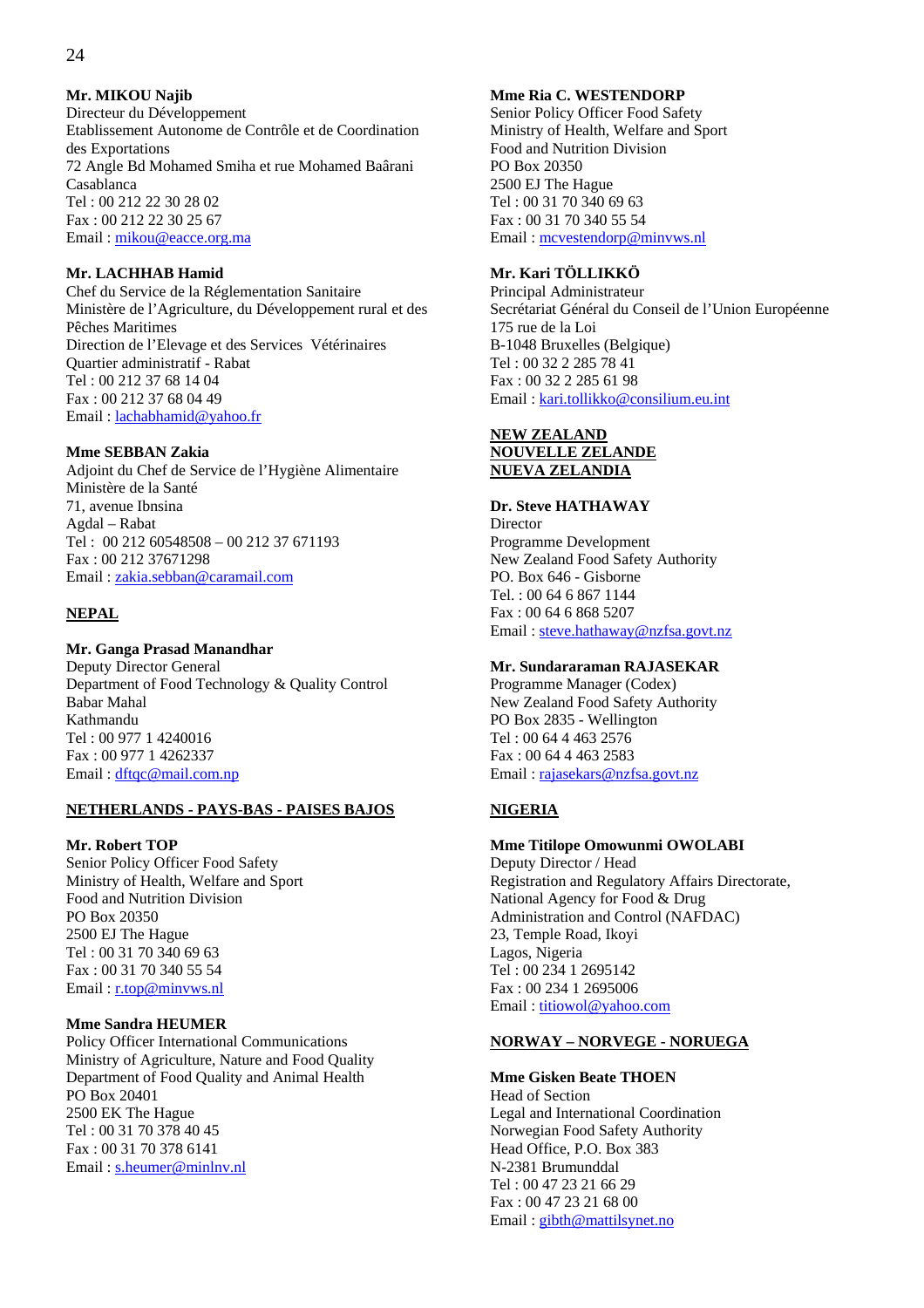**Mr. MIKOU Najib**
Directeur du Développement
Etablissement Autonome de Contrôle et de Coordination des Exportations
72 Angle Bd Mohamed Smiha et rue Mohamed Baârani
Casablanca
Tel : 00 212 22 30 28 02
Fax : 00 212 22 30 25 67
Email : mikou@eacce.org.ma

**Mr. LACHHAB Hamid**
Chef du Service de la Réglementation Sanitaire
Ministère de l'Agriculture, du Développement rural et des Pêches Maritimes
Direction de l'Elevage et des Services Vétérinaires
Quartier administratif - Rabat
Tel : 00 212 37 68 14 04
Fax : 00 212 37 68 04 49
Email : lachabhamid@yahoo.fr

**Mme SEBBAN Zakia**
Adjoint du Chef de Service de l'Hygiène Alimentaire
Ministère de la Santé
71, avenue Ibnsina
Agdal – Rabat
Tel : 00 212 60548508 – 00 212 37 671193
Fax : 00 212 37671298
Email : zakia.sebban@caramail.com

**NEPAL**

**Mr. Ganga Prasad Manandhar**
Deputy Director General
Department of Food Technology & Quality Control
Babar Mahal
Kathmandu
Tel : 00 977 1 4240016
Fax : 00 977 1 4262337
Email : dftqc@mail.com.np

**NETHERLANDS - PAYS-BAS - PAISES BAJOS**

**Mr. Robert TOP**
Senior Policy Officer Food Safety
Ministry of Health, Welfare and Sport
Food and Nutrition Division
PO Box 20350
2500 EJ The Hague
Tel : 00 31 70 340 69 63
Fax : 00 31 70 340 55 54
Email : r.top@minvws.nl

**Mme Sandra HEUMER**
Policy Officer International Communications
Ministry of Agriculture, Nature and Food Quality
Department of Food Quality and Animal Health
PO Box 20401
2500 EK The Hague
Tel : 00 31 70 378 40 45
Fax : 00 31 70 378 6141
Email : s.heumer@minlnv.nl

**Mme Ria C. WESTENDORP**
Senior Policy Officer Food Safety
Ministry of Health, Welfare and Sport
Food and Nutrition Division
PO Box 20350
2500 EJ The Hague
Tel : 00 31 70 340 69 63
Fax : 00 31 70 340 55 54
Email : mcvestendorp@minvws.nl

**Mr. Kari TÖLLIKKÖ**
Principal Administrateur
Secrétariat Général du Conseil de l'Union Européenne
175 rue de la Loi
B-1048 Bruxelles (Belgique)
Tel : 00 32 2 285 78 41
Fax : 00 32 2 285 61 98
Email : kari.tollikko@consilium.eu.int

**NEW ZEALAND**
**NOUVELLE ZELANDE**
**NUEVA ZELANDIA**

**Dr. Steve HATHAWAY**
Director
Programme Development
New Zealand Food Safety Authority
PO. Box 646 - Gisborne
Tel. : 00 64 6 867 1144
Fax : 00 64 6 868 5207
Email : steve.hathaway@nzfsa.govt.nz

**Mr. Sundararaman RAJASEKAR**
Programme Manager (Codex)
New Zealand Food Safety Authority
PO Box 2835 - Wellington
Tel : 00 64 4 463 2576
Fax : 00 64 4 463 2583
Email : rajasekars@nzfsa.govt.nz

**NIGERIA**

**Mme Titilope Omowunmi OWOLABI**
Deputy Director / Head
Registration and Regulatory Affairs Directorate,
National Agency for Food & Drug Administration and Control (NAFDAC)
23, Temple Road, Ikoyi
Lagos, Nigeria
Tel : 00 234 1 2695142
Fax : 00 234 1 2695006
Email : titiowol@yahoo.com

**NORWAY – NORVEGE - NORUEGA**

**Mme Gisken Beate THOEN**
Head of Section
Legal and International Coordination
Norwegian Food Safety Authority
Head Office, P.O. Box 383
N-2381 Brumunddal
Tel : 00 47 23 21 66 29
Fax : 00 47 23 21 68 00
Email : gibth@mattilsynet.no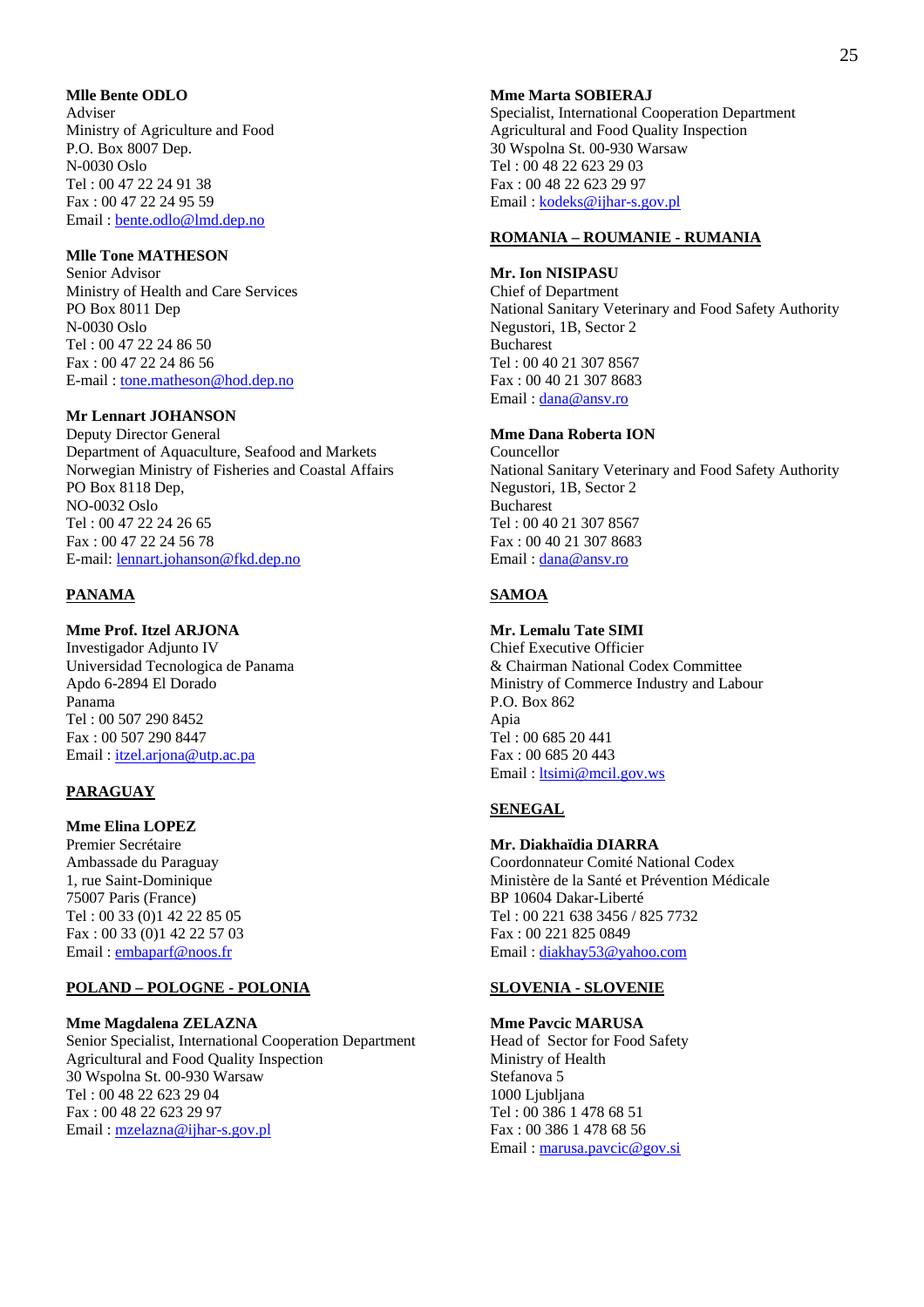**Mlle Bente ODLO**
Adviser
Ministry of Agriculture and Food
P.O. Box 8007 Dep.
N-0030 Oslo
Tel : 00 47 22 24 91 38
Fax : 00 47 22 24 95 59
Email : bente.odlo@lmd.dep.no

**Mlle Tone MATHESON**
Senior Advisor
Ministry of Health and Care Services
PO Box 8011 Dep
N-0030 Oslo
Tel : 00 47 22 24 86 50
Fax : 00 47 22 24 86 56
E-mail : tone.matheson@hod.dep.no

**Mr Lennart JOHANSON**
Deputy Director General
Department of Aquaculture, Seafood and Markets
Norwegian Ministry of Fisheries and Coastal Affairs
PO Box 8118 Dep,
NO-0032 Oslo
Tel : 00 47 22 24 26 65
Fax : 00 47 22 24 56 78
E-mail: lennart.johanson@fkd.dep.no

**PANAMA**

**Mme Prof. Itzel ARJONA**
Investigador Adjunto IV
Universidad Tecnologica de Panama
Apdo 6-2894 El Dorado
Panama
Tel : 00 507 290 8452
Fax : 00 507 290 8447
Email : itzel.arjona@utp.ac.pa

**PARAGUAY**

**Mme Elina LOPEZ**
Premier Secrétaire
Ambassade du Paraguay
1, rue Saint-Dominique
75007 Paris (France)
Tel : 00 33 (0)1 42 22 85 05
Fax : 00 33 (0)1 42 22 57 03
Email : embaparf@noos.fr

**POLAND – POLOGNE - POLONIA**

**Mme Magdalena ZELAZNA**
Senior Specialist, International Cooperation Department
Agricultural and Food Quality Inspection
30 Wspolna St. 00-930 Warsaw
Tel : 00 48 22 623 29 04
Fax : 00 48 22 623 29 97
Email : mzelazna@ijhar-s.gov.pl

**Mme Marta SOBIERAJ**
Specialist, International Cooperation Department
Agricultural and Food Quality Inspection
30 Wspolna St. 00-930 Warsaw
Tel : 00 48 22 623 29 03
Fax : 00 48 22 623 29 97
Email : kodeks@ijhar-s.gov.pl

**ROMANIA – ROUMANIE - RUMANIA**

**Mr. Ion NISIPASU**
Chief of Department
National Sanitary Veterinary and Food Safety Authority
Negustori, 1B, Sector 2
Bucharest
Tel : 00 40 21 307 8567
Fax : 00 40 21 307 8683
Email : dana@ansv.ro

**Mme Dana Roberta ION**
Councellor
National Sanitary Veterinary and Food Safety Authority
Negustori, 1B, Sector 2
Bucharest
Tel : 00 40 21 307 8567
Fax : 00 40 21 307 8683
Email : dana@ansv.ro

**SAMOA**

**Mr. Lemalu Tate SIMI**
Chief Executive Officer
& Chairman National Codex Committee
Ministry of Commerce Industry and Labour
P.O. Box 862
Apia
Tel : 00 685 20 441
Fax : 00 685 20 443
Email : ltsimi@mcil.gov.ws

**SENEGAL**

**Mr. Diakhaïdia DIARRA**
Coordonnateur Comité National Codex
Ministère de la Santé et Prévention Médicale
BP 10604 Dakar-Liberté
Tel : 00 221 638 3456 / 825 7732
Fax : 00 221 825 0849
Email : diakhay53@yahoo.com

**SLOVENIA - SLOVENIE**

**Mme Pavcic MARUSA**
Head of Sector for Food Safety
Ministry of Health
Stefanova 5
1000 Ljubljana
Tel : 00 386 1 478 68 51
Fax : 00 386 1 478 68 56
Email : marusa.pavcic@gov.si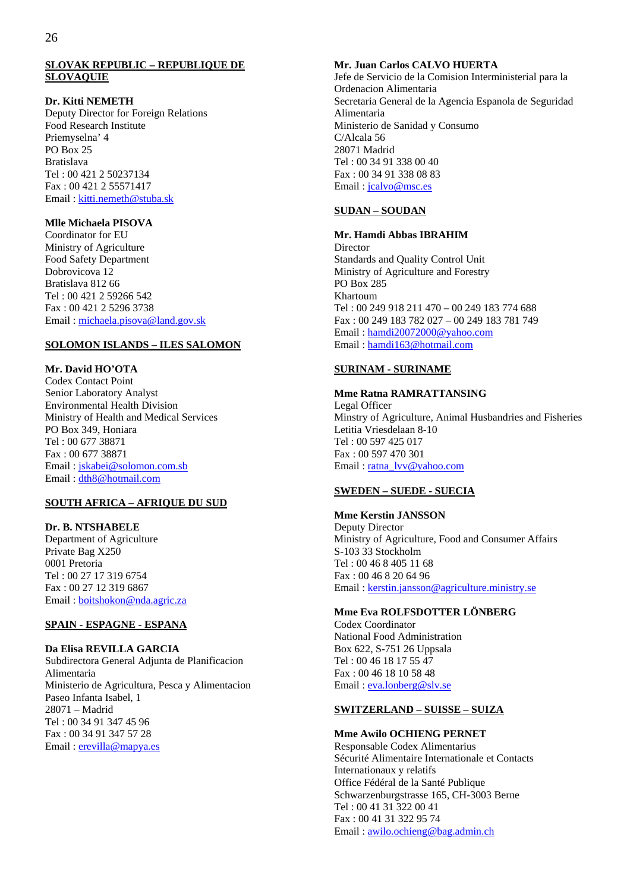**SLOVAK REPUBLIC – REPUBLIQUE DE SLOVAQUIE**

**Dr. Kitti NEMETH**
Deputy Director for Foreign Relations
Food Research Institute
Priemyselna' 4
PO Box 25
Bratislava
Tel : 00 421 2 50237134
Fax : 00 421 2 55571417
Email : kitti.nemeth@stuba.sk

**Mlle Michaela PISOVA**
Coordinator for EU
Ministry of Agriculture
Food Safety Department
Dobrovicova 12
Bratislava 812 66
Tel : 00 421 2 59266 542
Fax : 00 421 2 5296 3738
Email : michaela.pisova@land.gov.sk

**SOLOMON ISLANDS – ILES SALOMON**

**Mr. David HO'OTA**
Codex Contact Point
Senior Laboratory Analyst
Environmental Health Division
Ministry of Health and Medical Services
PO Box 349, Honiara
Tel : 00 677 38871
Fax : 00 677 38871
Email : jskabei@solomon.com.sb
Email : dth8@hotmail.com

**SOUTH AFRICA – AFRIQUE DU SUD**

**Dr. B. NTSHABELE**
Department of Agriculture
Private Bag X250
0001 Pretoria
Tel : 00 27 17 319 6754
Fax : 00 27 12 319 6867
Email : boitshokon@nda.agric.za

**SPAIN - ESPAGNE - ESPANA**

**Da Elisa REVILLA GARCIA**
Subdirectora General Adjunta de Planificacion Alimentaria
Ministerio de Agricultura, Pesca y Alimentacion
Paseo Infanta Isabel, 1
28071 – Madrid
Tel : 00 34 91 347 45 96
Fax : 00 34 91 347 57 28
Email : erevilla@mapya.es

**Mr. Juan Carlos CALVO HUERTA**
Jefe de Servicio de la Comision Interministerial para la Ordenacion Alimentaria
Secretaria General de la Agencia Espanola de Seguridad Alimentaria
Ministerio de Sanidad y Consumo
C/Alcala 56
28071 Madrid
Tel : 00 34 91 338 00 40
Fax : 00 34 91 338 08 83
Email : jcalvo@msc.es

**SUDAN – SOUDAN**

**Mr. Hamdi Abbas IBRAHIM**
Director
Standards and Quality Control Unit
Ministry of Agriculture and Forestry
PO Box 285
Khartoum
Tel : 00 249 918 211 470 – 00 249 183 774 688
Fax : 00 249 183 782 027 – 00 249 183 781 749
Email : hamdi20072000@yahoo.com
Email : hamdi163@hotmail.com

**SURINAM - SURINAME**

**Mme Ratna RAMRATTANSING**
Legal Officer
Minstry of Agriculture, Animal Husbandries and Fisheries
Letitia Vriesdelaan 8-10
Tel : 00 597 425 017
Fax : 00 597 470 301
Email : ratna_lvv@yahoo.com

**SWEDEN – SUEDE - SUECIA**

**Mme Kerstin JANSSON**
Deputy Director
Ministry of Agriculture, Food and Consumer Affairs
S-103 33 Stockholm
Tel : 00 46 8 405 11 68
Fax : 00 46 8 20 64 96
Email : kerstin.jansson@agriculture.ministry.se

**Mme Eva ROLFSDOTTER LÖNBERG**
Codex Coordinator
National Food Administration
Box 622, S-751 26 Uppsala
Tel : 00 46 18 17 55 47
Fax : 00 46 18 10 58 48
Email : eva.lonberg@slv.se

**SWITZERLAND – SUISSE – SUIZA**

**Mme Awilo OCHIENG PERNET**
Responsable Codex Alimentarius
Sécurité Alimentaire Internationale et Contacts Internationaux y relatifs
Office Fédéral de la Santé Publique
Schwarzenburgstrasse 165, CH-3003 Berne
Tel : 00 41 31 322 00 41
Fax : 00 41 31 322 95 74
Email : awilo.ochieng@bag.admin.ch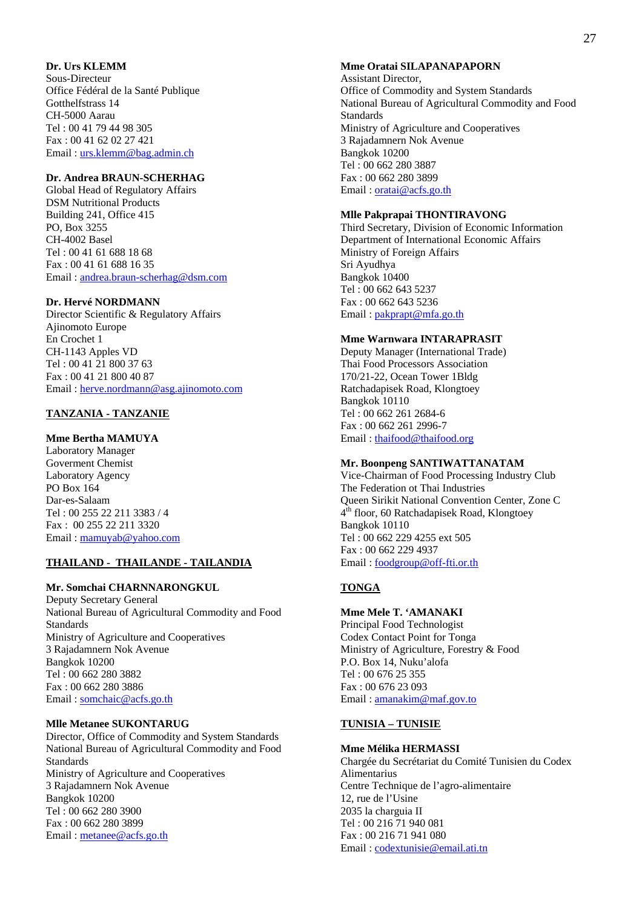**Dr. Urs KLEMM**
Sous-Directeur
Office Fédéral de la Santé Publique
Gotthelfstrass 14
CH-5000 Aarau
Tel : 00 41 79 44 98 305
Fax : 00 41 62 02 27 421
Email : urs.klemm@bag.admin.ch

**Dr. Andrea BRAUN-SCHERHAG**
Global Head of Regulatory Affairs
DSM Nutritional Products
Building 241, Office 415
PO, Box 3255
CH-4002 Basel
Tel : 00 41 61 688 18 68
Fax : 00 41 61 688 16 35
Email : andrea.braun-scherhag@dsm.com

**Dr. Hervé NORDMANN**
Director Scientific & Regulatory Affairs
Ajinomoto Europe
En Crochet 1
CH-1143 Apples VD
Tel : 00 41 21 800 37 63
Fax : 00 41 21 800 40 87
Email : herve.nordmann@asg.ajinomoto.com

**TANZANIA - TANZANIE**

**Mme Bertha MAMUYA**
Laboratory Manager
Goverment Chemist
Laboratory Agency
PO Box 164
Dar-es-Salaam
Tel : 00 255 22 211 3383 / 4
Fax : 00 255 22 211 3320
Email : mamuyab@yahoo.com

**THAILAND - THAILANDE - TAILANDIA**

**Mr. Somchai CHARNNARONGKUL**
Deputy Secretary General
National Bureau of Agricultural Commodity and Food Standards
Ministry of Agriculture and Cooperatives
3 Rajadamnern Nok Avenue
Bangkok 10200
Tel : 00 662 280 3882
Fax : 00 662 280 3886
Email : somchaic@acfs.go.th

**Mlle Metanee SUKONTARUG**
Director, Office of Commodity and System Standards
National Bureau of Agricultural Commodity and Food Standards
Ministry of Agriculture and Cooperatives
3 Rajadamnern Nok Avenue
Bangkok 10200
Tel : 00 662 280 3900
Fax : 00 662 280 3899
Email : metanee@acfs.go.th

**Mme Oratai SILAPANAPAPORN**
Assistant Director,
Office of Commodity and System Standards
National Bureau of Agricultural Commodity and Food Standards
Ministry of Agriculture and Cooperatives
3 Rajadamnern Nok Avenue
Bangkok 10200
Tel : 00 662 280 3887
Fax : 00 662 280 3899
Email : oratai@acfs.go.th

**Mlle Pakprapai THONTIRAVONG**
Third Secretary, Division of Economic Information
Department of International Economic Affairs
Ministry of Foreign Affairs
Sri Ayudhya
Bangkok 10400
Tel : 00 662 643 5237
Fax : 00 662 643 5236
Email : pakprapt@mfa.go.th

**Mme Warnwara INTARAPRASIT**
Deputy Manager (International Trade)
Thai Food Processors Association
170/21-22, Ocean Tower 1Bldg
Ratchadapisek Road, Klongtoey
Bangkok 10110
Tel : 00 662 261 2684-6
Fax : 00 662 261 2996-7
Email : thaifood@thaifood.org

**Mr. Boonpeng SANTIWATTANATAM**
Vice-Chairman of Food Processing Industry Club
The Federation ot Thai Industries
Queen Sirikit National Convention Center, Zone C
4th floor, 60 Ratchadapisek Road, Klongtoey
Bangkok 10110
Tel : 00 662 229 4255 ext 505
Fax : 00 662 229 4937
Email : foodgroup@off-fti.or.th

**TONGA**

**Mme Mele T. 'AMANAKI**
Principal Food Technologist
Codex Contact Point for Tonga
Ministry of Agriculture, Forestry & Food
P.O. Box 14, Nuku'alofa
Tel : 00 676 25 355
Fax : 00 676 23 093
Email : amanakim@maf.gov.to

**TUNISIA – TUNISIE**

**Mme Mélika HERMASSI**
Chargée du Secrétariat du Comité Tunisien du Codex Alimentarius
Centre Technique de l'agro-alimentaire
12, rue de l'Usine
2035 la charguia II
Tel : 00 216 71 940 081
Fax : 00 216 71 941 080
Email : codextunisie@email.ati.tn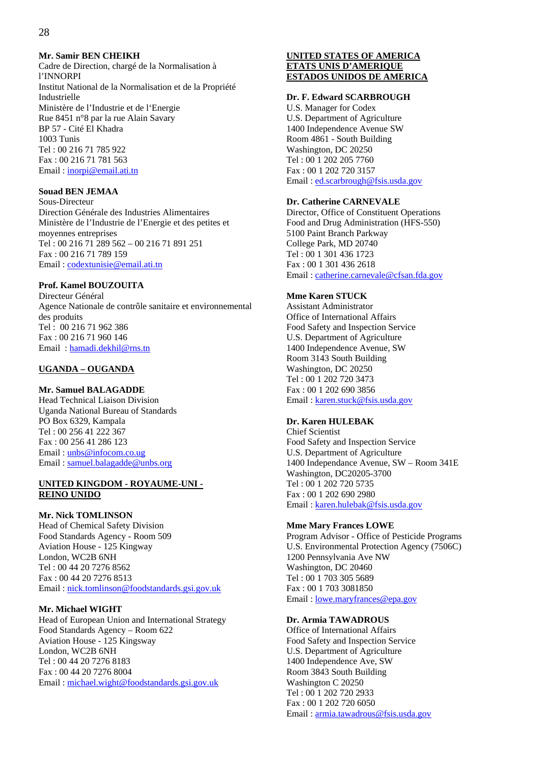**Mr. Samir BEN CHEIKH**
Cadre de Direction, chargé de la Normalisation à l'INNORPI
Institut National de la Normalisation et de la Propriété Industrielle
Ministère de l'Industrie et de l'Energie
Rue 8451 n°8 par la rue Alain Savary
BP 57 - Cité El Khadra
1003 Tunis
Tel : 00 216 71 785 922
Fax : 00 216 71 781 563
Email : inorpi@email.ati.tn

**Souad BEN JEMAA**
Sous-Directeur
Direction Générale des Industries Alimentaires
Ministère de l'Industrie de l'Energie et des petites et moyennes entreprises
Tel : 00 216 71 289 562 – 00 216 71 891 251
Fax : 00 216 71 789 159
Email : codextunisie@email.ati.tn

**Prof. Kamel BOUZOUITA**
Directeur Général
Agence Nationale de contrôle sanitaire et environnemental des produits
Tel : 00 216 71 962 386
Fax : 00 216 71 960 146
Email : hamadi.dekhil@rns.tn

## UGANDA – OUGANDA

**Mr. Samuel BALAGADDE**
Head Technical Liaison Division
Uganda National Bureau of Standards
PO Box 6329, Kampala
Tel : 00 256 41 222 367
Fax : 00 256 41 286 123
Email : unbs@infocom.co.ug
Email : samuel.balagadde@unbs.org

## UNITED KINGDOM - ROYAUME-UNI - REINO UNIDO

**Mr. Nick TOMLINSON**
Head of Chemical Safety Division
Food Standards Agency - Room 509
Aviation House - 125 Kingway
London, WC2B 6NH
Tel : 00 44 20 7276 8562
Fax : 00 44 20 7276 8513
Email : nick.tomlinson@foodstandards.gsi.gov.uk

**Mr. Michael WIGHT**
Head of European Union and International Strategy
Food Standards Agency – Room 622
Aviation House - 125 Kingsway
London, WC2B 6NH
Tel : 00 44 20 7276 8183
Fax : 00 44 20 7276 8004
Email : michael.wight@foodstandards.gsi.gov.uk

## UNITED STATES OF AMERICA ETATS UNIS D'AMERIQUE ESTADOS UNIDOS DE AMERICA

**Dr. F. Edward SCARBROUGH**
U.S. Manager for Codex
U.S. Department of Agriculture
1400 Independence Avenue SW
Room 4861 - South Building
Washington, DC 20250
Tel : 00 1 202 205 7760
Fax : 00 1 202 720 3157
Email : ed.scarbrough@fsis.usda.gov

**Dr. Catherine CARNEVALE**
Director, Office of Constituent Operations
Food and Drug Administration (HFS-550)
5100 Paint Branch Parkway
College Park, MD 20740
Tel : 00 1 301 436 1723
Fax : 00 1 301 436 2618
Email : catherine.carnevale@cfsan.fda.gov

**Mme Karen STUCK**
Assistant Administrator
Office of International Affairs
Food Safety and Inspection Service
U.S. Department of Agriculture
1400 Independence Avenue, SW
Room 3143 South Building
Washington, DC 20250
Tel : 00 1 202 720 3473
Fax : 00 1 202 690 3856
Email : karen.stuck@fsis.usda.gov

**Dr. Karen HULEBAK**
Chief Scientist
Food Safety and Inspection Service
U.S. Department of Agriculture
1400 Independance Avenue, SW – Room 341E
Washington, DC20205-3700
Tel : 00 1 202 720 5735
Fax : 00 1 202 690 2980
Email : karen.hulebak@fsis.usda.gov

**Mme Mary Frances LOWE**
Program Advisor - Office of Pesticide Programs
U.S. Environmental Protection Agency (7506C)
1200 Pennsylvania Ave NW
Washington, DC 20460
Tel : 00 1 703 305 5689
Fax : 00 1 703 3081850
Email : lowe.maryfrances@epa.gov

**Dr. Armia TAWADROUS**
Office of International Affairs
Food Safety and Inspection Service
U.S. Department of Agriculture
1400 Independence Ave, SW
Room 3843 South Building
Washington C 20250
Tel : 00 1 202 720 2933
Fax : 00 1 202 720 6050
Email : armia.tawadrous@fsis.usda.gov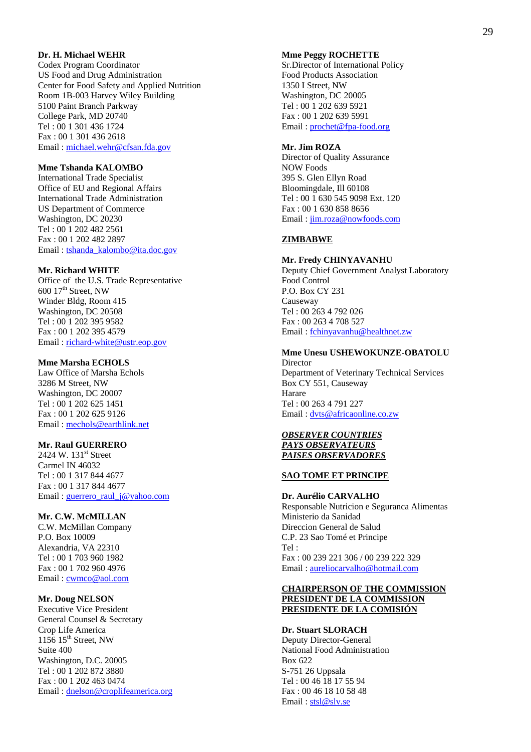**Dr. H. Michael WEHR**
Codex Program Coordinator
US Food and Drug Administration
Center for Food Safety and Applied Nutrition
Room 1B-003 Harvey Wiley Building
5100 Paint Branch Parkway
College Park, MD 20740
Tel : 00 1 301 436 1724
Fax : 00 1 301 436 2618
Email : michael.wehr@cfsan.fda.gov

**Mme Tshanda KALOMBO**
International Trade Specialist
Office of EU and Regional Affairs
International Trade Administration
US Department of Commerce
Washington, DC 20230
Tel : 00 1 202 482 2561
Fax : 00 1 202 482 2897
Email : tshanda_kalombo@ita.doc.gov

**Mr. Richard WHITE**
Office of the U.S. Trade Representative
600 17th Street, NW
Winder Bldg, Room 415
Washington, DC 20508
Tel : 00 1 202 395 9582
Fax : 00 1 202 395 4579
Email : richard-white@ustr.eop.gov

**Mme Marsha ECHOLS**
Law Office of Marsha Echols
3286 M Street, NW
Washington, DC 20007
Tel : 00 1 202 625 1451
Fax : 00 1 202 625 9126
Email : mechols@earthlink.net

**Mr. Raul GUERRERO**
2424 W. 131st Street
Carmel IN 46032
Tel : 00 1 317 844 4677
Fax : 00 1 317 844 4677
Email : guerrero_raul_j@yahoo.com

**Mr. C.W. McMILLAN**
C.W. McMillan Company
P.O. Box 10009
Alexandria, VA 22310
Tel : 00 1 703 960 1982
Fax : 00 1 702 960 4976
Email : cwmco@aol.com

**Mr. Doug NELSON**
Executive Vice President
General Counsel & Secretary
Crop Life America
1156 15th Street, NW
Suite 400
Washington, D.C. 20005
Tel : 00 1 202 872 3880
Fax : 00 1 202 463 0474
Email : dnelson@croplifeamerica.org

**Mme Peggy ROCHETTE**
Sr.Director of International Policy
Food Products Association
1350 I Street, NW
Washington, DC 20005
Tel : 00 1 202 639 5921
Fax : 00 1 202 639 5991
Email : prochet@fpa-food.org

**Mr. Jim ROZA**
Director of Quality Assurance
NOW Foods
395 S. Glen Ellyn Road
Bloomingdale, Ill 60108
Tel : 00 1 630 545 9098 Ext. 120
Fax : 00 1 630 858 8656
Email : jim.roza@nowfoods.com

**ZIMBABWE**

**Mr. Fredy CHINYAVANHU**
Deputy Chief Government Analyst Laboratory
Food Control
P.O. Box CY 231
Causeway
Tel : 00 263 4 792 026
Fax : 00 263 4 708 527
Email : fchinyavanhu@healthnet.zw

**Mme Unesu USHEWOKUNZE-OBATOLU**
Director
Department of Veterinary Technical Services
Box CY 551, Causeway
Harare
Tel : 00 263 4 791 227
Email : dvts@africaonline.co.zw

***OBSERVER COUNTRIES***
***PAYS OBSERVATEURS***
***PAISES OBSERVADORES***

**SAO TOME ET PRINCIPE**

**Dr. Aurélio CARVALHO**
Responsable Nutricion e Seguranca Alimentas
Ministerio da Sanidad
Direccion General de Salud
C.P. 23 Sao Tomé et Principe
Tel :
Fax : 00 239 221 306 / 00 239 222 329
Email : aureliocarvalho@hotmail.com

**CHAIRPERSON OF THE COMMISSION**
**PRESIDENT DE LA COMMISSION**
**PRESIDENTE DE LA COMISIÓN**

**Dr. Stuart SLORACH**
Deputy Director-General
National Food Administration
Box 622
S-751 26 Uppsala
Tel : 00 46 18 17 55 94
Fax : 00 46 18 10 58 48
Email : stsl@slv.se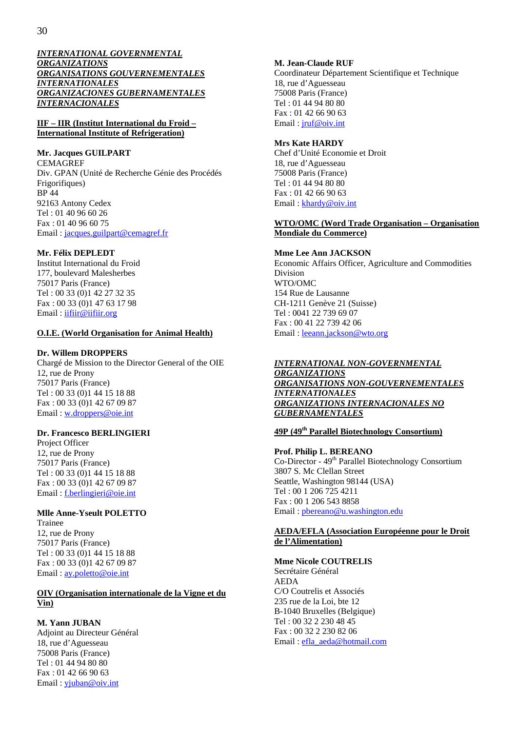***INTERNATIONAL GOVERNMENTAL ORGANIZATIONS***
***ORGANIZATIONS GOUVERNEMENTALES INTERNATIONALES***
***ORGANIZACIONES GUBERNAMENTALES INTERNACIONALES***

**IIF – IIR (Institut International du Froid – International Institute of Refrigeration)**

**Mr. Jacques GUILPART**
CEMAGREF
Div. GPAN (Unité de Recherche Génie des Procédés Frigorifiques)
BP 44
92163 Antony Cedex
Tel : 01 40 96 60 26
Fax : 01 40 96 60 75
Email : jacques.guilpart@cemagref.fr

**Mr. Félix DEPLEDT**
Institut International du Froid
177, boulevard Malesherbes
75017 Paris (France)
Tel : 00 33 (0)1 42 27 32 35
Fax : 00 33 (0)1 47 63 17 98
Email : iifiir@iifiir.org

**O.I.E. (World Organisation for Animal Health)**

**Dr. Willem DROPPERS**
Chargé de Mission to the Director General of the OIE
12, rue de Prony
75017 Paris (France)
Tel : 00 33 (0)1 44 15 18 88
Fax : 00 33 (0)1 42 67 09 87
Email : w.droppers@oie.int

**Dr. Francesco BERLINGIERI**
Project Officer
12, rue de Prony
75017 Paris (France)
Tel : 00 33 (0)1 44 15 18 88
Fax : 00 33 (0)1 42 67 09 87
Email : f.berlingieri@oie.int

**Mlle Anne-Yseult POLETTO**
Trainee
12, rue de Prony
75017 Paris (France)
Tel : 00 33 (0)1 44 15 18 88
Fax : 00 33 (0)1 42 67 09 87
Email : ay.poletto@oie.int

**OIV (Organisation internationale de la Vigne et du Vin)**

**M. Yann JUBAN**
Adjoint au Directeur Général
18, rue d'Aguesseau
75008 Paris (France)
Tel : 01 44 94 80 80
Fax : 01 42 66 90 63
Email : yjuban@oiv.int

**M. Jean-Claude RUF**
Coordinateur Département Scientifique et Technique
18, rue d'Aguesseau
75008 Paris (France)
Tel : 01 44 94 80 80
Fax : 01 42 66 90 63
Email : jruf@oiv.int

**Mrs Kate HARDY**
Chef d'Unité Economie et Droit
18, rue d'Aguesseau
75008 Paris (France)
Tel : 01 44 94 80 80
Fax : 01 42 66 90 63
Email : khardy@oiv.int

**WTO/OMC (Word Trade Organisation – Organisation Mondiale du Commerce)**

**Mme Lee Ann JACKSON**
Economic Affairs Officer, Agriculture and Commodities Division
WTO/OMC
154 Rue de Lausanne
CH-1211 Genève 21 (Suisse)
Tel : 0041 22 739 69 07
Fax : 00 41 22 739 42 06
Email : leeann.jackson@wto.org

***INTERNATIONAL NON-GOVERNMENTAL ORGANIZATIONS***
***ORGANISATIONS NON-GOUVERNEMENTALES INTERNATIONALES***
***ORGANIZATIONS INTERNACIONALES NO GUBERNAMENTALES***

**49P (49th Parallel Biotechnology Consortium)**

**Prof. Philip L. BEREANO**
Co-Director - 49th Parallel Biotechnology Consortium
3807 S. Mc Clellan Street
Seattle, Washington 98144 (USA)
Tel : 00 1 206 725 4211
Fax : 00 1 206 543 8858
Email : pbereano@u.washington.edu

**AEDA/EFLA (Association Européenne pour le Droit de l'Alimentation)**

**Mme Nicole COUTRELIS**
Secrétaire Général
AEDA
C/O Coutrelis et Associés
235 rue de la Loi, bte 12
B-1040 Bruxelles (Belgique)
Tel : 00 32 2 230 48 45
Fax : 00 32 2 230 82 06
Email : efla_aeda@hotmail.com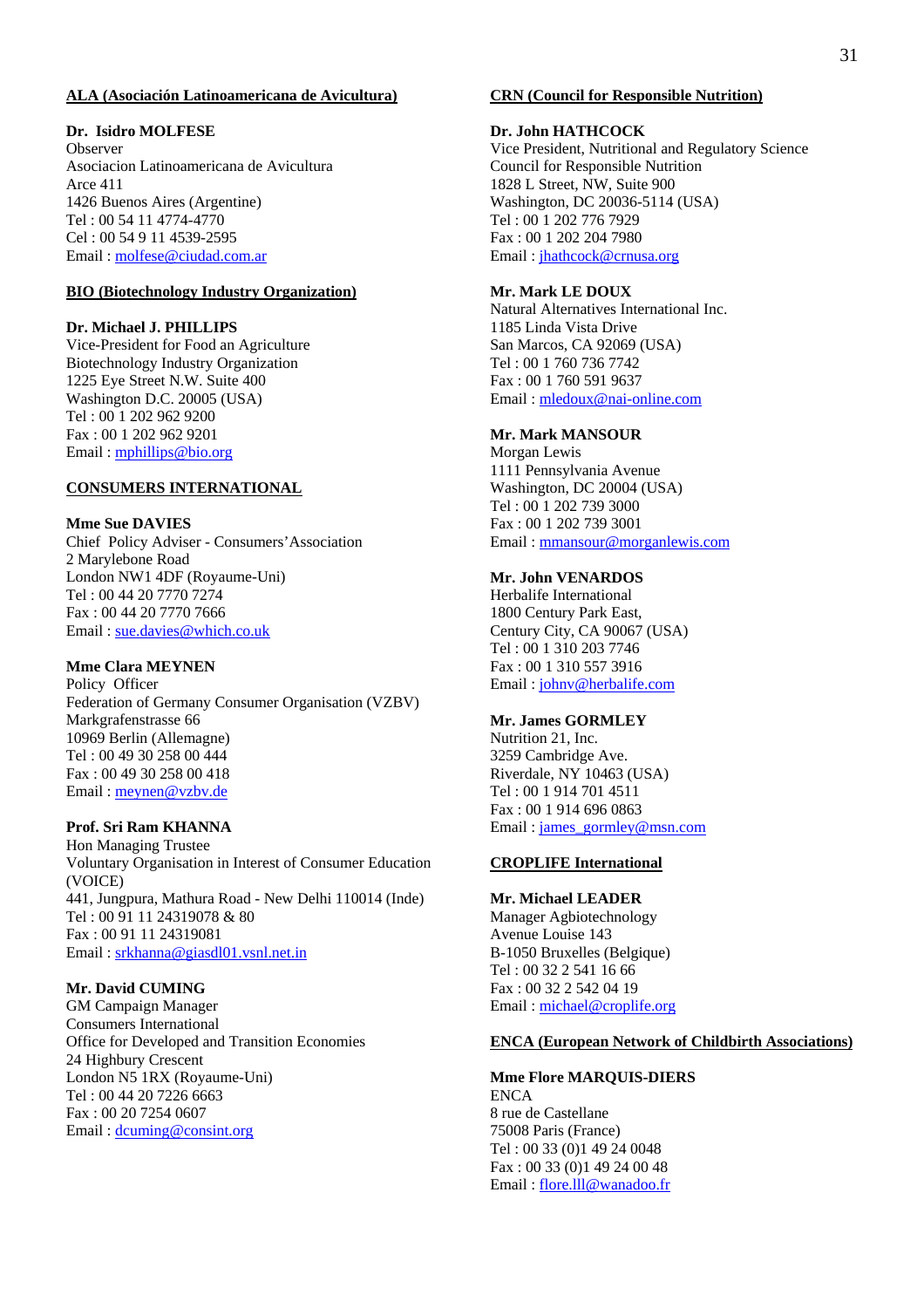**ALA (Asociación Latinoamericana de Avicultura)**

**Dr. Isidro MOLFESE**
Observer
Asociacion Latinoamericana de Avicultura
Arce 411
1426 Buenos Aires (Argentine)
Tel : 00 54 11 4774-4770
Cel : 00 54 9 11 4539-2595
Email : molfese@ciudad.com.ar

**BIO (Biotechnology Industry Organization)**

**Dr. Michael J. PHILLIPS**
Vice-President for Food an Agriculture
Biotechnology Industry Organization
1225 Eye Street N.W. Suite 400
Washington D.C. 20005 (USA)
Tel : 00 1 202 962 9200
Fax : 00 1 202 962 9201
Email : mphillips@bio.org

**CONSUMERS INTERNATIONAL**

**Mme Sue DAVIES**
Chief Policy Adviser - Consumers'Association
2 Marylebone Road
London NW1 4DF (Royaume-Uni)
Tel : 00 44 20 7770 7274
Fax : 00 44 20 7770 7666
Email : sue.davies@which.co.uk

**Mme Clara MEYNEN**
Policy Officer
Federation of Germany Consumer Organisation (VZBV)
Markgrafenstrasse 66
10969 Berlin (Allemagne)
Tel : 00 49 30 258 00 444
Fax : 00 49 30 258 00 418
Email : meynen@vzbv.de

**Prof. Sri Ram KHANNA**
Hon Managing Trustee
Voluntary Organisation in Interest of Consumer Education (VOICE)
441, Jungpura, Mathura Road - New Delhi 110014 (Inde)
Tel : 00 91 11 24319078 & 80
Fax : 00 91 11 24319081
Email : srkhanna@giasdl01.vsnl.net.in

**Mr. David CUMING**
GM Campaign Manager
Consumers International
Office for Developed and Transition Economies
24 Highbury Crescent
London N5 1RX (Royaume-Uni)
Tel : 00 44 20 7226 6663
Fax : 00 20 7254 0607
Email : dcuming@consint.org

**CRN (Council for Responsible Nutrition)**

**Dr. John HATHCOCK**
Vice President, Nutritional and Regulatory Science
Council for Responsible Nutrition
1828 L Street, NW, Suite 900
Washington, DC 20036-5114 (USA)
Tel : 00 1 202 776 7929
Fax : 00 1 202 204 7980
Email : jhathcock@crnusa.org

**Mr. Mark LE DOUX**
Natural Alternatives International Inc.
1185 Linda Vista Drive
San Marcos, CA 92069 (USA)
Tel : 00 1 760 736 7742
Fax : 00 1 760 591 9637
Email : mledoux@nai-online.com

**Mr. Mark MANSOUR**
Morgan Lewis
1111 Pennsylvania Avenue
Washington, DC 20004 (USA)
Tel : 00 1 202 739 3000
Fax : 00 1 202 739 3001
Email : mmansour@morganlewis.com

**Mr. John VENARDOS**
Herbalife International
1800 Century Park East,
Century City, CA 90067 (USA)
Tel : 00 1 310 203 7746
Fax : 00 1 310 557 3916
Email : johnv@herbalife.com

**Mr. James GORMLEY**
Nutrition 21, Inc.
3259 Cambridge Ave.
Riverdale, NY 10463 (USA)
Tel : 00 1 914 701 4511
Fax : 00 1 914 696 0863
Email : james_gormley@msn.com

**CROPLIFE International**

**Mr. Michael LEADER**
Manager Agbiotechnology
Avenue Louise 143
B-1050 Bruxelles (Belgique)
Tel : 00 32 2 541 16 66
Fax : 00 32 2 542 04 19
Email : michael@croplife.org

**ENCA (European Network of Childbirth Associations)**

**Mme Flore MARQUIS-DIERS**
ENCA
8 rue de Castellane
75008 Paris (France)
Tel : 00 33 (0)1 49 24 0048
Fax : 00 33 (0)1 49 24 00 48
Email : flore.lll@wanadoo.fr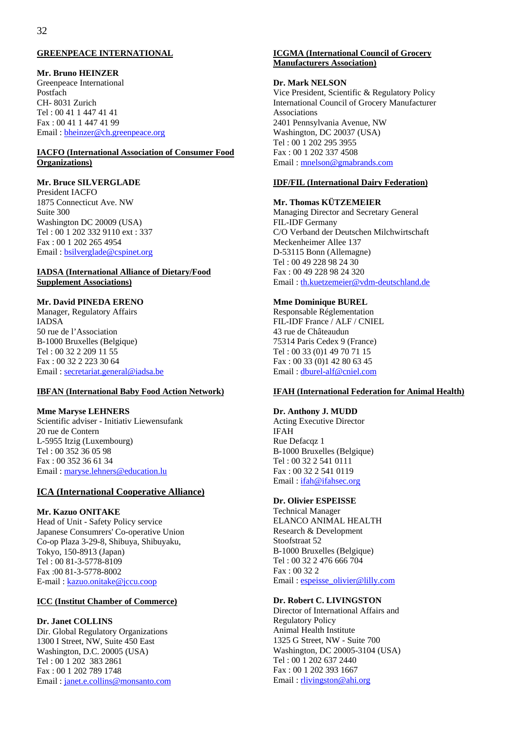**GREENPEACE INTERNATIONAL**

**Mr. Bruno HEINZER**
Greenpeace International
Postfach
CH- 8031 Zurich
Tel : 00 41 1 447 41 41
Fax : 00 41 1 447 41 99
Email : bheinzer@ch.greenpeace.org

**IACFO (International Association of Consumer Food Organizations)**

**Mr. Bruce SILVERGLADE**
President IACFO
1875 Connecticut Ave. NW
Suite 300
Washington DC 20009 (USA)
Tel : 00 1 202 332 9110 ext : 337
Fax : 00 1 202 265 4954
Email : bsilverglade@cspinet.org

**IADSA (International Alliance of Dietary/Food Supplement Associations)**

**Mr. David PINEDA ERENO**
Manager, Regulatory Affairs
IADSA
50 rue de l'Association
B-1000 Bruxelles (Belgique)
Tel : 00 32 2 209 11 55
Fax : 00 32 2 223 30 64
Email : secretariat.general@iadsa.be

**IBFAN (International Baby Food Action Network)**

**Mme Maryse LEHNERS**
Scientific adviser - Initiativ Liewensufank
20 rue de Contern
L-5955 Itzig (Luxembourg)
Tel : 00 352 36 05 98
Fax : 00 352 36 61 34
Email : maryse.lehners@education.lu

**ICA (International Cooperative Alliance)**

**Mr. Kazuo ONITAKE**
Head of Unit - Safety Policy service
Japanese Consumrers' Co-operative Union
Co-op Plaza 3-29-8, Shibuya, Shibuyaku,
Tokyo, 150-8913 (Japan)
Tel : 00 81-3-5778-8109
Fax :00 81-3-5778-8002
E-mail : kazuo.onitake@jccu.coop

**ICC (Institut Chamber of Commerce)**

**Dr. Janet COLLINS**
Dir. Global Regulatory Organizations
1300 I Street, NW, Suite 450 East
Washington, D.C. 20005 (USA)
Tel : 00 1 202 383 2861
Fax : 00 1 202 789 1748
Email : janet.e.collins@monsanto.com

**ICGMA (International Council of Grocery Manufacturers Association)**

**Dr. Mark NELSON**
Vice President, Scientific & Regulatory Policy
International Council of Grocery Manufacturer Associations
2401 Pennsylvania Avenue, NW
Washington, DC 20037 (USA)
Tel : 00 1 202 295 3955
Fax : 00 1 202 337 4508
Email : mnelson@gmabrands.com

**IDF/FIL (International Dairy Federation)**

**Mr. Thomas KÜTZEMEIER**
Managing Director and Secretary General
FIL-IDF Germany
C/O Verband der Deutschen Milchwirtschaft
Meckenheimer Allee 137
D-53115 Bonn (Allemagne)
Tel : 00 49 228 98 24 30
Fax : 00 49 228 98 24 320
Email : th.kuetzemeier@vdm-deutschland.de

**Mme Dominique BUREL**
Responsable Réglementation
FIL-IDF France / ALF / CNIEL
43 rue de Châteaudun
75314 Paris Cedex 9 (France)
Tel : 00 33 (0)1 49 70 71 15
Fax : 00 33 (0)1 42 80 63 45
Email : dburel-alf@cniel.com

**IFAH (International Federation for Animal Health)**

**Dr. Anthony J. MUDD**
Acting Executive Director
IFAH
Rue Defacqz 1
B-1000 Bruxelles (Belgique)
Tel : 00 32 2 541 0111
Fax : 00 32 2 541 0119
Email : ifah@ifahsec.org

**Dr. Olivier ESPEISSE**
Technical Manager
ELANCO ANIMAL HEALTH
Research & Development
Stoofstraat 52
B-1000 Bruxelles (Belgique)
Tel : 00 32 2 476 666 704
Fax : 00 32 2
Email : espeisse_olivier@lilly.com

**Dr. Robert C. LIVINGSTON**
Director of International Affairs and Regulatory Policy
Animal Health Institute
1325 G Street, NW - Suite 700
Washington, DC 20005-3104 (USA)
Tel : 00 1 202 637 2440
Fax : 00 1 202 393 1667
Email : rlivingston@ahi.org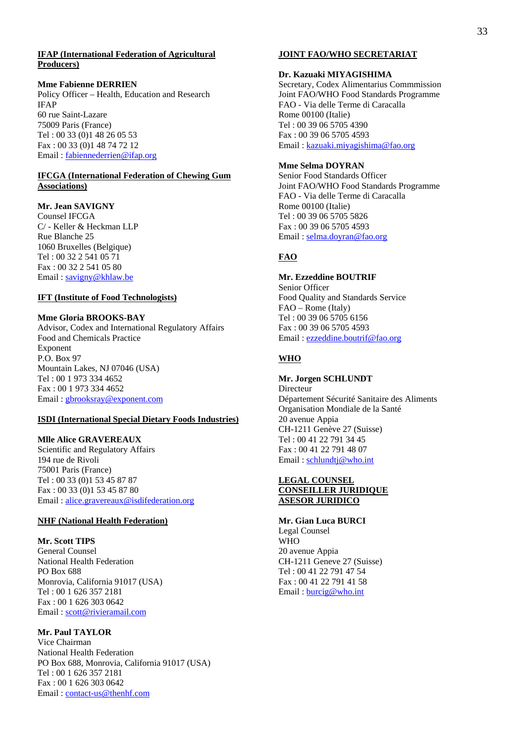**IFAP (International Federation of Agricultural Producers)**

**Mme Fabienne DERRIEN**
Policy Officer – Health, Education and Research
IFAP
60 rue Saint-Lazare
75009 Paris (France)
Tel : 00 33 (0)1 48 26 05 53
Fax : 00 33 (0)1 48 74 72 12
Email : fabiennederrien@ifap.org

**IFCGA (International Federation of Chewing Gum Associations)**

**Mr. Jean SAVIGNY**
Counsel IFCGA
C/ - Keller & Heckman LLP
Rue Blanche 25
1060 Bruxelles (Belgique)
Tel : 00 32 2 541 05 71
Fax : 00 32 2 541 05 80
Email : savigny@khlaw.be

**IFT (Institute of Food Technologists)**

**Mme Gloria BROOKS-BAY**
Advisor, Codex and International Regulatory Affairs
Food and Chemicals Practice
Exponent
P.O. Box 97
Mountain Lakes, NJ 07046 (USA)
Tel : 00 1 973 334 4652
Fax : 00 1 973 334 4652
Email : gbrooksray@exponent.com

**ISDI (International Special Dietary Foods Industries)**

**Mlle Alice GRAVEREAUX**
Scientific and Regulatory Affairs
194 rue de Rivoli
75001 Paris (France)
Tel : 00 33 (0)1 53 45 87 87
Fax : 00 33 (0)1 53 45 87 80
Email : alice.gravereaux@isdifederation.org

**NHF (National Health Federation)**

**Mr. Scott TIPS**
General Counsel
National Health Federation
PO Box 688
Monrovia, California 91017 (USA)
Tel : 00 1 626 357 2181
Fax : 00 1 626 303 0642
Email : scott@rivieramail.com

**Mr. Paul TAYLOR**
Vice Chairman
National Health Federation
PO Box 688, Monrovia, California 91017 (USA)
Tel : 00 1 626 357 2181
Fax : 00 1 626 303 0642
Email : contact-us@thenhf.com

**JOINT FAO/WHO SECRETARIAT**

**Dr. Kazuaki MIYAGISHIMA**
Secretary, Codex Alimentarius Commmission
Joint FAO/WHO Food Standards Programme
FAO - Via delle Terme di Caracalla
Rome 00100 (Italie)
Tel : 00 39 06 5705 4390
Fax : 00 39 06 5705 4593
Email : kazuaki.miyagishima@fao.org

**Mme Selma DOYRAN**
Senior Food Standards Officer
Joint FAO/WHO Food Standards Programme
FAO - Via delle Terme di Caracalla
Rome 00100 (Italie)
Tel : 00 39 06 5705 5826
Fax : 00 39 06 5705 4593
Email : selma.doyran@fao.org

**FAO**

**Mr. Ezzeddine BOUTRIF**
Senior Officer
Food Quality and Standards Service
FAO – Rome (Italy)
Tel : 00 39 06 5705 6156
Fax : 00 39 06 5705 4593
Email : ezzeddine.boutrif@fao.org

**WHO**

**Mr. Jorgen SCHLUNDT**
Directeur
Département Sécurité Sanitaire des Aliments
Organisation Mondiale de la Santé
20 avenue Appia
CH-1211 Genève 27 (Suisse)
Tel : 00 41 22 791 34 45
Fax : 00 41 22 791 48 07
Email : schlundtj@who.int

**LEGAL COUNSEL**
**CONSEILLER JURIDIQUE**
**ASESOR JURIDICO**

**Mr. Gian Luca BURCI**
Legal Counsel
WHO
20 avenue Appia
CH-1211 Geneve 27 (Suisse)
Tel : 00 41 22 791 47 54
Fax : 00 41 22 791 41 58
Email : burcig@who.int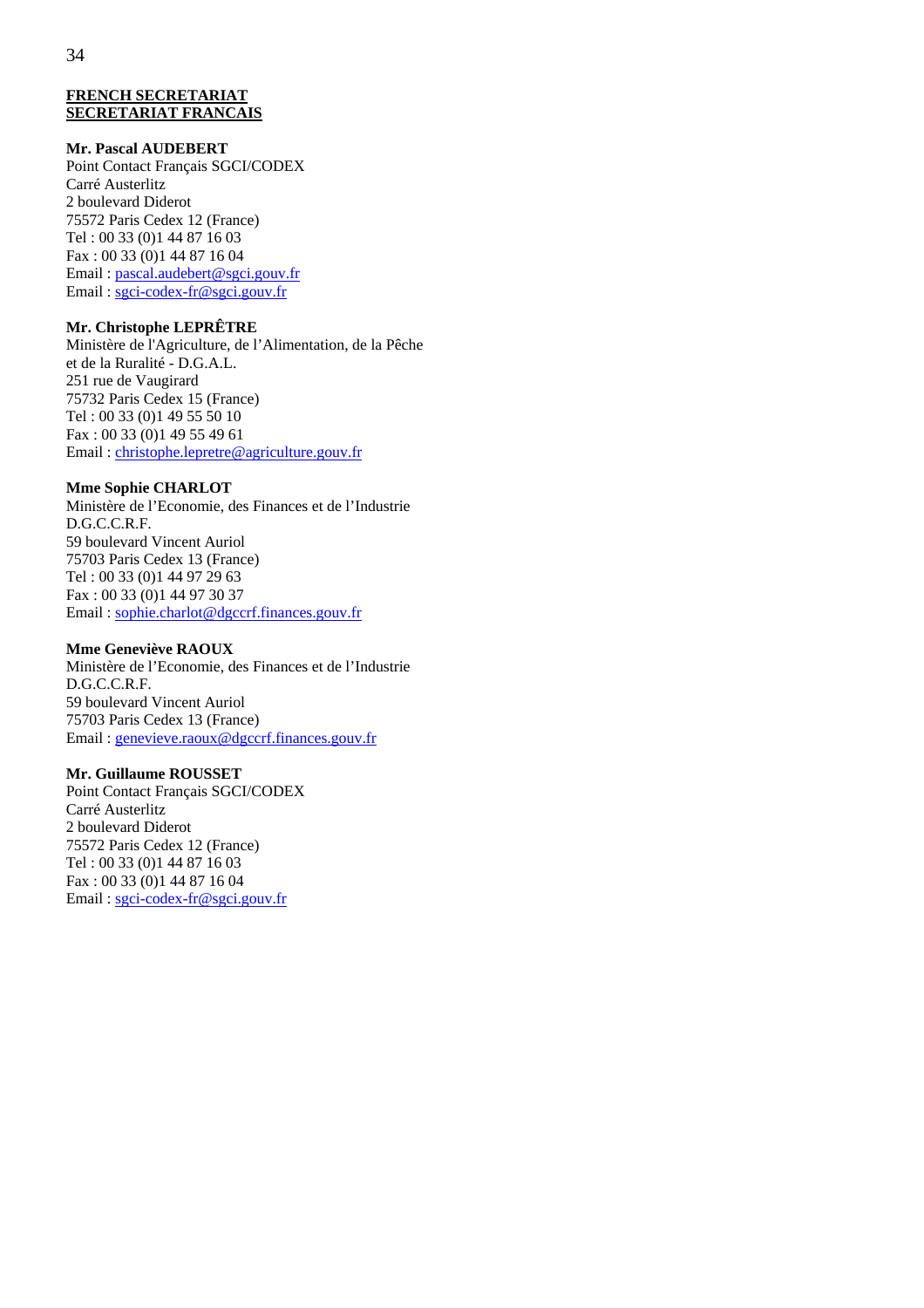**FRENCH SECRETARIAT**
**SECRETARIAT FRANCAIS**

**Mr. Pascal AUDEBERT**
Point Contact Français SGCI/CODEX
Carré Austerlitz
2 boulevard Diderot
75572 Paris Cedex 12 (France)
Tel : 00 33 (0)1 44 87 16 03
Fax : 00 33 (0)1 44 87 16 04
Email : pascal.audebert@sgci.gouv.fr
Email : sgci-codex-fr@sgci.gouv.fr

**Mr. Christophe LEPRÊTRE**
Ministère de l'Agriculture, de l'Alimentation, de la Pêche
et de la Ruralité - D.G.A.L.
251 rue de Vaugirard
75732 Paris Cedex 15 (France)
Tel : 00 33 (0)1 49 55 50 10
Fax : 00 33 (0)1 49 55 49 61
Email : christophe.lepretre@agriculture.gouv.fr

**Mme Sophie CHARLOT**
Ministère de l'Economie, des Finances et de l'Industrie
D.G.C.C.R.F.
59 boulevard Vincent Auriol
75703 Paris Cedex 13 (France)
Tel : 00 33 (0)1 44 97 29 63
Fax : 00 33 (0)1 44 97 30 37
Email : sophie.charlot@dgccrf.finances.gouv.fr

**Mme Geneviève RAOUX**
Ministère de l'Economie, des Finances et de l'Industrie
D.G.C.C.R.F.
59 boulevard Vincent Auriol
75703 Paris Cedex 13 (France)
Email : genevieve.raoux@dgccrf.finances.gouv.fr

**Mr. Guillaume ROUSSET**
Point Contact Français SGCI/CODEX
Carré Austerlitz
2 boulevard Diderot
75572 Paris Cedex 12 (France)
Tel : 00 33 (0)1 44 87 16 03
Fax : 00 33 (0)1 44 87 16 04
Email : sgci-codex-fr@sgci.gouv.fr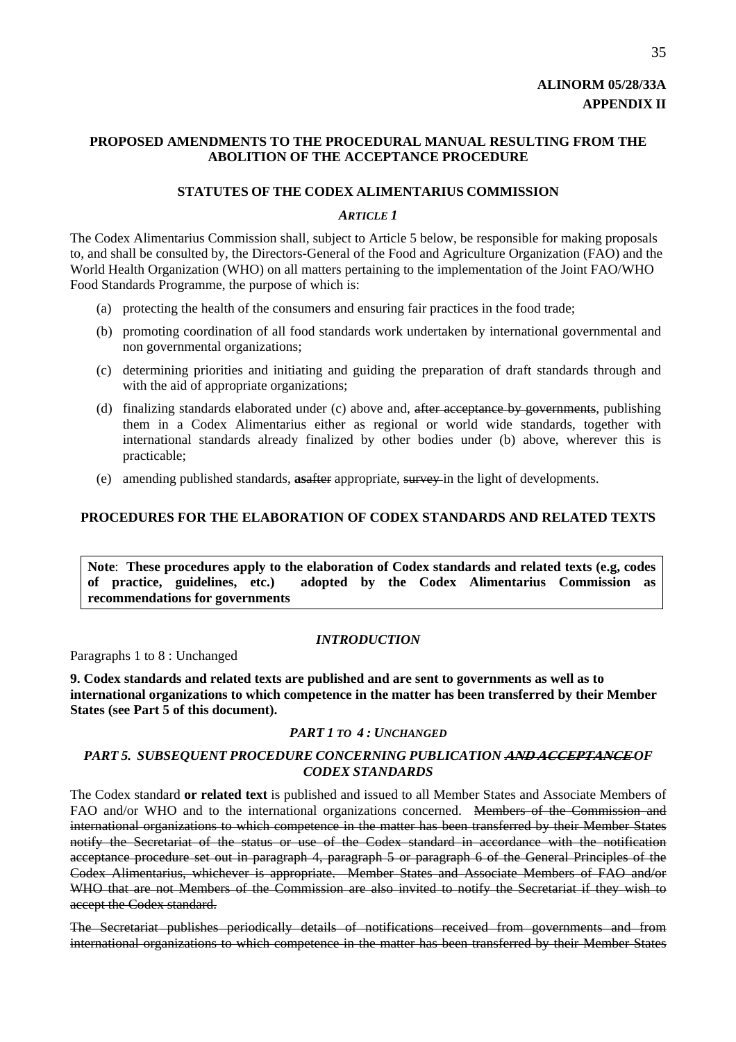**ALINORM 05/28/33A**
**APPENDIX II**

## PROPOSED AMENDMENTS TO THE PROCEDURAL MANUAL RESULTING FROM THE ABOLITION OF THE ACCEPTANCE PROCEDURE

### STATUTES OF THE CODEX ALIMENTARIUS COMMISSION

#### *ARTICLE 1*

The Codex Alimentarius Commission shall, subject to Article 5 below, be responsible for making proposals to, and shall be consulted by, the Directors-General of the Food and Agriculture Organization (FAO) and the World Health Organization (WHO) on all matters pertaining to the implementation of the Joint FAO/WHO Food Standards Programme, the purpose of which is:

(a) protecting the health of the consumers and ensuring fair practices in the food trade;

(b) promoting coordination of all food standards work undertaken by international governmental and non governmental organizations;

(c) determining priorities and initiating and guiding the preparation of draft standards through and with the aid of appropriate organizations;

(d) finalizing standards elaborated under (c) above and, ~~after acceptance by governments~~, publishing them in a Codex Alimentarius either as regional or world wide standards, together with international standards already finalized by other bodies under (b) above, wherever this is practicable;

(e) amending published standards, **as**~~after~~ appropriate, ~~survey~~ in the light of developments.

### PROCEDURES FOR THE ELABORATION OF CODEX STANDARDS AND RELATED TEXTS

**Note**: **These procedures apply to the elaboration of Codex standards and related texts (e.g, codes of practice, guidelines, etc.) adopted by the Codex Alimentarius Commission as recommendations for governments**

#### *INTRODUCTION*

Paragraphs 1 to 8 : Unchanged

**9. Codex standards and related texts are published and are sent to governments as well as to international organizations to which competence in the matter has been transferred by their Member States (see Part 5 of this document).**

#### *PART 1 TO 4 : UNCHANGED*

#### *PART 5. SUBSEQUENT PROCEDURE CONCERNING PUBLICATION ~~AND ACCEPTANCE~~ OF CODEX STANDARDS*

The Codex standard **or related text** is published and issued to all Member States and Associate Members of FAO and/or WHO and to the international organizations concerned. ~~Members of the Commission and international organizations to which competence in the matter has been transferred by their Member States notify the Secretariat of the status or use of the Codex standard in accordance with the notification acceptance procedure set out in paragraph 4, paragraph 5 or paragraph 6 of the General Principles of the Codex Alimentarius, whichever is appropriate. Member States and Associate Members of FAO and/or WHO that are not Members of the Commission are also invited to notify the Secretariat if they wish to accept the Codex standard.~~

~~The Secretariat publishes periodically details of notifications received from governments and from international organizations to which competence in the matter has been transferred by their Member States~~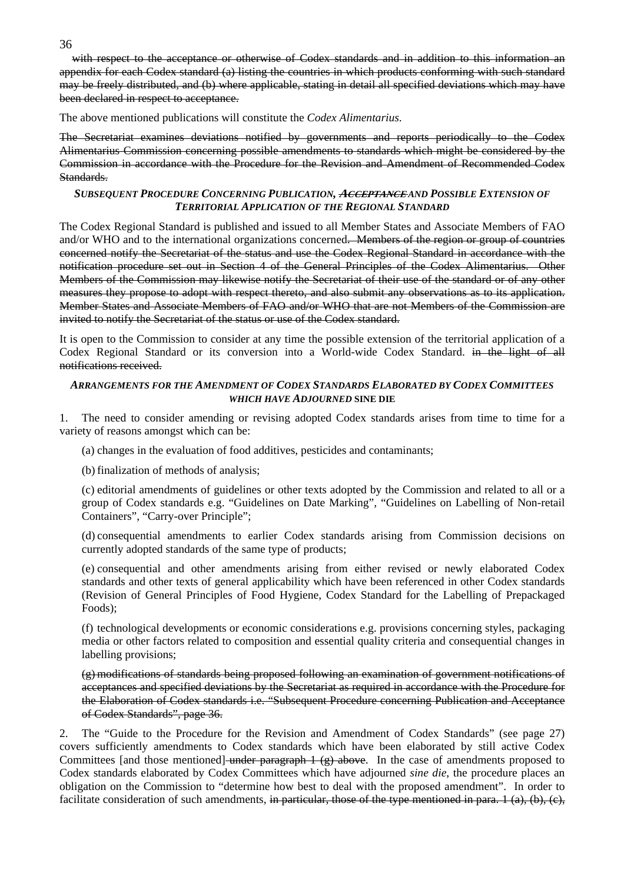~~with respect to the acceptance or otherwise of Codex standards and in addition to this information an appendix for each Codex standard (a) listing the countries in which products conforming with such standard may be freely distributed, and (b) where applicable, stating in detail all specified deviations which may have been declared in respect to acceptance.~~

The above mentioned publications will constitute the *Codex Alimentarius*.

~~The Secretariat examines deviations notified by governments and reports periodically to the Codex Alimentarius Commission concerning possible amendments to standards which might be considered by the Commission in accordance with the Procedure for the Revision and Amendment of Recommended Codex Standards.~~

### *SUBSEQUENT PROCEDURE CONCERNING PUBLICATION, ~~ACCEPTANCE~~ AND POSSIBLE EXTENSION OF TERRITORIAL APPLICATION OF THE REGIONAL STANDARD*

The Codex Regional Standard is published and issued to all Member States and Associate Members of FAO and/or WHO and to the international organizations concerned~~. Members of the region or group of countries concerned notify the Secretariat of the status and use the Codex Regional Standard in accordance with the notification procedure set out in Section 4 of the General Principles of the Codex Alimentarius. Other Members of the Commission may likewise notify the Secretariat of their use of the standard or of any other measures they propose to adopt with respect thereto, and also submit any observations as to its application. Member States and Associate Members of FAO and/or WHO that are not Members of the Commission are invited to notify the Secretariat of the status or use of the Codex standard.~~

It is open to the Commission to consider at any time the possible extension of the territorial application of a Codex Regional Standard or its conversion into a World-wide Codex Standard. ~~in the light of all notifications received.~~

### *ARRANGEMENTS FOR THE AMENDMENT OF CODEX STANDARDS ELABORATED BY CODEX COMMITTEES WHICH HAVE ADJOURNED* SINE DIE

1. The need to consider amending or revising adopted Codex standards arises from time to time for a variety of reasons amongst which can be:

(a) changes in the evaluation of food additives, pesticides and contaminants;

(b) finalization of methods of analysis;

(c) editorial amendments of guidelines or other texts adopted by the Commission and related to all or a group of Codex standards e.g. “Guidelines on Date Marking”, “Guidelines on Labelling of Non-retail Containers”, “Carry-over Principle”;

(d) consequential amendments to earlier Codex standards arising from Commission decisions on currently adopted standards of the same type of products;

(e) consequential and other amendments arising from either revised or newly elaborated Codex standards and other texts of general applicability which have been referenced in other Codex standards (Revision of General Principles of Food Hygiene, Codex Standard for the Labelling of Prepackaged Foods);

(f) technological developments or economic considerations e.g. provisions concerning styles, packaging media or other factors related to composition and essential quality criteria and consequential changes in labelling provisions;

~~(g) modifications of standards being proposed following an examination of government notifications of acceptances and specified deviations by the Secretariat as required in accordance with the Procedure for the Elaboration of Codex standards i.e. “Subsequent Procedure concerning Publication and Acceptance of Codex Standards”, page 36.~~

2. The “Guide to the Procedure for the Revision and Amendment of Codex Standards” (see page 27) covers sufficiently amendments to Codex standards which have been elaborated by still active Codex Committees [and those mentioned] ~~under paragraph 1 (g) above~~. In the case of amendments proposed to Codex standards elaborated by Codex Committees which have adjourned *sine die*, the procedure places an obligation on the Commission to “determine how best to deal with the proposed amendment”. In order to facilitate consideration of such amendments, ~~in particular, those of the type mentioned in para. 1 (a), (b), (c),~~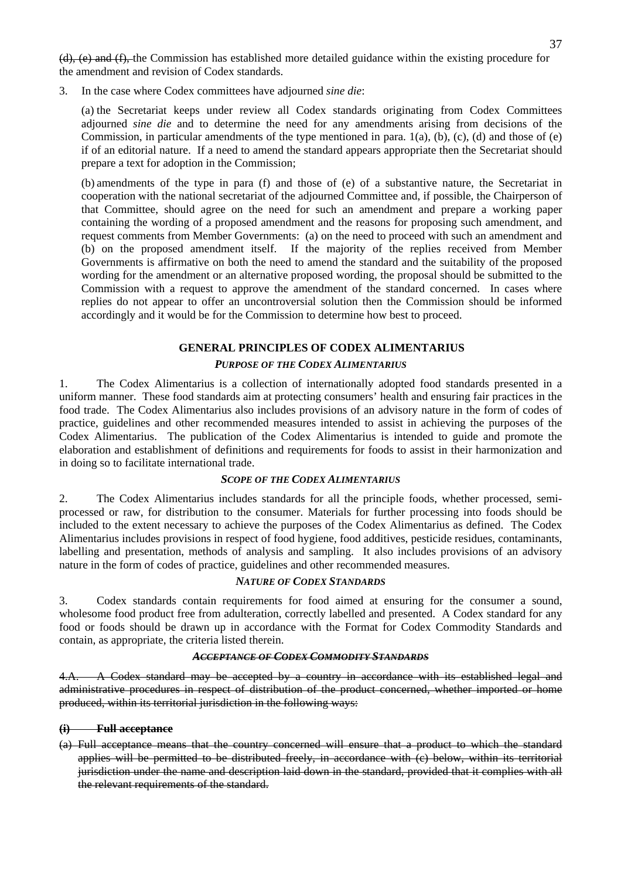~~(d), (e) and (f),~~ the Commission has established more detailed guidance within the existing procedure for the amendment and revision of Codex standards.

3. In the case where Codex committees have adjourned *sine die*:

(a) the Secretariat keeps under review all Codex standards originating from Codex Committees adjourned *sine die* and to determine the need for any amendments arising from decisions of the Commission, in particular amendments of the type mentioned in para. 1(a), (b), (c), (d) and those of (e) if of an editorial nature. If a need to amend the standard appears appropriate then the Secretariat should prepare a text for adoption in the Commission;

(b) amendments of the type in para (f) and those of (e) of a substantive nature, the Secretariat in cooperation with the national secretariat of the adjourned Committee and, if possible, the Chairperson of that Committee, should agree on the need for such an amendment and prepare a working paper containing the wording of a proposed amendment and the reasons for proposing such amendment, and request comments from Member Governments: (a) on the need to proceed with such an amendment and (b) on the proposed amendment itself. If the majority of the replies received from Member Governments is affirmative on both the need to amend the standard and the suitability of the proposed wording for the amendment or an alternative proposed wording, the proposal should be submitted to the Commission with a request to approve the amendment of the standard concerned. In cases where replies do not appear to offer an uncontroversial solution then the Commission should be informed accordingly and it would be for the Commission to determine how best to proceed.

## GENERAL PRINCIPLES OF CODEX ALIMENTARIUS

### *PURPOSE OF THE CODEX ALIMENTARIUS*

1. The Codex Alimentarius is a collection of internationally adopted food standards presented in a uniform manner. These food standards aim at protecting consumers' health and ensuring fair practices in the food trade. The Codex Alimentarius also includes provisions of an advisory nature in the form of codes of practice, guidelines and other recommended measures intended to assist in achieving the purposes of the Codex Alimentarius. The publication of the Codex Alimentarius is intended to guide and promote the elaboration and establishment of definitions and requirements for foods to assist in their harmonization and in doing so to facilitate international trade.

### *SCOPE OF THE CODEX ALIMENTARIUS*

2. The Codex Alimentarius includes standards for all the principle foods, whether processed, semi-processed or raw, for distribution to the consumer. Materials for further processing into foods should be included to the extent necessary to achieve the purposes of the Codex Alimentarius as defined. The Codex Alimentarius includes provisions in respect of food hygiene, food additives, pesticide residues, contaminants, labelling and presentation, methods of analysis and sampling. It also includes provisions of an advisory nature in the form of codes of practice, guidelines and other recommended measures.

### *NATURE OF CODEX STANDARDS*

3. Codex standards contain requirements for food aimed at ensuring for the consumer a sound, wholesome food product free from adulteration, correctly labelled and presented. A Codex standard for any food or foods should be drawn up in accordance with the Format for Codex Commodity Standards and contain, as appropriate, the criteria listed therein.

### ~~*ACCEPTANCE OF CODEX COMMODITY STANDARDS*~~

~~4.A. A Codex standard may be accepted by a country in accordance with its established legal and administrative procedures in respect of distribution of the product concerned, whether imported or home produced, within its territorial jurisdiction in the following ways:~~

~~**(i) Full acceptance**~~

~~(a) Full acceptance means that the country concerned will ensure that a product to which the standard applies will be permitted to be distributed freely, in accordance with (c) below, within its territorial jurisdiction under the name and description laid down in the standard, provided that it complies with all the relevant requirements of the standard.~~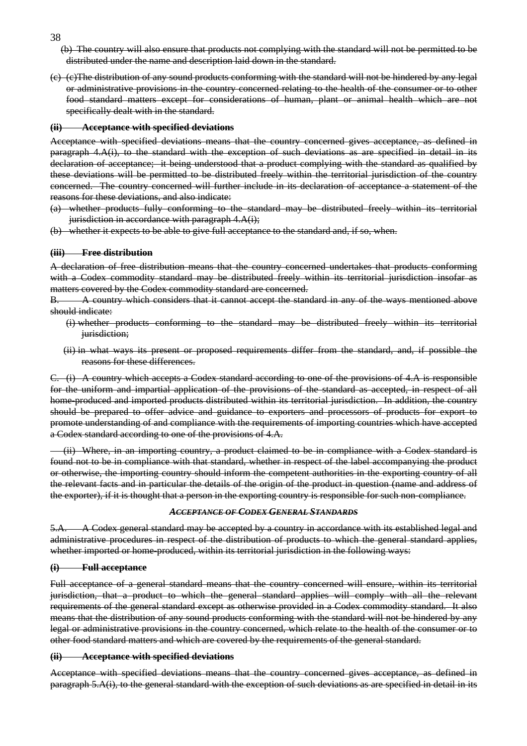~~(b) The country will also ensure that products not complying with the standard will not be permitted to be distributed under the name and description laid down in the standard.~~

~~(c) (c)The distribution of any sound products conforming with the standard will not be hindered by any legal or administrative provisions in the country concerned relating to the health of the consumer or to other food standard matters except for considerations of human, plant or animal health which are not specifically dealt with in the standard.~~

**~~(ii) Acceptance with specified deviations~~**

~~Acceptance with specified deviations means that the country concerned gives acceptance, as defined in paragraph 4.A(i), to the standard with the exception of such deviations as are specified in detail in its declaration of acceptance; it being understood that a product complying with the standard as qualified by these deviations will be permitted to be distributed freely within the territorial jurisdiction of the country concerned. The country concerned will further include in its declaration of acceptance a statement of the reasons for these deviations, and also indicate:~~

~~(a) whether products fully conforming to the standard may be distributed freely within its territorial jurisdiction in accordance with paragraph 4.A(i);~~

~~(b) whether it expects to be able to give full acceptance to the standard and, if so, when.~~

**~~(iii) Free distribution~~**

~~A declaration of free distribution means that the country concerned undertakes that products conforming with a Codex commodity standard may be distributed freely within its territorial jurisdiction insofar as matters covered by the Codex commodity standard are concerned.~~

~~B. A country which considers that it cannot accept the standard in any of the ways mentioned above should indicate:~~

~~(i) whether products conforming to the standard may be distributed freely within its territorial jurisdiction;~~

~~(ii) in what ways its present or proposed requirements differ from the standard, and, if possible the reasons for these differences.~~

~~C. (i) A country which accepts a Codex standard according to one of the provisions of 4.A is responsible for the uniform and impartial application of the provisions of the standard as accepted, in respect of all home-produced and imported products distributed within its territorial jurisdiction. In addition, the country should be prepared to offer advice and guidance to exporters and processors of products for export to promote understanding of and compliance with the requirements of importing countries which have accepted a Codex standard according to one of the provisions of 4.A.~~

~~(ii) Where, in an importing country, a product claimed to be in compliance with a Codex standard is found not to be in compliance with that standard, whether in respect of the label accompanying the product or otherwise, the importing country should inform the competent authorities in the exporting country of all the relevant facts and in particular the details of the origin of the product in question (name and address of the exporter), if it is thought that a person in the exporting country is responsible for such non-compliance.~~

***~~ACCEPTANCE OF CODEX GENERAL STANDARDS~~***

~~5.A. A Codex general standard may be accepted by a country in accordance with its established legal and administrative procedures in respect of the distribution of products to which the general standard applies, whether imported or home-produced, within its territorial jurisdiction in the following ways:~~

**~~(i) Full acceptance~~**

~~Full acceptance of a general standard means that the country concerned will ensure, within its territorial jurisdiction, that a product to which the general standard applies will comply with all the relevant requirements of the general standard except as otherwise provided in a Codex commodity standard. It also means that the distribution of any sound products conforming with the standard will not be hindered by any legal or administrative provisions in the country concerned, which relate to the health of the consumer or to other food standard matters and which are covered by the requirements of the general standard.~~

**~~(ii) Acceptance with specified deviations~~**

~~Acceptance with specified deviations means that the country concerned gives acceptance, as defined in paragraph 5.A(i), to the general standard with the exception of such deviations as are specified in detail in its~~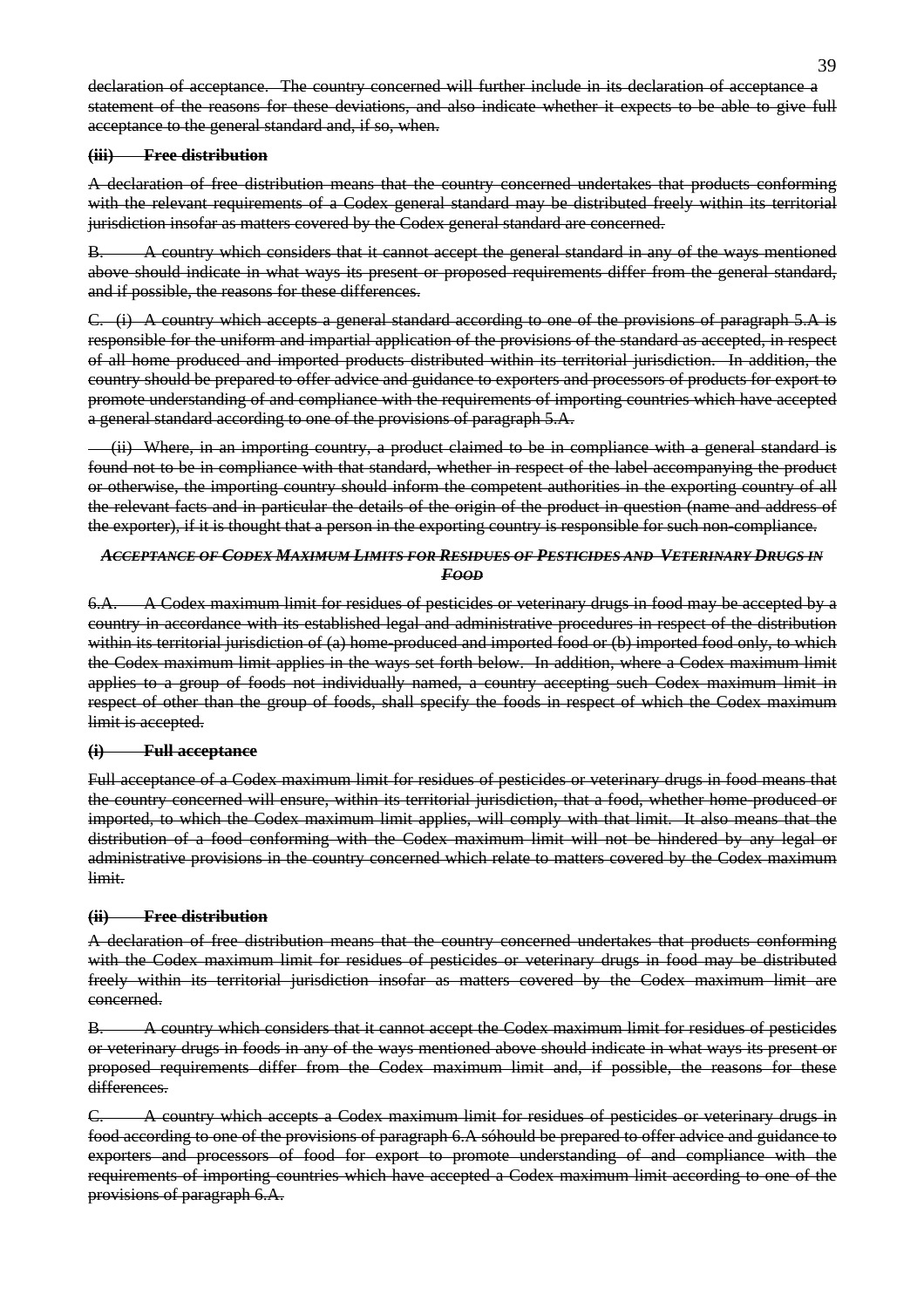~~declaration of acceptance. The country concerned will further include in its declaration of acceptance a statement of the reasons for these deviations, and also indicate whether it expects to be able to give full acceptance to the general standard and, if so, when.~~

~~**(iii) Free distribution**~~

~~A declaration of free distribution means that the country concerned undertakes that products conforming with the relevant requirements of a Codex general standard may be distributed freely within its territorial jurisdiction insofar as matters covered by the Codex general standard are concerned.~~

~~B. A country which considers that it cannot accept the general standard in any of the ways mentioned above should indicate in what ways its present or proposed requirements differ from the general standard, and if possible, the reasons for these differences.~~

~~C. (i) A country which accepts a general standard according to one of the provisions of paragraph 5.A is responsible for the uniform and impartial application of the provisions of the standard as accepted, in respect of all home produced and imported products distributed within its territorial jurisdiction. In addition, the country should be prepared to offer advice and guidance to exporters and processors of products for export to promote understanding of and compliance with the requirements of importing countries which have accepted a general standard according to one of the provisions of paragraph 5.A.~~

~~(ii) Where, in an importing country, a product claimed to be in compliance with a general standard is found not to be in compliance with that standard, whether in respect of the label accompanying the product or otherwise, the importing country should inform the competent authorities in the exporting country of all the relevant facts and in particular the details of the origin of the product in question (name and address of the exporter), if it is thought that a person in the exporting country is responsible for such non-compliance.~~

~~***ACCEPTANCE OF CODEX MAXIMUM LIMITS FOR RESIDUES OF PESTICIDES AND VETERINARY DRUGS IN FOOD***~~

~~6.A. A Codex maximum limit for residues of pesticides or veterinary drugs in food may be accepted by a country in accordance with its established legal and administrative procedures in respect of the distribution within its territorial jurisdiction of (a) home-produced and imported food or (b) imported food only, to which the Codex maximum limit applies in the ways set forth below. In addition, where a Codex maximum limit applies to a group of foods not individually named, a country accepting such Codex maximum limit in respect of other than the group of foods, shall specify the foods in respect of which the Codex maximum limit is accepted.~~

~~**(i) Full acceptance**~~

~~Full acceptance of a Codex maximum limit for residues of pesticides or veterinary drugs in food means that the country concerned will ensure, within its territorial jurisdiction, that a food, whether home-produced or imported, to which the Codex maximum limit applies, will comply with that limit. It also means that the distribution of a food conforming with the Codex maximum limit will not be hindered by any legal or administrative provisions in the country concerned which relate to matters covered by the Codex maximum limit.~~

~~**(ii) Free distribution**~~

~~A declaration of free distribution means that the country concerned undertakes that products conforming with the Codex maximum limit for residues of pesticides or veterinary drugs in food may be distributed freely within its territorial jurisdiction insofar as matters covered by the Codex maximum limit are concerned.~~

~~B. A country which considers that it cannot accept the Codex maximum limit for residues of pesticides or veterinary drugs in foods in any of the ways mentioned above should indicate in what ways its present or proposed requirements differ from the Codex maximum limit and, if possible, the reasons for these differences.~~

~~C. A country which accepts a Codex maximum limit for residues of pesticides or veterinary drugs in food according to one of the provisions of paragraph 6.A sóhould be prepared to offer advice and guidance to exporters and processors of food for export to promote understanding of and compliance with the requirements of importing countries which have accepted a Codex maximum limit according to one of the provisions of paragraph 6.A.~~